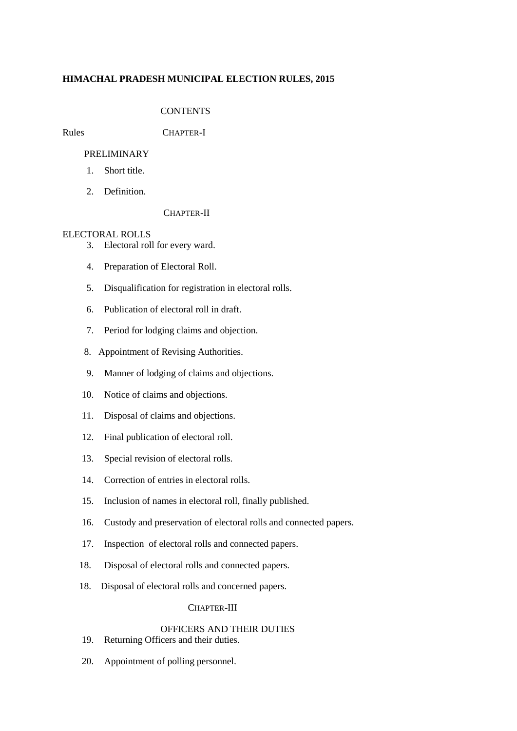**HIMACHAL PRADESH MUNICIPAL ELECTION RULES, 2015**

CONTENTS

Rules CHAPTER-I

PRELIMINARY

1. Short title.
2. Definition.

CHAPTER-II

ELECTORAL ROLLS

3. Electoral roll for every ward.
4. Preparation of Electoral Roll.
5. Disqualification for registration in electoral rolls.
6. Publication of electoral roll in draft.
7. Period for lodging claims and objection.
8. Appointment of Revising Authorities.
9. Manner of lodging of claims and objections.
10. Notice of claims and objections.
11. Disposal of claims and objections.
12. Final publication of electoral roll.
13. Special revision of electoral rolls.
14. Correction of entries in electoral rolls.
15. Inclusion of names in electoral roll, finally published.
16. Custody and preservation of electoral rolls and connected papers.
17. Inspection of electoral rolls and connected papers.

18. Disposal of electoral rolls and connected papers.

18. Disposal of electoral rolls and concerned papers.

CHAPTER-III

OFFICERS AND THEIR DUTIES

19. Returning Officers and their duties.
20. Appointment of polling personnel.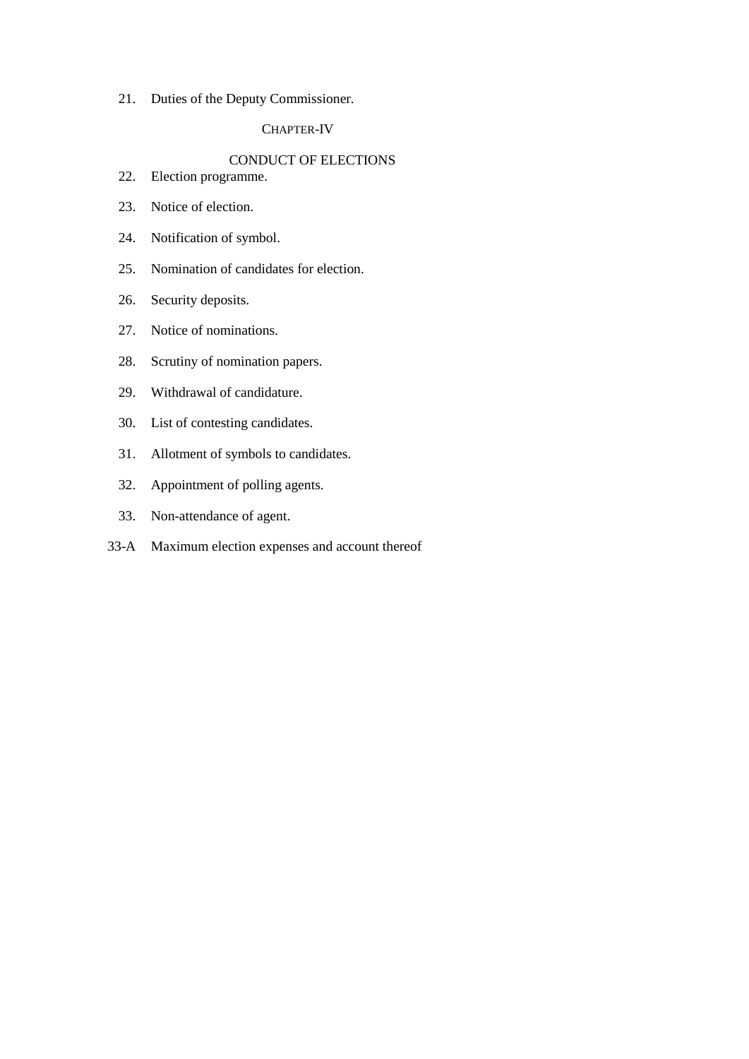21. Duties of the Deputy Commissioner.

## CHAPTER-IV

## CONDUCT OF ELECTIONS

22. Election programme.

23. Notice of election.

24. Notification of symbol.

25. Nomination of candidates for election.

26. Security deposits.

27. Notice of nominations.

28. Scrutiny of nomination papers.

29. Withdrawal of candidature.

30. List of contesting candidates.

31. Allotment of symbols to candidates.

32. Appointment of polling agents.

33. Non-attendance of agent.

33-A Maximum election expenses and account thereof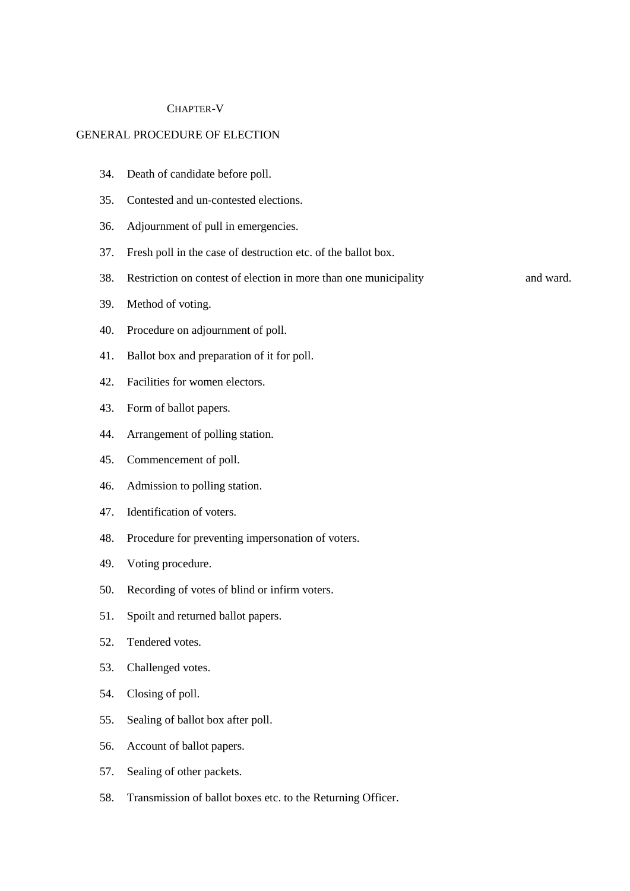CHAPTER-V

## GENERAL PROCEDURE OF ELECTION

34. Death of candidate before poll.
35. Contested and un-contested elections.
36. Adjournment of pull in emergencies.
37. Fresh poll in the case of destruction etc. of the ballot box.
38. Restriction on contest of election in more than one municipality and ward.
39. Method of voting.
40. Procedure on adjournment of poll.
41. Ballot box and preparation of it for poll.
42. Facilities for women electors.
43. Form of ballot papers.
44. Arrangement of polling station.
45. Commencement of poll.
46. Admission to polling station.
47. Identification of voters.
48. Procedure for preventing impersonation of voters.
49. Voting procedure.
50. Recording of votes of blind or infirm voters.
51. Spoilt and returned ballot papers.
52. Tendered votes.
53. Challenged votes.
54. Closing of poll.
55. Sealing of ballot box after poll.
56. Account of ballot papers.
57. Sealing of other packets.
58. Transmission of ballot boxes etc. to the Returning Officer.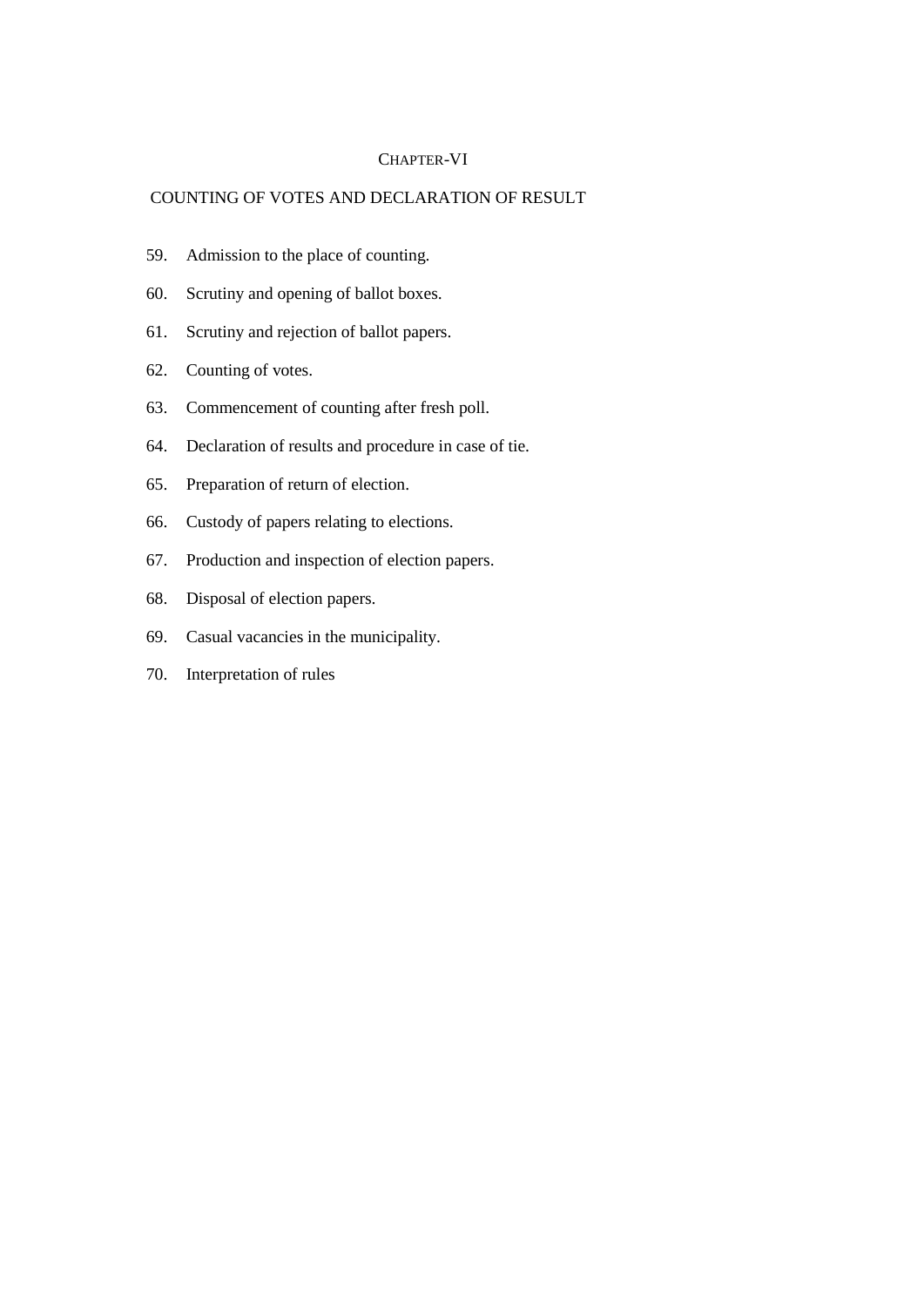## CHAPTER-VI

## COUNTING OF VOTES AND DECLARATION OF RESULT

59. Admission to the place of counting.
60. Scrutiny and opening of ballot boxes.
61. Scrutiny and rejection of ballot papers.
62. Counting of votes.
63. Commencement of counting after fresh poll.
64. Declaration of results and procedure in case of tie.
65. Preparation of return of election.
66. Custody of papers relating to elections.
67. Production and inspection of election papers.
68. Disposal of election papers.
69. Casual vacancies in the municipality.
70. Interpretation of rules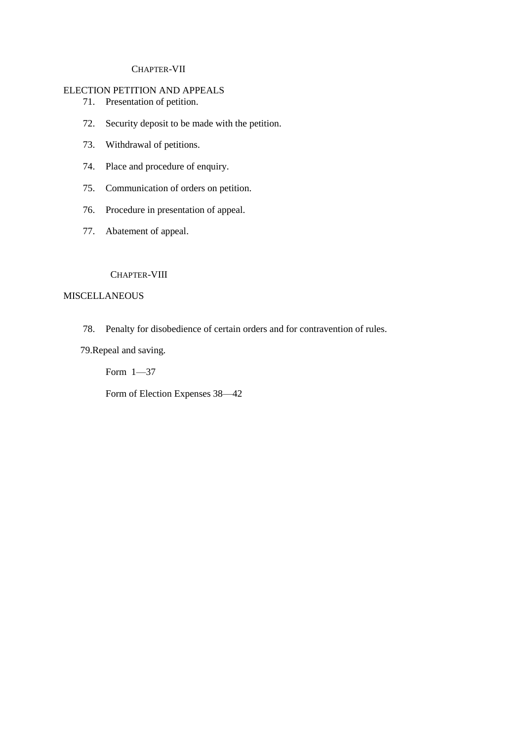CHAPTER-VII

ELECTION PETITION AND APPEALS

71. Presentation of petition.

72. Security deposit to be made with the petition.

73. Withdrawal of petitions.

74. Place and procedure of enquiry.

75. Communication of orders on petition.

76. Procedure in presentation of appeal.

77. Abatement of appeal.

CHAPTER-VIII

MISCELLANEOUS

78. Penalty for disobedience of certain orders and for contravention of rules.

79. Repeal and saving.

Form 1—37

Form of Election Expenses 38—42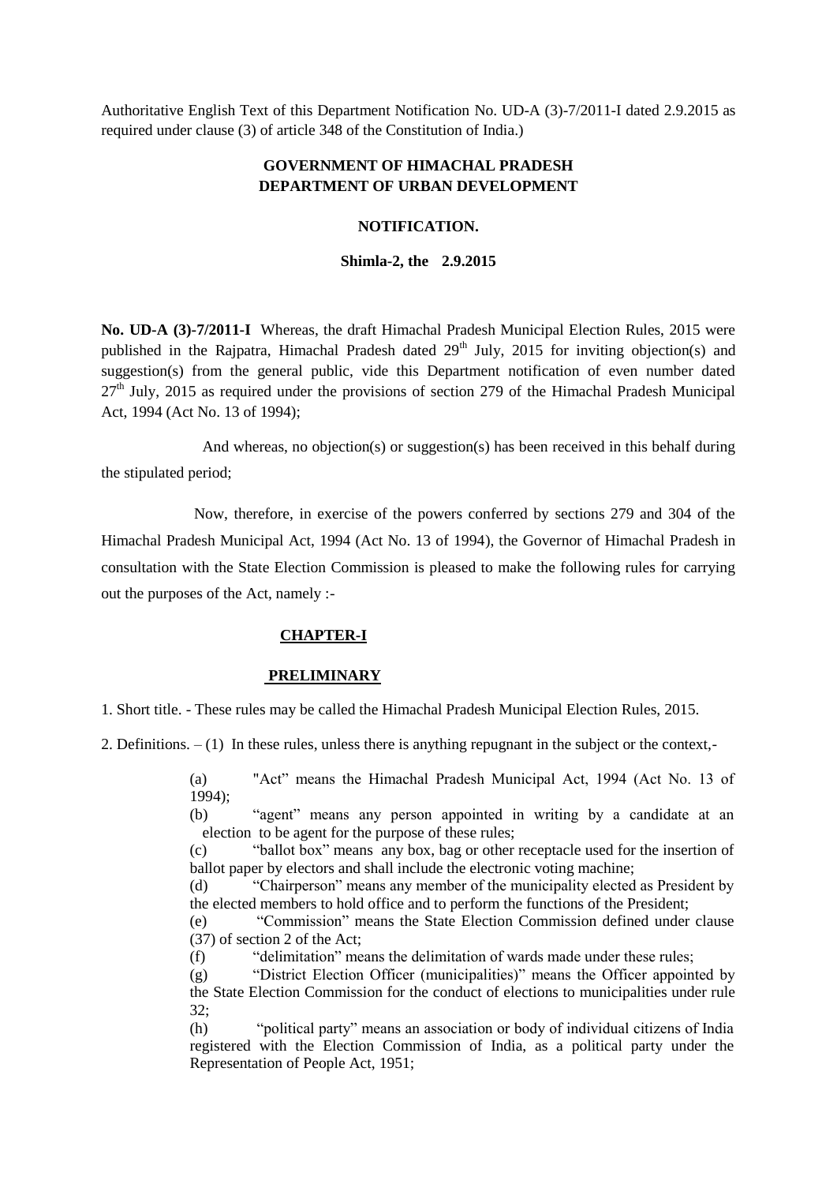Authoritative English Text of this Department Notification No. UD-A (3)-7/2011-I dated 2.9.2015 as required under clause (3) of article 348 of the Constitution of India.)

**GOVERNMENT OF HIMACHAL PRADESH**
**DEPARTMENT OF URBAN DEVELOPMENT**

**NOTIFICATION.**

**Shimla-2, the 2.9.2015**

**No. UD-A (3)-7/2011-I** Whereas, the draft Himachal Pradesh Municipal Election Rules, 2015 were published in the Rajpatra, Himachal Pradesh dated 29th July, 2015 for inviting objection(s) and suggestion(s) from the general public, vide this Department notification of even number dated 27th July, 2015 as required under the provisions of section 279 of the Himachal Pradesh Municipal Act, 1994 (Act No. 13 of 1994);

And whereas, no objection(s) or suggestion(s) has been received in this behalf during the stipulated period;

Now, therefore, in exercise of the powers conferred by sections 279 and 304 of the Himachal Pradesh Municipal Act, 1994 (Act No. 13 of 1994), the Governor of Himachal Pradesh in consultation with the State Election Commission is pleased to make the following rules for carrying out the purposes of the Act, namely :-

## CHAPTER-I

## PRELIMINARY

1. Short title. - These rules may be called the Himachal Pradesh Municipal Election Rules, 2015.

2. Definitions. – (1) In these rules, unless there is anything repugnant in the subject or the context,-

(a) "Act" means the Himachal Pradesh Municipal Act, 1994 (Act No. 13 of 1994);

(b) "agent" means any person appointed in writing by a candidate at an election to be agent for the purpose of these rules;

(c) "ballot box" means any box, bag or other receptacle used for the insertion of ballot paper by electors and shall include the electronic voting machine;

(d) "Chairperson" means any member of the municipality elected as President by the elected members to hold office and to perform the functions of the President;

(e) "Commission" means the State Election Commission defined under clause (37) of section 2 of the Act;

(f) "delimitation" means the delimitation of wards made under these rules;

(g) "District Election Officer (municipalities)" means the Officer appointed by the State Election Commission for the conduct of elections to municipalities under rule 32;

(h) "political party" means an association or body of individual citizens of India registered with the Election Commission of India, as a political party under the Representation of People Act, 1951;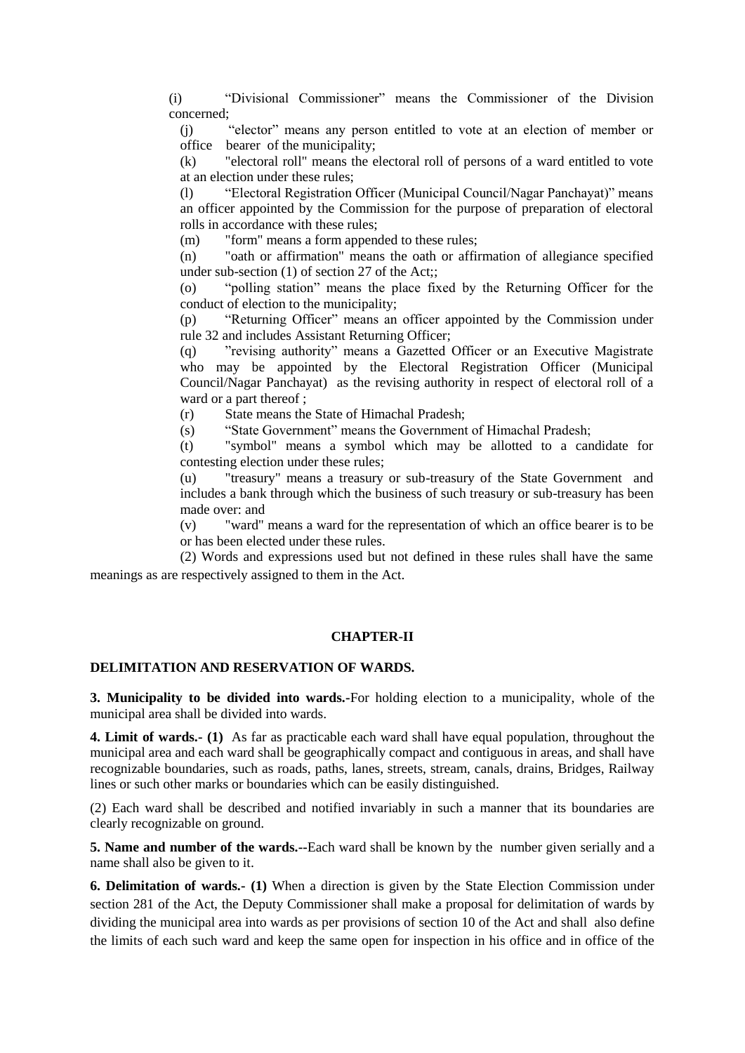(i) "Divisional Commissioner" means the Commissioner of the Division concerned;

(j) "elector" means any person entitled to vote at an election of member or office bearer of the municipality;

(k) "electoral roll" means the electoral roll of persons of a ward entitled to vote at an election under these rules;

(l) "Electoral Registration Officer (Municipal Council/Nagar Panchayat)" means an officer appointed by the Commission for the purpose of preparation of electoral rolls in accordance with these rules;

(m) "form" means a form appended to these rules;

(n) "oath or affirmation" means the oath or affirmation of allegiance specified under sub-section (1) of section 27 of the Act;;

(o) "polling station" means the place fixed by the Returning Officer for the conduct of election to the municipality;

(p) "Returning Officer" means an officer appointed by the Commission under rule 32 and includes Assistant Returning Officer;

(q) "revising authority" means a Gazetted Officer or an Executive Magistrate who may be appointed by the Electoral Registration Officer (Municipal Council/Nagar Panchayat) as the revising authority in respect of electoral roll of a ward or a part thereof ;

(r) State means the State of Himachal Pradesh;

(s) "State Government" means the Government of Himachal Pradesh;

(t) "symbol" means a symbol which may be allotted to a candidate for contesting election under these rules;

(u) "treasury" means a treasury or sub-treasury of the State Government and includes a bank through which the business of such treasury or sub-treasury has been made over: and

(v) "ward" means a ward for the representation of which an office bearer is to be or has been elected under these rules.

(2) Words and expressions used but not defined in these rules shall have the same meanings as are respectively assigned to them in the Act.

## CHAPTER-II

### DELIMITATION AND RESERVATION OF WARDS.

**3. Municipality to be divided into wards.-**For holding election to a municipality, whole of the municipal area shall be divided into wards.

**4. Limit of wards.- (1)** As far as practicable each ward shall have equal population, throughout the municipal area and each ward shall be geographically compact and contiguous in areas, and shall have recognizable boundaries, such as roads, paths, lanes, streets, stream, canals, drains, Bridges, Railway lines or such other marks or boundaries which can be easily distinguished.

(2) Each ward shall be described and notified invariably in such a manner that its boundaries are clearly recognizable on ground.

**5. Name and number of the wards.--**Each ward shall be known by the number given serially and a name shall also be given to it.

**6. Delimitation of wards.- (1)** When a direction is given by the State Election Commission under section 281 of the Act, the Deputy Commissioner shall make a proposal for delimitation of wards by dividing the municipal area into wards as per provisions of section 10 of the Act and shall also define the limits of each such ward and keep the same open for inspection in his office and in office of the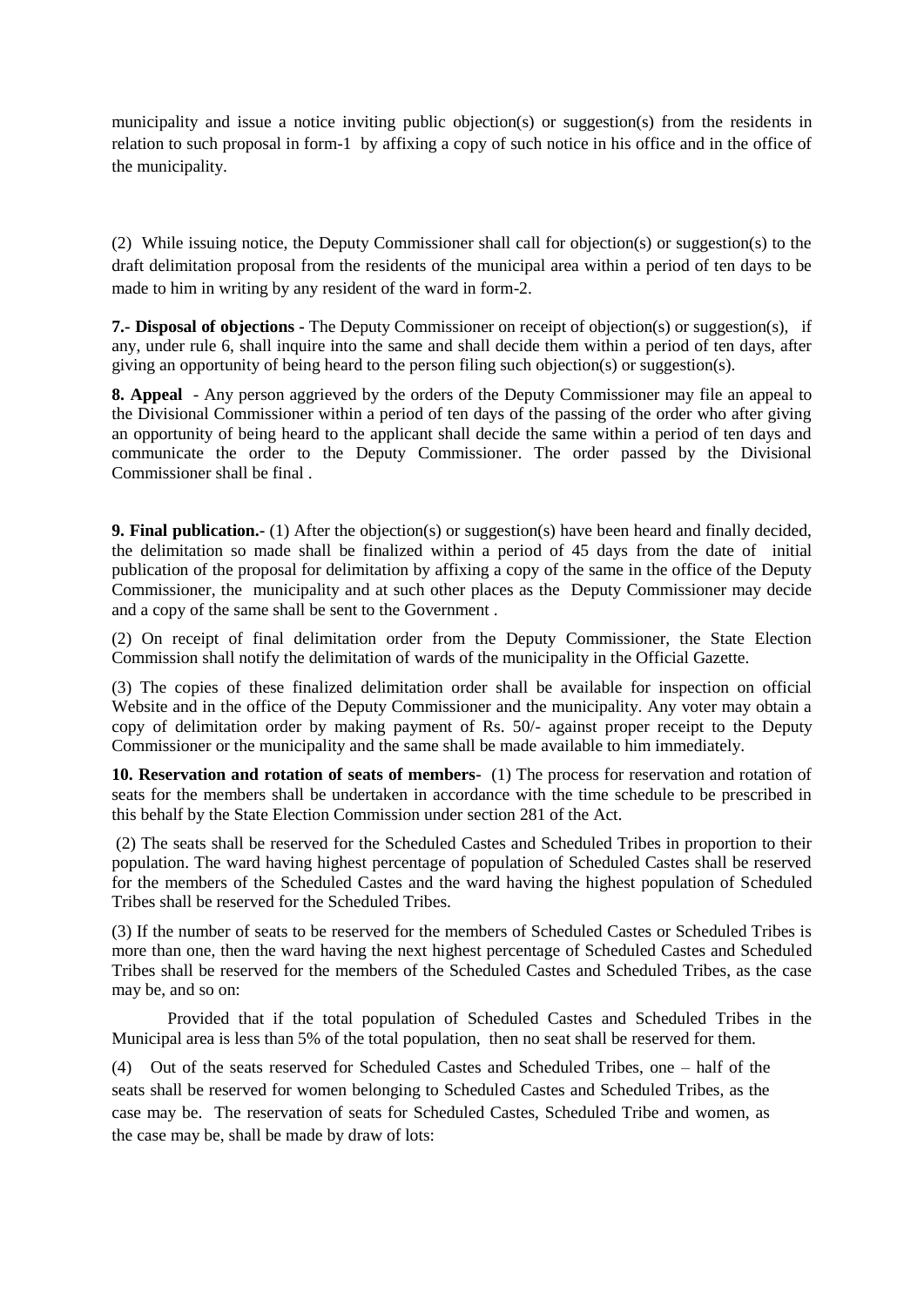municipality and issue a notice inviting public objection(s) or suggestion(s) from the residents in relation to such proposal in form-1 by affixing a copy of such notice in his office and in the office of the municipality.

(2) While issuing notice, the Deputy Commissioner shall call for objection(s) or suggestion(s) to the draft delimitation proposal from the residents of the municipal area within a period of ten days to be made to him in writing by any resident of the ward in form-2.

**7.- Disposal of objections -** The Deputy Commissioner on receipt of objection(s) or suggestion(s), if any, under rule 6, shall inquire into the same and shall decide them within a period of ten days, after giving an opportunity of being heard to the person filing such objection(s) or suggestion(s).

**8. Appeal** - Any person aggrieved by the orders of the Deputy Commissioner may file an appeal to the Divisional Commissioner within a period of ten days of the passing of the order who after giving an opportunity of being heard to the applicant shall decide the same within a period of ten days and communicate the order to the Deputy Commissioner. The order passed by the Divisional Commissioner shall be final .

**9. Final publication.-** (1) After the objection(s) or suggestion(s) have been heard and finally decided, the delimitation so made shall be finalized within a period of 45 days from the date of initial publication of the proposal for delimitation by affixing a copy of the same in the office of the Deputy Commissioner, the municipality and at such other places as the Deputy Commissioner may decide and a copy of the same shall be sent to the Government .

(2) On receipt of final delimitation order from the Deputy Commissioner, the State Election Commission shall notify the delimitation of wards of the municipality in the Official Gazette.

(3) The copies of these finalized delimitation order shall be available for inspection on official Website and in the office of the Deputy Commissioner and the municipality. Any voter may obtain a copy of delimitation order by making payment of Rs. 50/- against proper receipt to the Deputy Commissioner or the municipality and the same shall be made available to him immediately.

**10. Reservation and rotation of seats of members-** (1) The process for reservation and rotation of seats for the members shall be undertaken in accordance with the time schedule to be prescribed in this behalf by the State Election Commission under section 281 of the Act.

(2) The seats shall be reserved for the Scheduled Castes and Scheduled Tribes in proportion to their population. The ward having highest percentage of population of Scheduled Castes shall be reserved for the members of the Scheduled Castes and the ward having the highest population of Scheduled Tribes shall be reserved for the Scheduled Tribes.

(3) If the number of seats to be reserved for the members of Scheduled Castes or Scheduled Tribes is more than one, then the ward having the next highest percentage of Scheduled Castes and Scheduled Tribes shall be reserved for the members of the Scheduled Castes and Scheduled Tribes, as the case may be, and so on:

Provided that if the total population of Scheduled Castes and Scheduled Tribes in the Municipal area is less than 5% of the total population, then no seat shall be reserved for them.

(4) Out of the seats reserved for Scheduled Castes and Scheduled Tribes, one – half of the seats shall be reserved for women belonging to Scheduled Castes and Scheduled Tribes, as the case may be. The reservation of seats for Scheduled Castes, Scheduled Tribe and women, as the case may be, shall be made by draw of lots: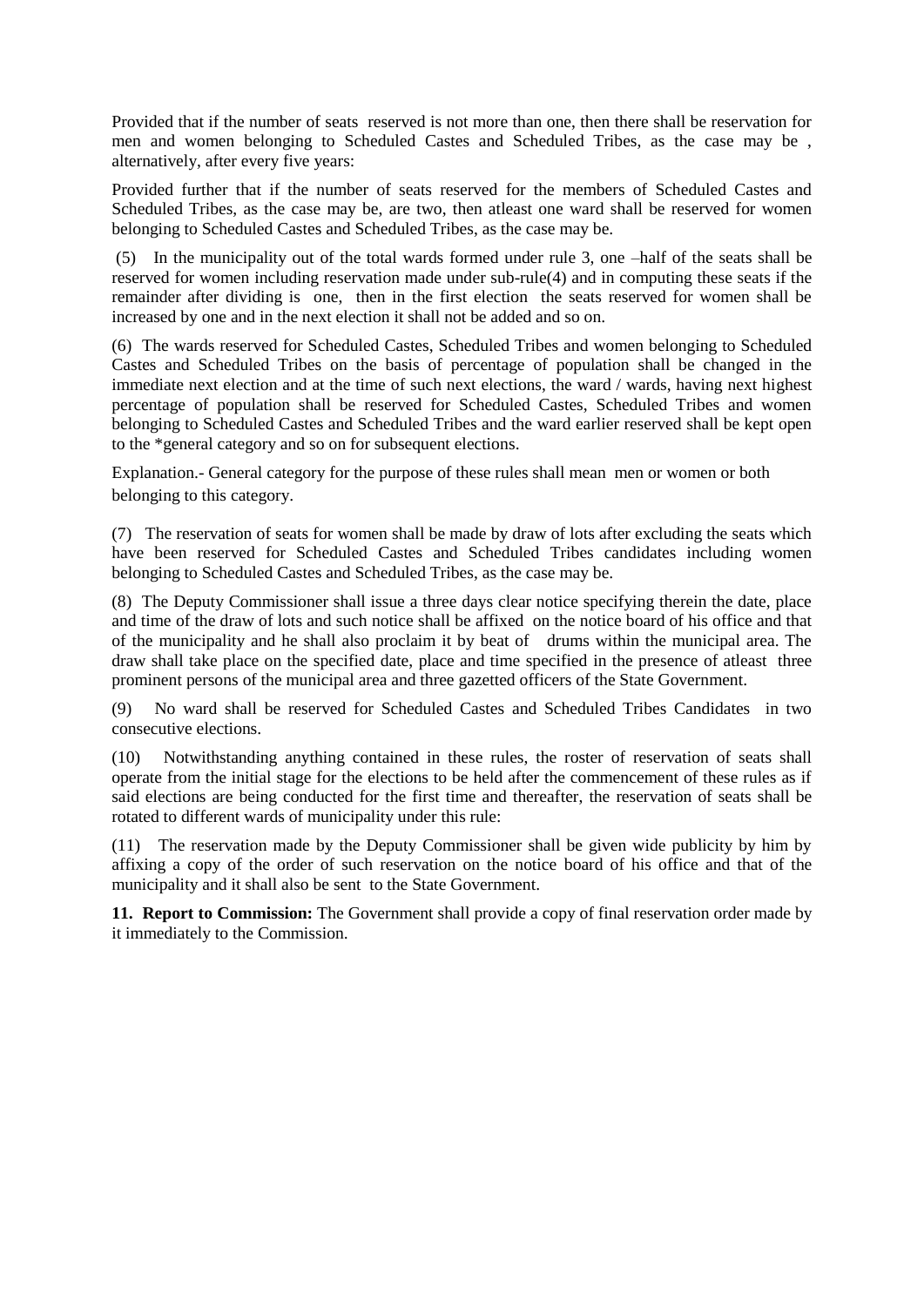Provided that if the number of seats reserved is not more than one, then there shall be reservation for men and women belonging to Scheduled Castes and Scheduled Tribes, as the case may be , alternatively, after every five years:

Provided further that if the number of seats reserved for the members of Scheduled Castes and Scheduled Tribes, as the case may be, are two, then atleast one ward shall be reserved for women belonging to Scheduled Castes and Scheduled Tribes, as the case may be.

(5) In the municipality out of the total wards formed under rule 3, one –half of the seats shall be reserved for women including reservation made under sub-rule(4) and in computing these seats if the remainder after dividing is one, then in the first election the seats reserved for women shall be increased by one and in the next election it shall not be added and so on.

(6) The wards reserved for Scheduled Castes, Scheduled Tribes and women belonging to Scheduled Castes and Scheduled Tribes on the basis of percentage of population shall be changed in the immediate next election and at the time of such next elections, the ward / wards, having next highest percentage of population shall be reserved for Scheduled Castes, Scheduled Tribes and women belonging to Scheduled Castes and Scheduled Tribes and the ward earlier reserved shall be kept open to the *general category and so on for subsequent elections.

Explanation.- General category for the purpose of these rules shall mean men or women or both belonging to this category.

(7) The reservation of seats for women shall be made by draw of lots after excluding the seats which have been reserved for Scheduled Castes and Scheduled Tribes candidates including women belonging to Scheduled Castes and Scheduled Tribes, as the case may be.

(8) The Deputy Commissioner shall issue a three days clear notice specifying therein the date, place and time of the draw of lots and such notice shall be affixed on the notice board of his office and that of the municipality and he shall also proclaim it by beat of drums within the municipal area. The draw shall take place on the specified date, place and time specified in the presence of atleast three prominent persons of the municipal area and three gazetted officers of the State Government.

(9) No ward shall be reserved for Scheduled Castes and Scheduled Tribes Candidates in two consecutive elections.

(10) Notwithstanding anything contained in these rules, the roster of reservation of seats shall operate from the initial stage for the elections to be held after the commencement of these rules as if said elections are being conducted for the first time and thereafter, the reservation of seats shall be rotated to different wards of municipality under this rule:

(11) The reservation made by the Deputy Commissioner shall be given wide publicity by him by affixing a copy of the order of such reservation on the notice board of his office and that of the municipality and it shall also be sent to the State Government.

**11. Report to Commission:** The Government shall provide a copy of final reservation order made by it immediately to the Commission.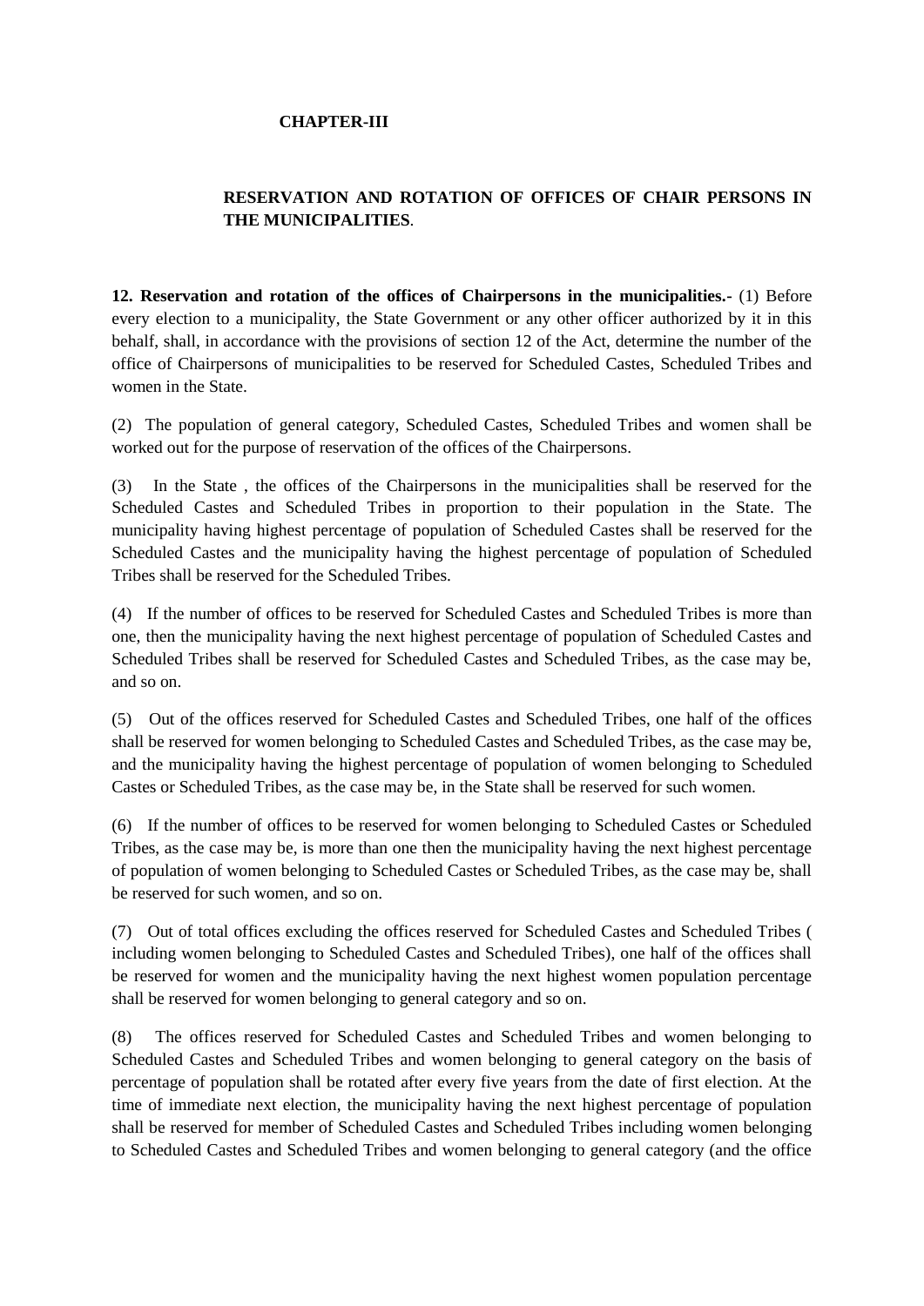## CHAPTER-III

### RESERVATION AND ROTATION OF OFFICES OF CHAIR PERSONS IN THE MUNICIPALITIES.

**12. Reservation and rotation of the offices of Chairpersons in the municipalities.-** (1) Before every election to a municipality, the State Government or any other officer authorized by it in this behalf, shall, in accordance with the provisions of section 12 of the Act, determine the number of the office of Chairpersons of municipalities to be reserved for Scheduled Castes, Scheduled Tribes and women in the State.

(2) The population of general category, Scheduled Castes, Scheduled Tribes and women shall be worked out for the purpose of reservation of the offices of the Chairpersons.

(3) In the State , the offices of the Chairpersons in the municipalities shall be reserved for the Scheduled Castes and Scheduled Tribes in proportion to their population in the State. The municipality having highest percentage of population of Scheduled Castes shall be reserved for the Scheduled Castes and the municipality having the highest percentage of population of Scheduled Tribes shall be reserved for the Scheduled Tribes.

(4) If the number of offices to be reserved for Scheduled Castes and Scheduled Tribes is more than one, then the municipality having the next highest percentage of population of Scheduled Castes and Scheduled Tribes shall be reserved for Scheduled Castes and Scheduled Tribes, as the case may be, and so on.

(5) Out of the offices reserved for Scheduled Castes and Scheduled Tribes, one half of the offices shall be reserved for women belonging to Scheduled Castes and Scheduled Tribes, as the case may be, and the municipality having the highest percentage of population of women belonging to Scheduled Castes or Scheduled Tribes, as the case may be, in the State shall be reserved for such women.

(6) If the number of offices to be reserved for women belonging to Scheduled Castes or Scheduled Tribes, as the case may be, is more than one then the municipality having the next highest percentage of population of women belonging to Scheduled Castes or Scheduled Tribes, as the case may be, shall be reserved for such women, and so on.

(7) Out of total offices excluding the offices reserved for Scheduled Castes and Scheduled Tribes ( including women belonging to Scheduled Castes and Scheduled Tribes), one half of the offices shall be reserved for women and the municipality having the next highest women population percentage shall be reserved for women belonging to general category and so on.

(8) The offices reserved for Scheduled Castes and Scheduled Tribes and women belonging to Scheduled Castes and Scheduled Tribes and women belonging to general category on the basis of percentage of population shall be rotated after every five years from the date of first election. At the time of immediate next election, the municipality having the next highest percentage of population shall be reserved for member of Scheduled Castes and Scheduled Tribes including women belonging to Scheduled Castes and Scheduled Tribes and women belonging to general category (and the office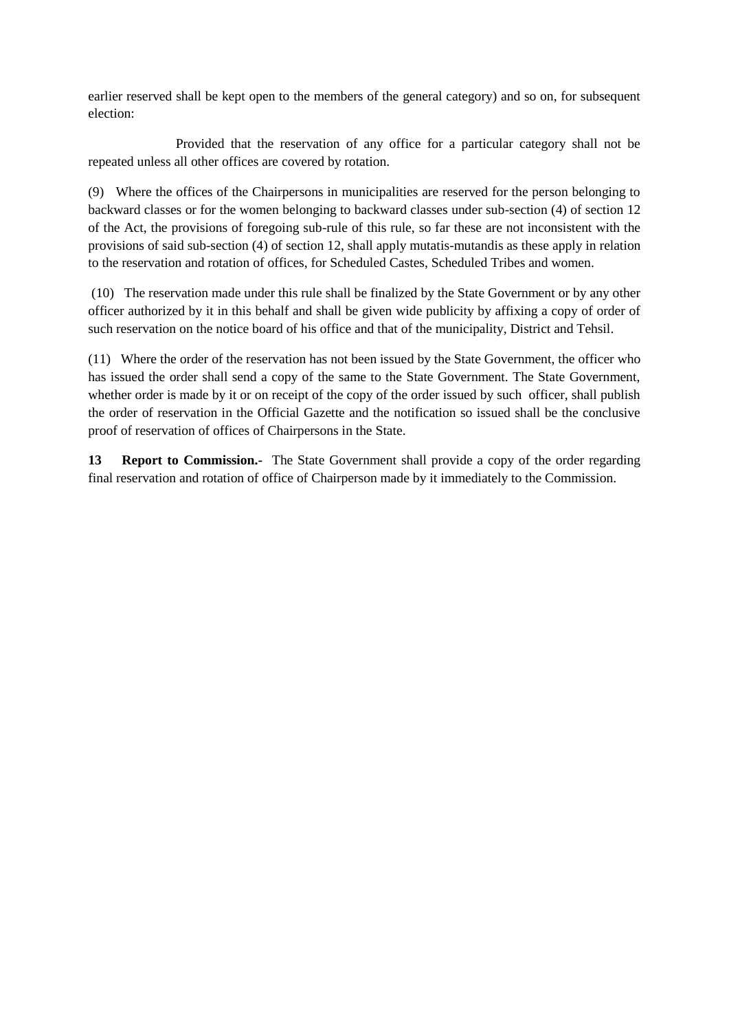earlier reserved shall be kept open to the members of the general category) and so on, for subsequent election:

Provided that the reservation of any office for a particular category shall not be repeated unless all other offices are covered by rotation.

(9) Where the offices of the Chairpersons in municipalities are reserved for the person belonging to backward classes or for the women belonging to backward classes under sub-section (4) of section 12 of the Act, the provisions of foregoing sub-rule of this rule, so far these are not inconsistent with the provisions of said sub-section (4) of section 12, shall apply mutatis-mutandis as these apply in relation to the reservation and rotation of offices, for Scheduled Castes, Scheduled Tribes and women.

(10) The reservation made under this rule shall be finalized by the State Government or by any other officer authorized by it in this behalf and shall be given wide publicity by affixing a copy of order of such reservation on the notice board of his office and that of the municipality, District and Tehsil.

(11) Where the order of the reservation has not been issued by the State Government, the officer who has issued the order shall send a copy of the same to the State Government. The State Government, whether order is made by it or on receipt of the copy of the order issued by such officer, shall publish the order of reservation in the Official Gazette and the notification so issued shall be the conclusive proof of reservation of offices of Chairpersons in the State.

**13 Report to Commission.-** The State Government shall provide a copy of the order regarding final reservation and rotation of office of Chairperson made by it immediately to the Commission.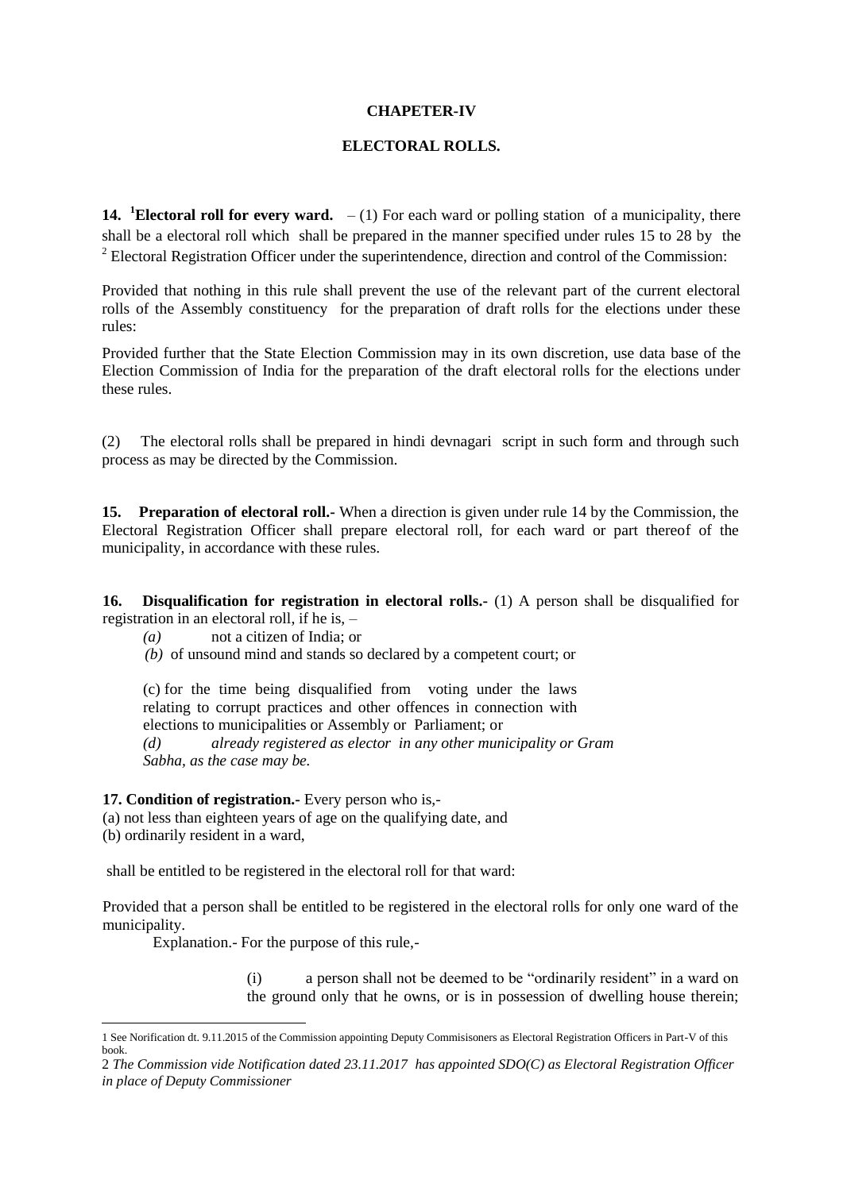**CHAPETER-IV**

**ELECTORAL ROLLS.**

**14. [1]Electoral roll for every ward.** – (1) For each ward or polling station of a municipality, there shall be a electoral roll which shall be prepared in the manner specified under rules 15 to 28 by the [2] Electoral Registration Officer under the superintendence, direction and control of the Commission:

Provided that nothing in this rule shall prevent the use of the relevant part of the current electoral rolls of the Assembly constituency for the preparation of draft rolls for the elections under these rules:

Provided further that the State Election Commission may in its own discretion, use data base of the Election Commission of India for the preparation of the draft electoral rolls for the elections under these rules.

(2) The electoral rolls shall be prepared in hindi devnagari script in such form and through such process as may be directed by the Commission.

**15. Preparation of electoral roll.**- When a direction is given under rule 14 by the Commission, the Electoral Registration Officer shall prepare electoral roll, for each ward or part thereof of the municipality, in accordance with these rules.

**16. Disqualification for registration in electoral rolls.**- (1) A person shall be disqualified for registration in an electoral roll, if he is, –

*(a)* not a citizen of India; or

*(b)* of unsound mind and stands so declared by a competent court; or

(c) for the time being disqualified from voting under the laws relating to corrupt practices and other offences in connection with elections to municipalities or Assembly or Parliament; or

*(d) already registered as elector in any other municipality or Gram Sabha, as the case may be.*

**17. Condition of registration.**- Every person who is,-

(a) not less than eighteen years of age on the qualifying date, and

(b) ordinarily resident in a ward,

shall be entitled to be registered in the electoral roll for that ward:

Provided that a person shall be entitled to be registered in the electoral rolls for only one ward of the municipality.

Explanation.- For the purpose of this rule,-

(i) a person shall not be deemed to be "ordinarily resident" in a ward on the ground only that he owns, or is in possession of dwelling house therein;

---

1 See Norification dt. 9.11.2015 of the Commission appointing Deputy Commisisoners as Electoral Registration Officers in Part-V of this book.

2 *The Commission vide Notification dated 23.11.2017 has appointed SDO(C) as Electoral Registration Officer in place of Deputy Commissioner*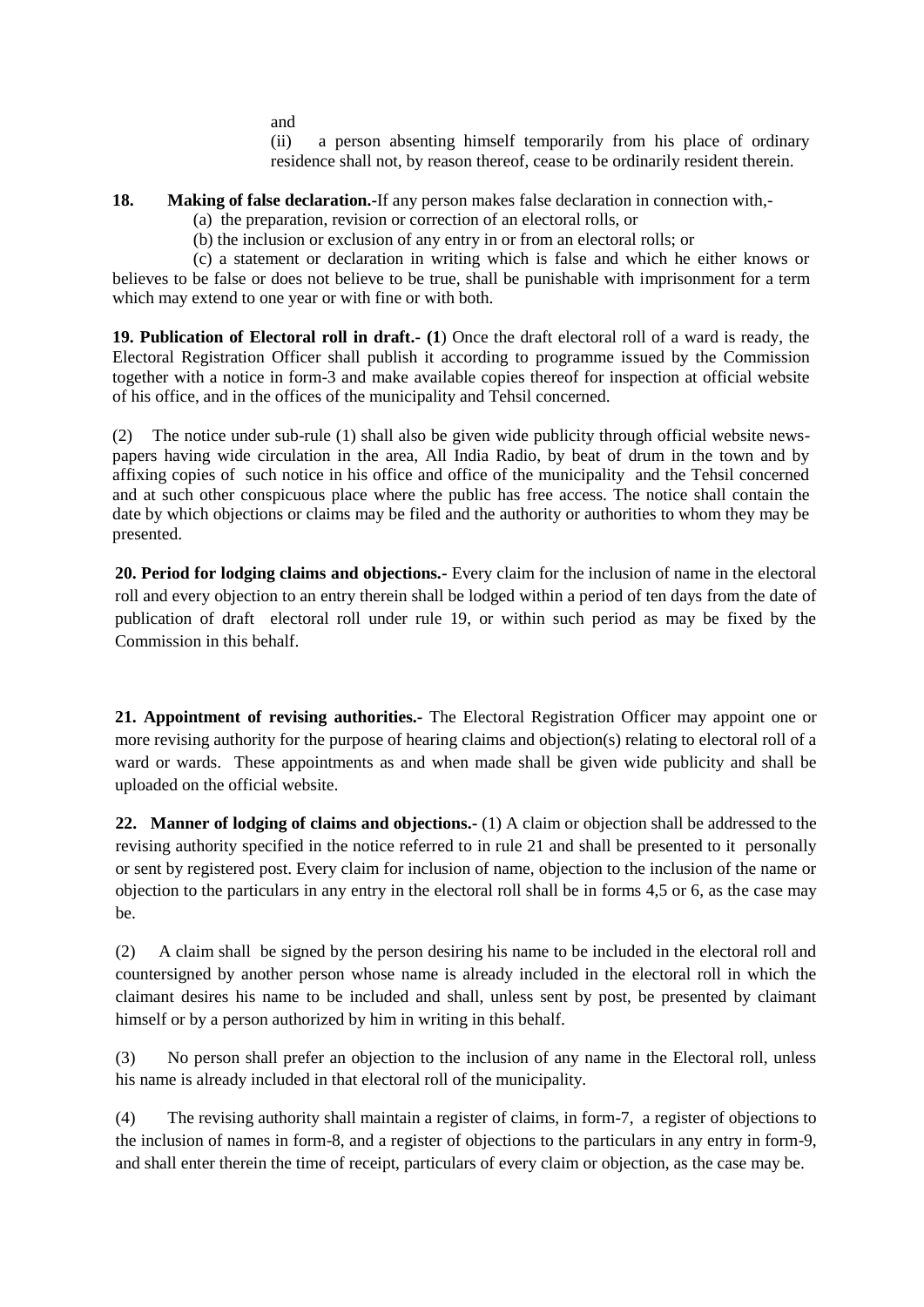and

(ii) a person absenting himself temporarily from his place of ordinary residence shall not, by reason thereof, cease to be ordinarily resident therein.

**18. Making of false declaration.-**If any person makes false declaration in connection with,-

(a) the preparation, revision or correction of an electoral rolls, or

(b) the inclusion or exclusion of any entry in or from an electoral rolls; or

(c) a statement or declaration in writing which is false and which he either knows or believes to be false or does not believe to be true, shall be punishable with imprisonment for a term which may extend to one year or with fine or with both.

**19. Publication of Electoral roll in draft.- (1**) Once the draft electoral roll of a ward is ready, the Electoral Registration Officer shall publish it according to programme issued by the Commission together with a notice in form-3 and make available copies thereof for inspection at official website of his office, and in the offices of the municipality and Tehsil concerned.

(2) The notice under sub-rule (1) shall also be given wide publicity through official website news-papers having wide circulation in the area, All India Radio, by beat of drum in the town and by affixing copies of such notice in his office and office of the municipality and the Tehsil concerned and at such other conspicuous place where the public has free access. The notice shall contain the date by which objections or claims may be filed and the authority or authorities to whom they may be presented.

**20. Period for lodging claims and objections.-** Every claim for the inclusion of name in the electoral roll and every objection to an entry therein shall be lodged within a period of ten days from the date of publication of draft electoral roll under rule 19, or within such period as may be fixed by the Commission in this behalf.

**21. Appointment of revising authorities.-** The Electoral Registration Officer may appoint one or more revising authority for the purpose of hearing claims and objection(s) relating to electoral roll of a ward or wards. These appointments as and when made shall be given wide publicity and shall be uploaded on the official website.

**22. Manner of lodging of claims and objections.-** (1) A claim or objection shall be addressed to the revising authority specified in the notice referred to in rule 21 and shall be presented to it personally or sent by registered post. Every claim for inclusion of name, objection to the inclusion of the name or objection to the particulars in any entry in the electoral roll shall be in forms 4,5 or 6, as the case may be.

(2) A claim shall be signed by the person desiring his name to be included in the electoral roll and countersigned by another person whose name is already included in the electoral roll in which the claimant desires his name to be included and shall, unless sent by post, be presented by claimant himself or by a person authorized by him in writing in this behalf.

(3) No person shall prefer an objection to the inclusion of any name in the Electoral roll, unless his name is already included in that electoral roll of the municipality.

(4) The revising authority shall maintain a register of claims, in form-7, a register of objections to the inclusion of names in form-8, and a register of objections to the particulars in any entry in form-9, and shall enter therein the time of receipt, particulars of every claim or objection, as the case may be.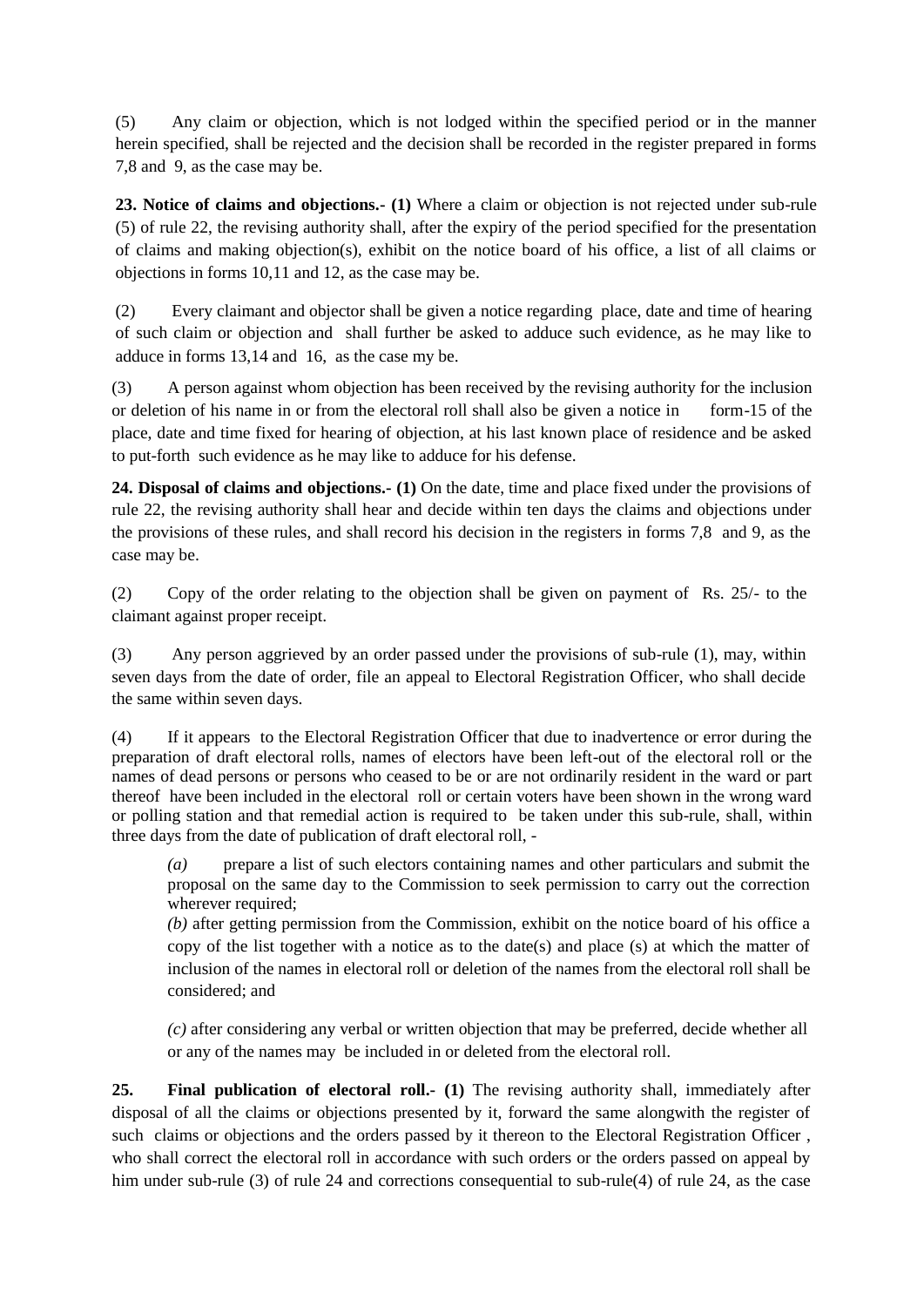(5) Any claim or objection, which is not lodged within the specified period or in the manner herein specified, shall be rejected and the decision shall be recorded in the register prepared in forms 7,8 and 9, as the case may be.

**23. Notice of claims and objections.- (1)** Where a claim or objection is not rejected under sub-rule (5) of rule 22, the revising authority shall, after the expiry of the period specified for the presentation of claims and making objection(s), exhibit on the notice board of his office, a list of all claims or objections in forms 10,11 and 12, as the case may be.

(2) Every claimant and objector shall be given a notice regarding place, date and time of hearing of such claim or objection and shall further be asked to adduce such evidence, as he may like to adduce in forms 13,14 and 16, as the case my be.

(3) A person against whom objection has been received by the revising authority for the inclusion or deletion of his name in or from the electoral roll shall also be given a notice in form-15 of the place, date and time fixed for hearing of objection, at his last known place of residence and be asked to put-forth such evidence as he may like to adduce for his defense.

**24. Disposal of claims and objections.- (1)** On the date, time and place fixed under the provisions of rule 22, the revising authority shall hear and decide within ten days the claims and objections under the provisions of these rules, and shall record his decision in the registers in forms 7,8 and 9, as the case may be.

(2) Copy of the order relating to the objection shall be given on payment of Rs. 25/- to the claimant against proper receipt.

(3) Any person aggrieved by an order passed under the provisions of sub-rule (1), may, within seven days from the date of order, file an appeal to Electoral Registration Officer, who shall decide the same within seven days.

(4) If it appears to the Electoral Registration Officer that due to inadvertence or error during the preparation of draft electoral rolls, names of electors have been left-out of the electoral roll or the names of dead persons or persons who ceased to be or are not ordinarily resident in the ward or part thereof have been included in the electoral roll or certain voters have been shown in the wrong ward or polling station and that remedial action is required to be taken under this sub-rule, shall, within three days from the date of publication of draft electoral roll, -

*(a)* prepare a list of such electors containing names and other particulars and submit the proposal on the same day to the Commission to seek permission to carry out the correction wherever required;

*(b)* after getting permission from the Commission, exhibit on the notice board of his office a copy of the list together with a notice as to the date(s) and place (s) at which the matter of inclusion of the names in electoral roll or deletion of the names from the electoral roll shall be considered; and

*(c)* after considering any verbal or written objection that may be preferred, decide whether all or any of the names may be included in or deleted from the electoral roll.

**25. Final publication of electoral roll.- (1)** The revising authority shall, immediately after disposal of all the claims or objections presented by it, forward the same alongwith the register of such claims or objections and the orders passed by it thereon to the Electoral Registration Officer , who shall correct the electoral roll in accordance with such orders or the orders passed on appeal by him under sub-rule (3) of rule 24 and corrections consequential to sub-rule(4) of rule 24, as the case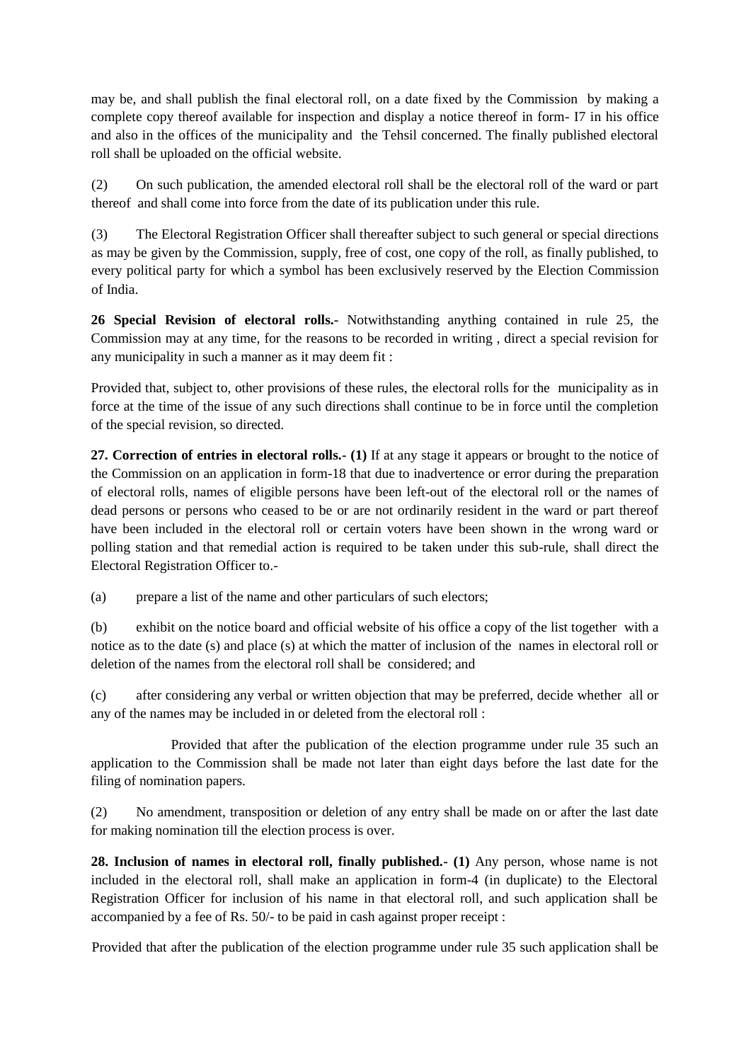may be, and shall publish the final electoral roll, on a date fixed by the Commission by making a complete copy thereof available for inspection and display a notice thereof in form- I7 in his office and also in the offices of the municipality and the Tehsil concerned. The finally published electoral roll shall be uploaded on the official website.

(2) On such publication, the amended electoral roll shall be the electoral roll of the ward or part thereof and shall come into force from the date of its publication under this rule.

(3) The Electoral Registration Officer shall thereafter subject to such general or special directions as may be given by the Commission, supply, free of cost, one copy of the roll, as finally published, to every political party for which a symbol has been exclusively reserved by the Election Commission of India.

**26 Special Revision of electoral rolls.-** Notwithstanding anything contained in rule 25, the Commission may at any time, for the reasons to be recorded in writing , direct a special revision for any municipality in such a manner as it may deem fit :

Provided that, subject to, other provisions of these rules, the electoral rolls for the municipality as in force at the time of the issue of any such directions shall continue to be in force until the completion of the special revision, so directed.

**27. Correction of entries in electoral rolls.- (1)** If at any stage it appears or brought to the notice of the Commission on an application in form-18 that due to inadvertence or error during the preparation of electoral rolls, names of eligible persons have been left-out of the electoral roll or the names of dead persons or persons who ceased to be or are not ordinarily resident in the ward or part thereof have been included in the electoral roll or certain voters have been shown in the wrong ward or polling station and that remedial action is required to be taken under this sub-rule, shall direct the Electoral Registration Officer to.-

(a) prepare a list of the name and other particulars of such electors;

(b) exhibit on the notice board and official website of his office a copy of the list together with a notice as to the date (s) and place (s) at which the matter of inclusion of the names in electoral roll or deletion of the names from the electoral roll shall be considered; and

(c) after considering any verbal or written objection that may be preferred, decide whether all or any of the names may be included in or deleted from the electoral roll :

Provided that after the publication of the election programme under rule 35 such an application to the Commission shall be made not later than eight days before the last date for the filing of nomination papers.

(2) No amendment, transposition or deletion of any entry shall be made on or after the last date for making nomination till the election process is over.

**28. Inclusion of names in electoral roll, finally published.- (1)** Any person, whose name is not included in the electoral roll, shall make an application in form-4 (in duplicate) to the Electoral Registration Officer for inclusion of his name in that electoral roll, and such application shall be accompanied by a fee of Rs. 50/- to be paid in cash against proper receipt :

Provided that after the publication of the election programme under rule 35 such application shall be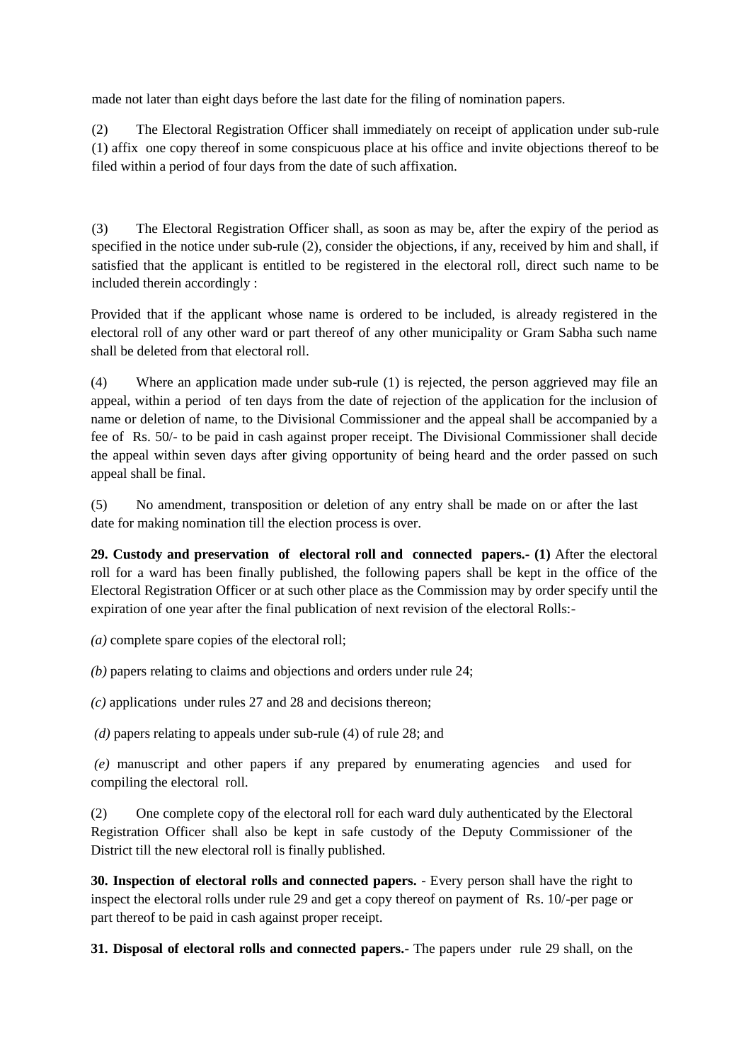made not later than eight days before the last date for the filing of nomination papers.

(2) The Electoral Registration Officer shall immediately on receipt of application under sub-rule (1) affix one copy thereof in some conspicuous place at his office and invite objections thereof to be filed within a period of four days from the date of such affixation.

(3) The Electoral Registration Officer shall, as soon as may be, after the expiry of the period as specified in the notice under sub-rule (2), consider the objections, if any, received by him and shall, if satisfied that the applicant is entitled to be registered in the electoral roll, direct such name to be included therein accordingly :

Provided that if the applicant whose name is ordered to be included, is already registered in the electoral roll of any other ward or part thereof of any other municipality or Gram Sabha such name shall be deleted from that electoral roll.

(4) Where an application made under sub-rule (1) is rejected, the person aggrieved may file an appeal, within a period of ten days from the date of rejection of the application for the inclusion of name or deletion of name, to the Divisional Commissioner and the appeal shall be accompanied by a fee of Rs. 50/- to be paid in cash against proper receipt. The Divisional Commissioner shall decide the appeal within seven days after giving opportunity of being heard and the order passed on such appeal shall be final.

(5) No amendment, transposition or deletion of any entry shall be made on or after the last date for making nomination till the election process is over.

**29. Custody and preservation of electoral roll and connected papers.- (1)** After the electoral roll for a ward has been finally published, the following papers shall be kept in the office of the Electoral Registration Officer or at such other place as the Commission may by order specify until the expiration of one year after the final publication of next revision of the electoral Rolls:-

*(a)* complete spare copies of the electoral roll;

*(b)* papers relating to claims and objections and orders under rule 24;

*(c)* applications under rules 27 and 28 and decisions thereon;

*(d)* papers relating to appeals under sub-rule (4) of rule 28; and

*(e)* manuscript and other papers if any prepared by enumerating agencies and used for compiling the electoral roll.

(2) One complete copy of the electoral roll for each ward duly authenticated by the Electoral Registration Officer shall also be kept in safe custody of the Deputy Commissioner of the District till the new electoral roll is finally published.

**30. Inspection of electoral rolls and connected papers.** - Every person shall have the right to inspect the electoral rolls under rule 29 and get a copy thereof on payment of Rs. 10/-per page or part thereof to be paid in cash against proper receipt.

**31. Disposal of electoral rolls and connected papers.-** The papers under rule 29 shall, on the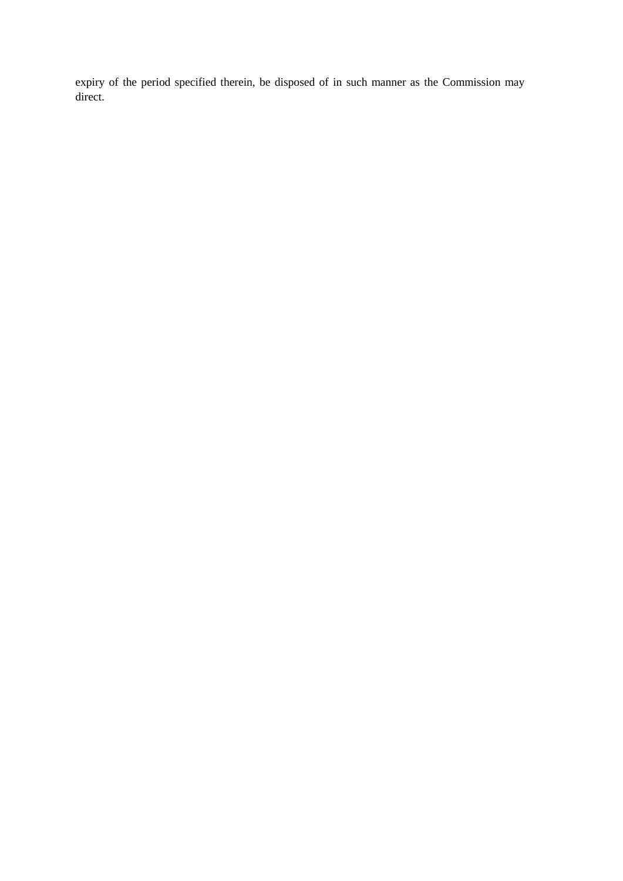expiry of the period specified therein, be disposed of in such manner as the Commission may direct.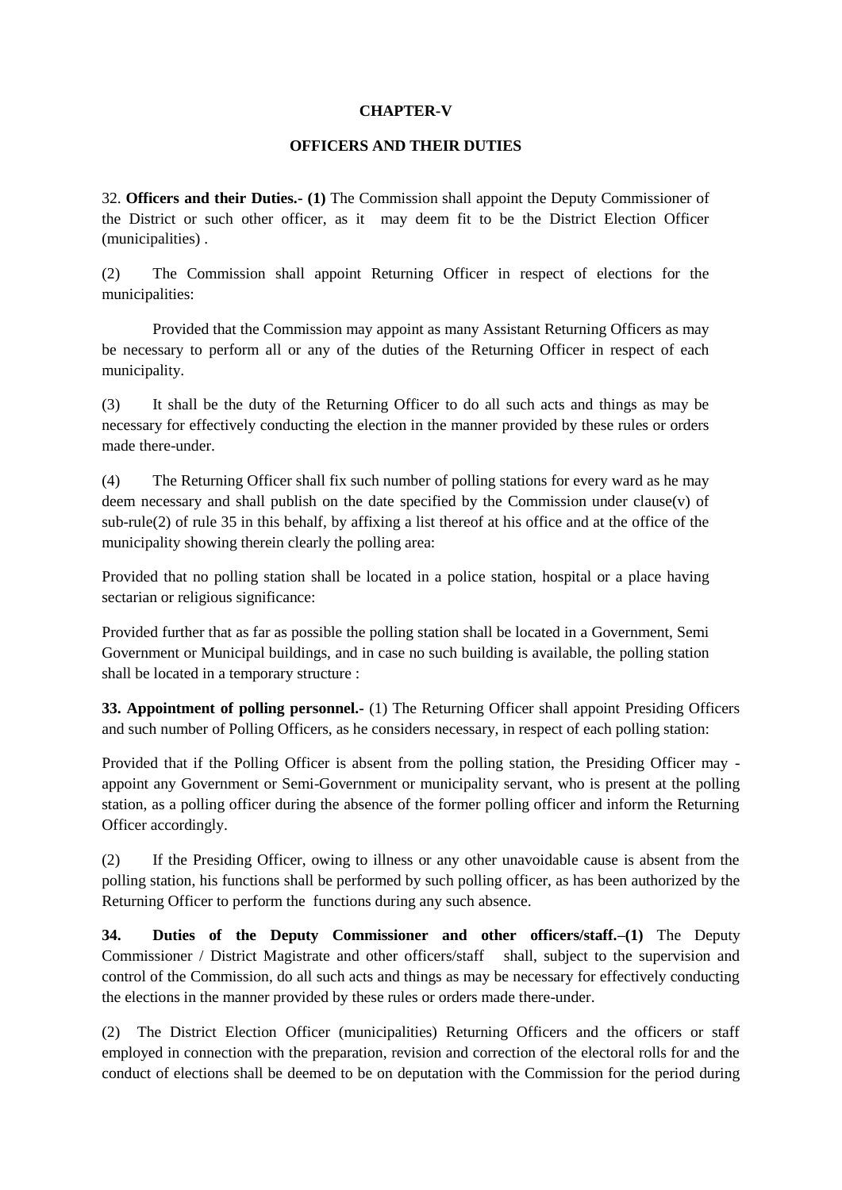## CHAPTER-V

## OFFICERS AND THEIR DUTIES

32. **Officers and their Duties.- (1)** The Commission shall appoint the Deputy Commissioner of the District or such other officer, as it may deem fit to be the District Election Officer (municipalities) .

(2) The Commission shall appoint Returning Officer in respect of elections for the municipalities:

Provided that the Commission may appoint as many Assistant Returning Officers as may be necessary to perform all or any of the duties of the Returning Officer in respect of each municipality.

(3) It shall be the duty of the Returning Officer to do all such acts and things as may be necessary for effectively conducting the election in the manner provided by these rules or orders made there-under.

(4) The Returning Officer shall fix such number of polling stations for every ward as he may deem necessary and shall publish on the date specified by the Commission under clause(v) of sub-rule(2) of rule 35 in this behalf, by affixing a list thereof at his office and at the office of the municipality showing therein clearly the polling area:

Provided that no polling station shall be located in a police station, hospital or a place having sectarian or religious significance:

Provided further that as far as possible the polling station shall be located in a Government, Semi Government or Municipal buildings, and in case no such building is available, the polling station shall be located in a temporary structure :

**33. Appointment of polling personnel.-** (1) The Returning Officer shall appoint Presiding Officers and such number of Polling Officers, as he considers necessary, in respect of each polling station:

Provided that if the Polling Officer is absent from the polling station, the Presiding Officer may - appoint any Government or Semi-Government or municipality servant, who is present at the polling station, as a polling officer during the absence of the former polling officer and inform the Returning Officer accordingly.

(2) If the Presiding Officer, owing to illness or any other unavoidable cause is absent from the polling station, his functions shall be performed by such polling officer, as has been authorized by the Returning Officer to perform the functions during any such absence.

**34. Duties of the Deputy Commissioner and other officers/staff.–(1)** The Deputy Commissioner / District Magistrate and other officers/staff shall, subject to the supervision and control of the Commission, do all such acts and things as may be necessary for effectively conducting the elections in the manner provided by these rules or orders made there-under.

(2) The District Election Officer (municipalities) Returning Officers and the officers or staff employed in connection with the preparation, revision and correction of the electoral rolls for and the conduct of elections shall be deemed to be on deputation with the Commission for the period during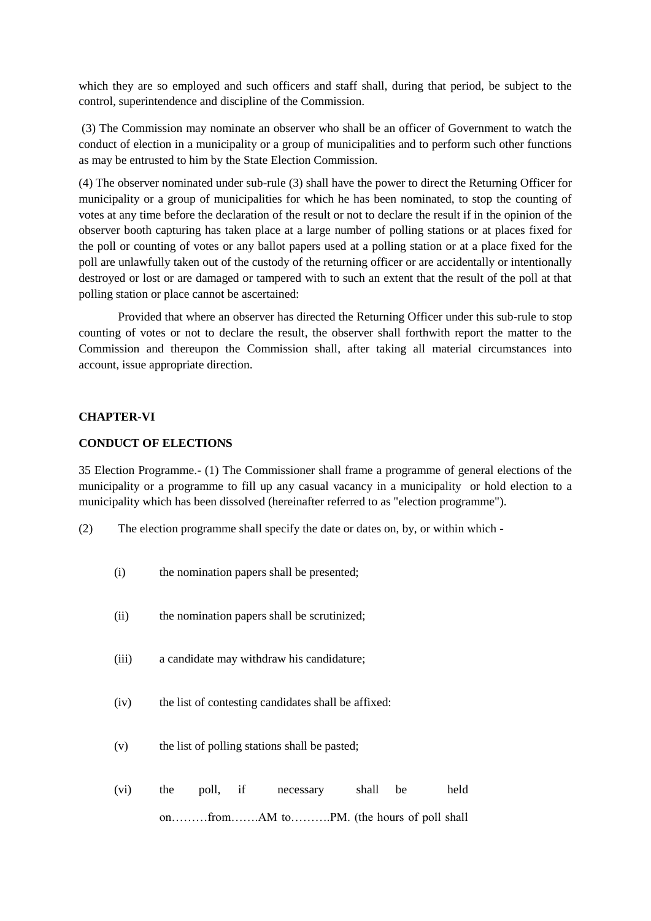which they are so employed and such officers and staff shall, during that period, be subject to the control, superintendence and discipline of the Commission.

(3) The Commission may nominate an observer who shall be an officer of Government to watch the conduct of election in a municipality or a group of municipalities and to perform such other functions as may be entrusted to him by the State Election Commission.

(4) The observer nominated under sub-rule (3) shall have the power to direct the Returning Officer for municipality or a group of municipalities for which he has been nominated, to stop the counting of votes at any time before the declaration of the result or not to declare the result if in the opinion of the observer booth capturing has taken place at a large number of polling stations or at places fixed for the poll or counting of votes or any ballot papers used at a polling station or at a place fixed for the poll are unlawfully taken out of the custody of the returning officer or are accidentally or intentionally destroyed or lost or are damaged or tampered with to such an extent that the result of the poll at that polling station or place cannot be ascertained:

Provided that where an observer has directed the Returning Officer under this sub-rule to stop counting of votes or not to declare the result, the observer shall forthwith report the matter to the Commission and thereupon the Commission shall, after taking all material circumstances into account, issue appropriate direction.

**CHAPTER-VI**

**CONDUCT OF ELECTIONS**

35 Election Programme.- (1) The Commissioner shall frame a programme of general elections of the municipality or a programme to fill up any casual vacancy in a municipality or hold election to a municipality which has been dissolved (hereinafter referred to as "election programme").

(2) The election programme shall specify the date or dates on, by, or within which -

(i) the nomination papers shall be presented;

(ii) the nomination papers shall be scrutinized;

(iii) a candidate may withdraw his candidature;

(iv) the list of contesting candidates shall be affixed:

(v) the list of polling stations shall be pasted;

(vi) the poll, if necessary shall be held on………from…….AM to……….PM. (the hours of poll shall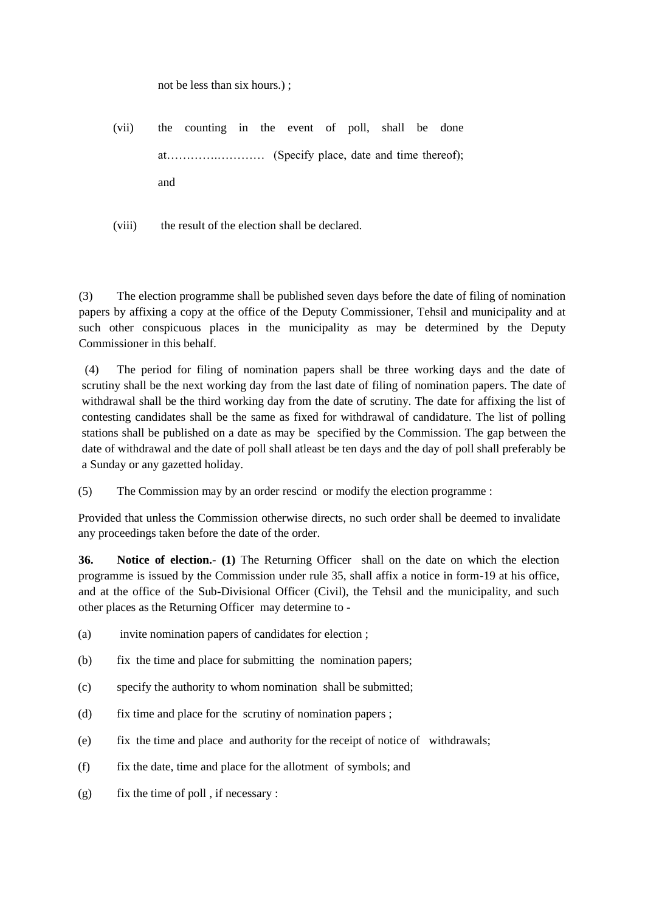not be less than six hours.) ;

(vii) the counting in the event of poll, shall be done at……………………… (Specify place, date and time thereof); and

(viii) the result of the election shall be declared.

(3) The election programme shall be published seven days before the date of filing of nomination papers by affixing a copy at the office of the Deputy Commissioner, Tehsil and municipality and at such other conspicuous places in the municipality as may be determined by the Deputy Commissioner in this behalf.

(4) The period for filing of nomination papers shall be three working days and the date of scrutiny shall be the next working day from the last date of filing of nomination papers. The date of withdrawal shall be the third working day from the date of scrutiny. The date for affixing the list of contesting candidates shall be the same as fixed for withdrawal of candidature. The list of polling stations shall be published on a date as may be specified by the Commission. The gap between the date of withdrawal and the date of poll shall atleast be ten days and the day of poll shall preferably be a Sunday or any gazetted holiday.

(5) The Commission may by an order rescind or modify the election programme :

Provided that unless the Commission otherwise directs, no such order shall be deemed to invalidate any proceedings taken before the date of the order.

**36. Notice of election.- (1)** The Returning Officer shall on the date on which the election programme is issued by the Commission under rule 35, shall affix a notice in form-19 at his office, and at the office of the Sub-Divisional Officer (Civil), the Tehsil and the municipality, and such other places as the Returning Officer may determine to -

(a) invite nomination papers of candidates for election ;

(b) fix the time and place for submitting the nomination papers;

(c) specify the authority to whom nomination shall be submitted;

(d) fix time and place for the scrutiny of nomination papers ;

(e) fix the time and place and authority for the receipt of notice of withdrawals;

(f) fix the date, time and place for the allotment of symbols; and

(g) fix the time of poll , if necessary :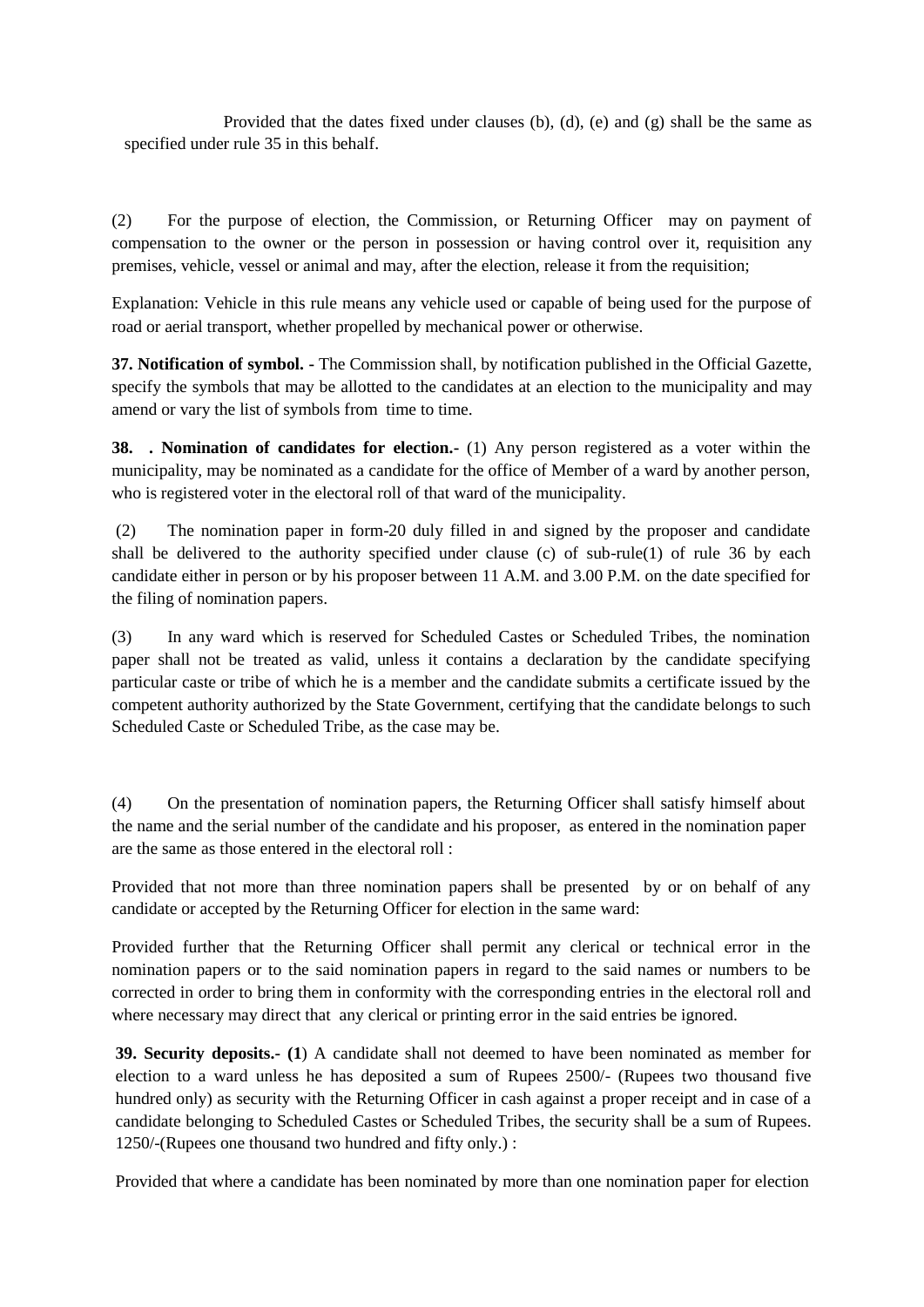Provided that the dates fixed under clauses (b), (d), (e) and (g) shall be the same as specified under rule 35 in this behalf.

(2) For the purpose of election, the Commission, or Returning Officer may on payment of compensation to the owner or the person in possession or having control over it, requisition any premises, vehicle, vessel or animal and may, after the election, release it from the requisition;

Explanation: Vehicle in this rule means any vehicle used or capable of being used for the purpose of road or aerial transport, whether propelled by mechanical power or otherwise.

**37. Notification of symbol. -** The Commission shall, by notification published in the Official Gazette, specify the symbols that may be allotted to the candidates at an election to the municipality and may amend or vary the list of symbols from time to time.

**38. . Nomination of candidates for election.-** (1) Any person registered as a voter within the municipality, may be nominated as a candidate for the office of Member of a ward by another person, who is registered voter in the electoral roll of that ward of the municipality.

(2) The nomination paper in form-20 duly filled in and signed by the proposer and candidate shall be delivered to the authority specified under clause (c) of sub-rule(1) of rule 36 by each candidate either in person or by his proposer between 11 A.M. and 3.00 P.M. on the date specified for the filing of nomination papers.

(3) In any ward which is reserved for Scheduled Castes or Scheduled Tribes, the nomination paper shall not be treated as valid, unless it contains a declaration by the candidate specifying particular caste or tribe of which he is a member and the candidate submits a certificate issued by the competent authority authorized by the State Government, certifying that the candidate belongs to such Scheduled Caste or Scheduled Tribe, as the case may be.

(4) On the presentation of nomination papers, the Returning Officer shall satisfy himself about the name and the serial number of the candidate and his proposer, as entered in the nomination paper are the same as those entered in the electoral roll :

Provided that not more than three nomination papers shall be presented by or on behalf of any candidate or accepted by the Returning Officer for election in the same ward:

Provided further that the Returning Officer shall permit any clerical or technical error in the nomination papers or to the said nomination papers in regard to the said names or numbers to be corrected in order to bring them in conformity with the corresponding entries in the electoral roll and where necessary may direct that any clerical or printing error in the said entries be ignored.

**39. Security deposits.- (1**) A candidate shall not deemed to have been nominated as member for election to a ward unless he has deposited a sum of Rupees 2500/- (Rupees two thousand five hundred only) as security with the Returning Officer in cash against a proper receipt and in case of a candidate belonging to Scheduled Castes or Scheduled Tribes, the security shall be a sum of Rupees. 1250/-(Rupees one thousand two hundred and fifty only.) :

Provided that where a candidate has been nominated by more than one nomination paper for election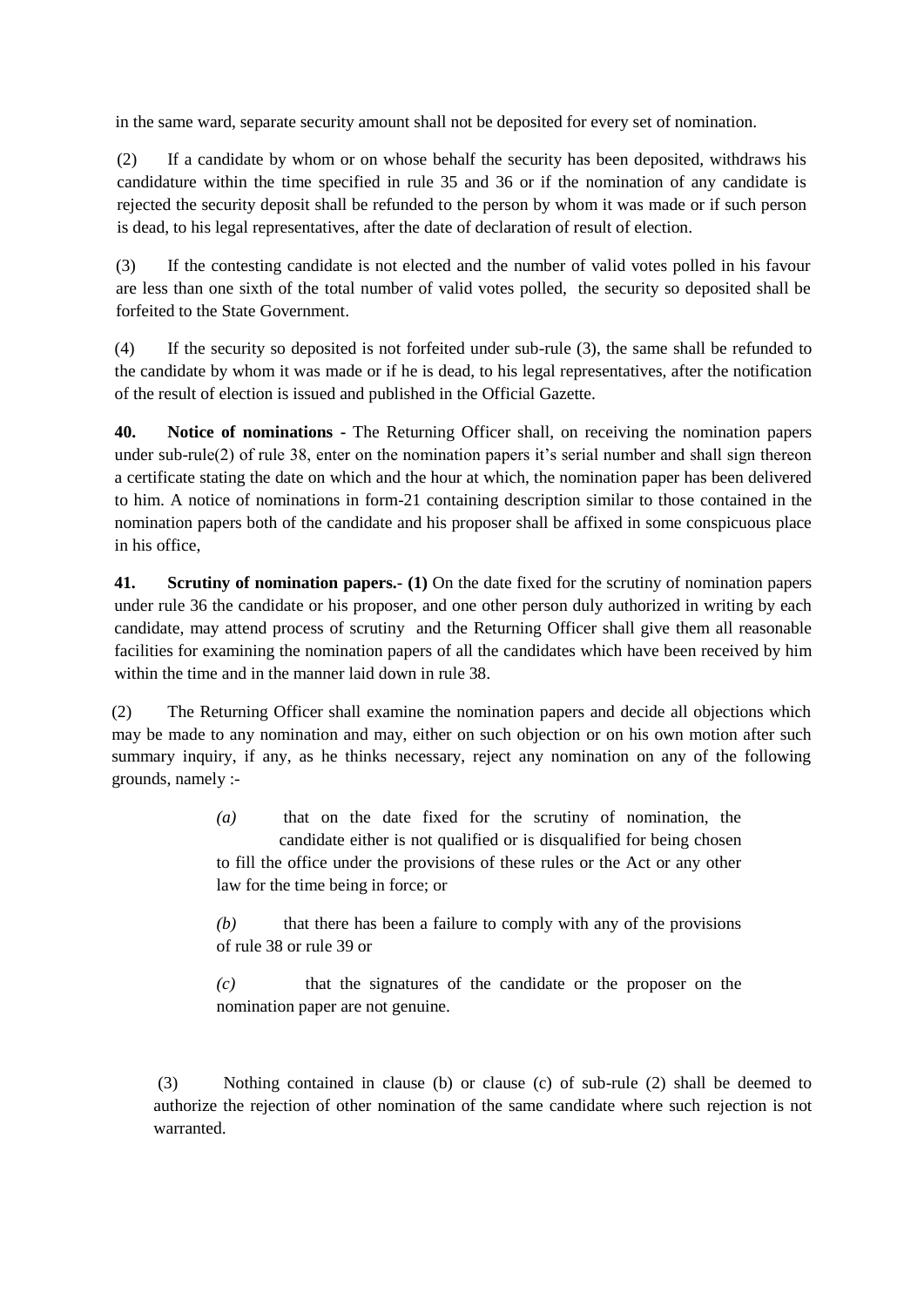in the same ward, separate security amount shall not be deposited for every set of nomination.

(2) If a candidate by whom or on whose behalf the security has been deposited, withdraws his candidature within the time specified in rule 35 and 36 or if the nomination of any candidate is rejected the security deposit shall be refunded to the person by whom it was made or if such person is dead, to his legal representatives, after the date of declaration of result of election.

(3) If the contesting candidate is not elected and the number of valid votes polled in his favour are less than one sixth of the total number of valid votes polled, the security so deposited shall be forfeited to the State Government.

(4) If the security so deposited is not forfeited under sub-rule (3), the same shall be refunded to the candidate by whom it was made or if he is dead, to his legal representatives, after the notification of the result of election is issued and published in the Official Gazette.

**40. Notice of nominations** - The Returning Officer shall, on receiving the nomination papers under sub-rule(2) of rule 38, enter on the nomination papers it's serial number and shall sign thereon a certificate stating the date on which and the hour at which, the nomination paper has been delivered to him. A notice of nominations in form-21 containing description similar to those contained in the nomination papers both of the candidate and his proposer shall be affixed in some conspicuous place in his office,

**41. Scrutiny of nomination papers.- (1)** On the date fixed for the scrutiny of nomination papers under rule 36 the candidate or his proposer, and one other person duly authorized in writing by each candidate, may attend process of scrutiny and the Returning Officer shall give them all reasonable facilities for examining the nomination papers of all the candidates which have been received by him within the time and in the manner laid down in rule 38.

(2) The Returning Officer shall examine the nomination papers and decide all objections which may be made to any nomination and may, either on such objection or on his own motion after such summary inquiry, if any, as he thinks necessary, reject any nomination on any of the following grounds, namely :-

*(a)* that on the date fixed for the scrutiny of nomination, the candidate either is not qualified or is disqualified for being chosen to fill the office under the provisions of these rules or the Act or any other law for the time being in force; or

*(b)* that there has been a failure to comply with any of the provisions of rule 38 or rule 39 or

*(c)* that the signatures of the candidate or the proposer on the nomination paper are not genuine.

(3) Nothing contained in clause (b) or clause (c) of sub-rule (2) shall be deemed to authorize the rejection of other nomination of the same candidate where such rejection is not warranted.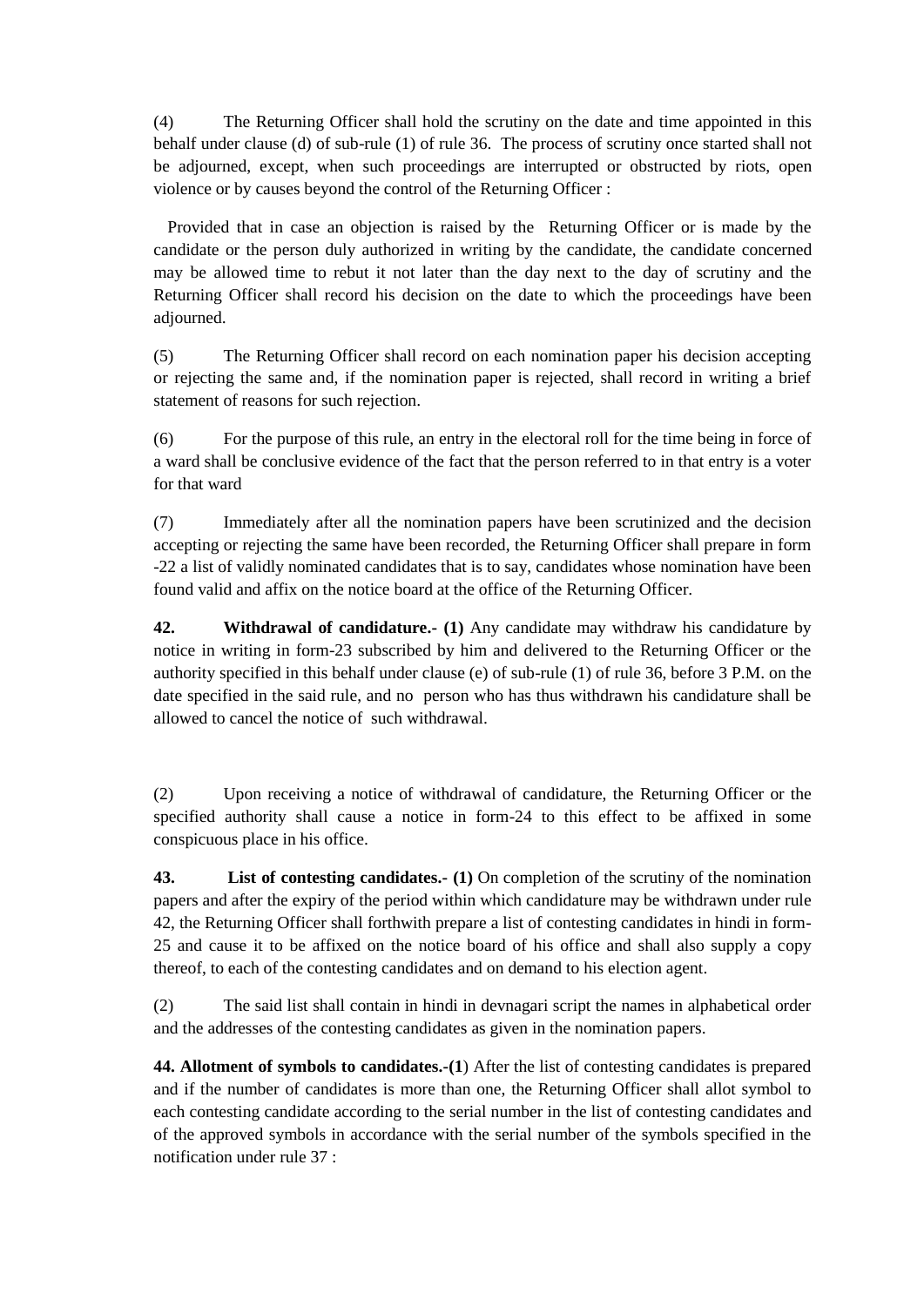(4) The Returning Officer shall hold the scrutiny on the date and time appointed in this behalf under clause (d) of sub-rule (1) of rule 36. The process of scrutiny once started shall not be adjourned, except, when such proceedings are interrupted or obstructed by riots, open violence or by causes beyond the control of the Returning Officer :

Provided that in case an objection is raised by the Returning Officer or is made by the candidate or the person duly authorized in writing by the candidate, the candidate concerned may be allowed time to rebut it not later than the day next to the day of scrutiny and the Returning Officer shall record his decision on the date to which the proceedings have been adjourned.

(5) The Returning Officer shall record on each nomination paper his decision accepting or rejecting the same and, if the nomination paper is rejected, shall record in writing a brief statement of reasons for such rejection.

(6) For the purpose of this rule, an entry in the electoral roll for the time being in force of a ward shall be conclusive evidence of the fact that the person referred to in that entry is a voter for that ward

(7) Immediately after all the nomination papers have been scrutinized and the decision accepting or rejecting the same have been recorded, the Returning Officer shall prepare in form -22 a list of validly nominated candidates that is to say, candidates whose nomination have been found valid and affix on the notice board at the office of the Returning Officer.

**42. Withdrawal of candidature.- (1)** Any candidate may withdraw his candidature by notice in writing in form-23 subscribed by him and delivered to the Returning Officer or the authority specified in this behalf under clause (e) of sub-rule (1) of rule 36, before 3 P.M. on the date specified in the said rule, and no person who has thus withdrawn his candidature shall be allowed to cancel the notice of such withdrawal.

(2) Upon receiving a notice of withdrawal of candidature, the Returning Officer or the specified authority shall cause a notice in form-24 to this effect to be affixed in some conspicuous place in his office.

**43. List of contesting candidates.- (1)** On completion of the scrutiny of the nomination papers and after the expiry of the period within which candidature may be withdrawn under rule 42, the Returning Officer shall forthwith prepare a list of contesting candidates in hindi in form-25 and cause it to be affixed on the notice board of his office and shall also supply a copy thereof, to each of the contesting candidates and on demand to his election agent.

(2) The said list shall contain in hindi in devnagari script the names in alphabetical order and the addresses of the contesting candidates as given in the nomination papers.

**44. Allotment of symbols to candidates.-(1**) After the list of contesting candidates is prepared and if the number of candidates is more than one, the Returning Officer shall allot symbol to each contesting candidate according to the serial number in the list of contesting candidates and of the approved symbols in accordance with the serial number of the symbols specified in the notification under rule 37 :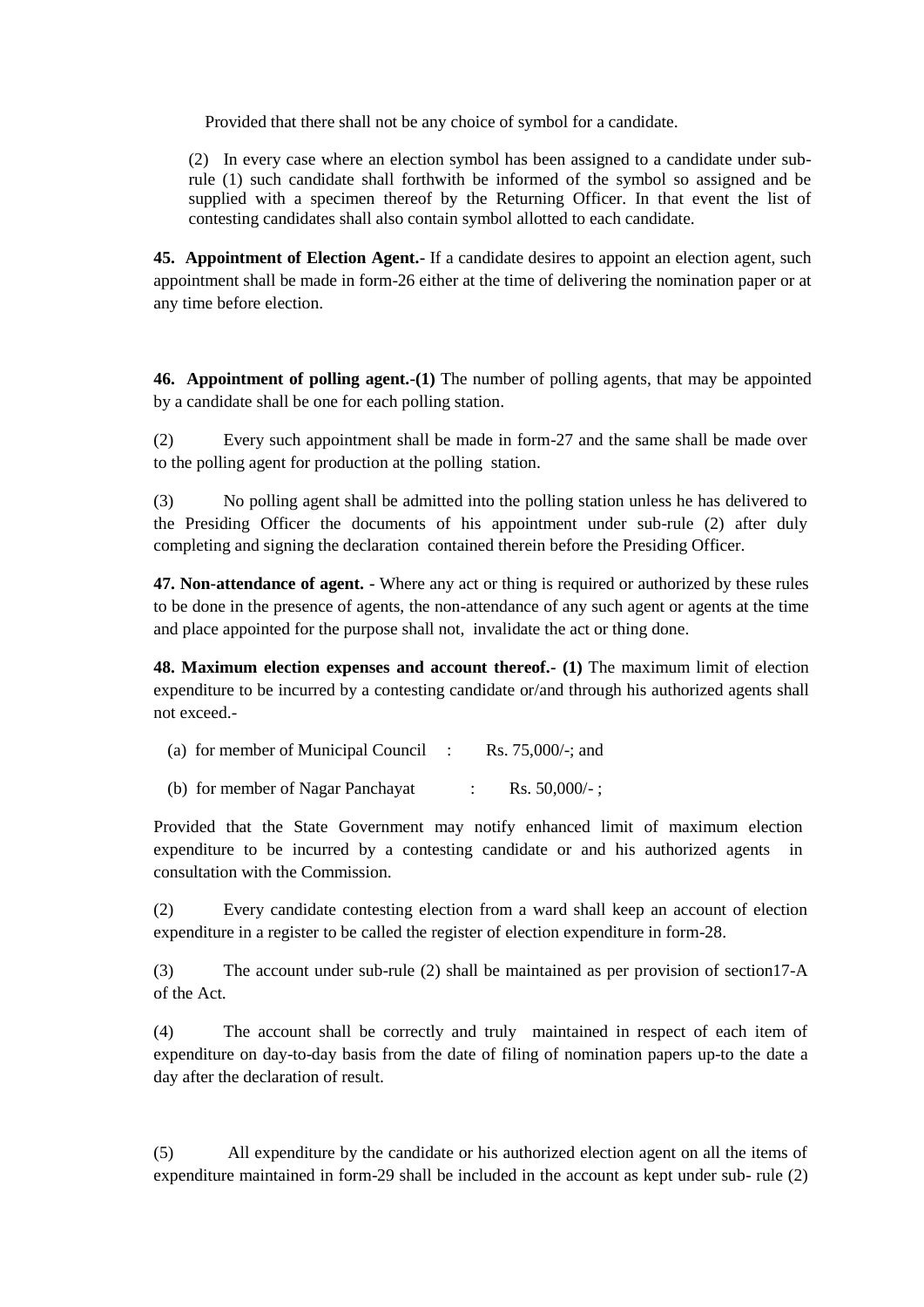Provided that there shall not be any choice of symbol for a candidate.

(2) In every case where an election symbol has been assigned to a candidate under sub-rule (1) such candidate shall forthwith be informed of the symbol so assigned and be supplied with a specimen thereof by the Returning Officer. In that event the list of contesting candidates shall also contain symbol allotted to each candidate.

**45. Appointment of Election Agent.-** If a candidate desires to appoint an election agent, such appointment shall be made in form-26 either at the time of delivering the nomination paper or at any time before election.

**46. Appointment of polling agent.-(1)** The number of polling agents, that may be appointed by a candidate shall be one for each polling station.

(2) Every such appointment shall be made in form-27 and the same shall be made over to the polling agent for production at the polling station.

(3) No polling agent shall be admitted into the polling station unless he has delivered to the Presiding Officer the documents of his appointment under sub-rule (2) after duly completing and signing the declaration contained therein before the Presiding Officer.

**47. Non-attendance of agent. -** Where any act or thing is required or authorized by these rules to be done in the presence of agents, the non-attendance of any such agent or agents at the time and place appointed for the purpose shall not, invalidate the act or thing done.

**48. Maximum election expenses and account thereof.- (1)** The maximum limit of election expenditure to be incurred by a contesting candidate or/and through his authorized agents shall not exceed.-

(a) for member of Municipal Council : Rs. 75,000/-; and

(b) for member of Nagar Panchayat : Rs. 50,000/- ;

Provided that the State Government may notify enhanced limit of maximum election expenditure to be incurred by a contesting candidate or and his authorized agents in consultation with the Commission.

(2) Every candidate contesting election from a ward shall keep an account of election expenditure in a register to be called the register of election expenditure in form-28.

(3) The account under sub-rule (2) shall be maintained as per provision of section17-A of the Act.

(4) The account shall be correctly and truly maintained in respect of each item of expenditure on day-to-day basis from the date of filing of nomination papers up-to the date a day after the declaration of result.

(5) All expenditure by the candidate or his authorized election agent on all the items of expenditure maintained in form-29 shall be included in the account as kept under sub- rule (2)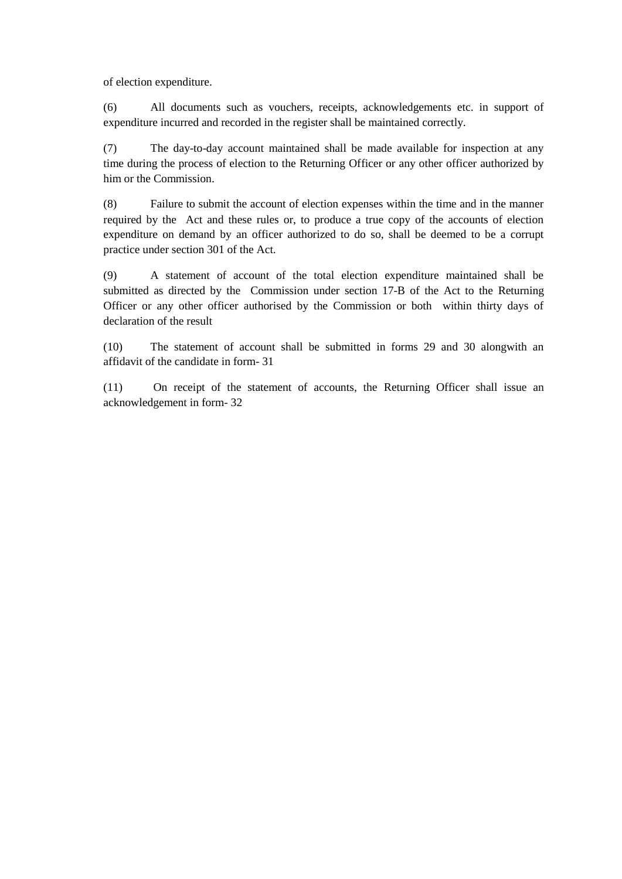of election expenditure.

(6) All documents such as vouchers, receipts, acknowledgements etc. in support of expenditure incurred and recorded in the register shall be maintained correctly.

(7) The day-to-day account maintained shall be made available for inspection at any time during the process of election to the Returning Officer or any other officer authorized by him or the Commission.

(8) Failure to submit the account of election expenses within the time and in the manner required by the Act and these rules or, to produce a true copy of the accounts of election expenditure on demand by an officer authorized to do so, shall be deemed to be a corrupt practice under section 301 of the Act.

(9) A statement of account of the total election expenditure maintained shall be submitted as directed by the Commission under section 17-B of the Act to the Returning Officer or any other officer authorised by the Commission or both within thirty days of declaration of the result

(10) The statement of account shall be submitted in forms 29 and 30 alongwith an affidavit of the candidate in form- 31

(11) On receipt of the statement of accounts, the Returning Officer shall issue an acknowledgement in form- 32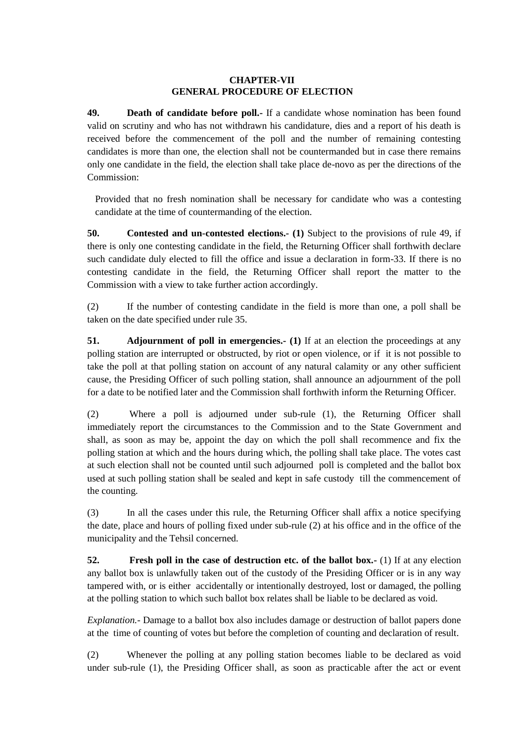## CHAPTER-VII
## GENERAL PROCEDURE OF ELECTION

**49. Death of candidate before poll.-** If a candidate whose nomination has been found valid on scrutiny and who has not withdrawn his candidature, dies and a report of his death is received before the commencement of the poll and the number of remaining contesting candidates is more than one, the election shall not be countermanded but in case there remains only one candidate in the field, the election shall take place de-novo as per the directions of the Commission:

Provided that no fresh nomination shall be necessary for candidate who was a contesting candidate at the time of countermanding of the election.

**50. Contested and un-contested elections.- (1)** Subject to the provisions of rule 49, if there is only one contesting candidate in the field, the Returning Officer shall forthwith declare such candidate duly elected to fill the office and issue a declaration in form-33. If there is no contesting candidate in the field, the Returning Officer shall report the matter to the Commission with a view to take further action accordingly.

(2) If the number of contesting candidate in the field is more than one, a poll shall be taken on the date specified under rule 35.

**51. Adjournment of poll in emergencies.- (1)** If at an election the proceedings at any polling station are interrupted or obstructed, by riot or open violence, or if it is not possible to take the poll at that polling station on account of any natural calamity or any other sufficient cause, the Presiding Officer of such polling station, shall announce an adjournment of the poll for a date to be notified later and the Commission shall forthwith inform the Returning Officer.

(2) Where a poll is adjourned under sub-rule (1), the Returning Officer shall immediately report the circumstances to the Commission and to the State Government and shall, as soon as may be, appoint the day on which the poll shall recommence and fix the polling station at which and the hours during which, the polling shall take place. The votes cast at such election shall not be counted until such adjourned poll is completed and the ballot box used at such polling station shall be sealed and kept in safe custody till the commencement of the counting.

(3) In all the cases under this rule, the Returning Officer shall affix a notice specifying the date, place and hours of polling fixed under sub-rule (2) at his office and in the office of the municipality and the Tehsil concerned.

**52. Fresh poll in the case of destruction etc. of the ballot box.-** (1) If at any election any ballot box is unlawfully taken out of the custody of the Presiding Officer or is in any way tampered with, or is either accidentally or intentionally destroyed, lost or damaged, the polling at the polling station to which such ballot box relates shall be liable to be declared as void.

*Explanation.-* Damage to a ballot box also includes damage or destruction of ballot papers done at the time of counting of votes but before the completion of counting and declaration of result.

(2) Whenever the polling at any polling station becomes liable to be declared as void under sub-rule (1), the Presiding Officer shall, as soon as practicable after the act or event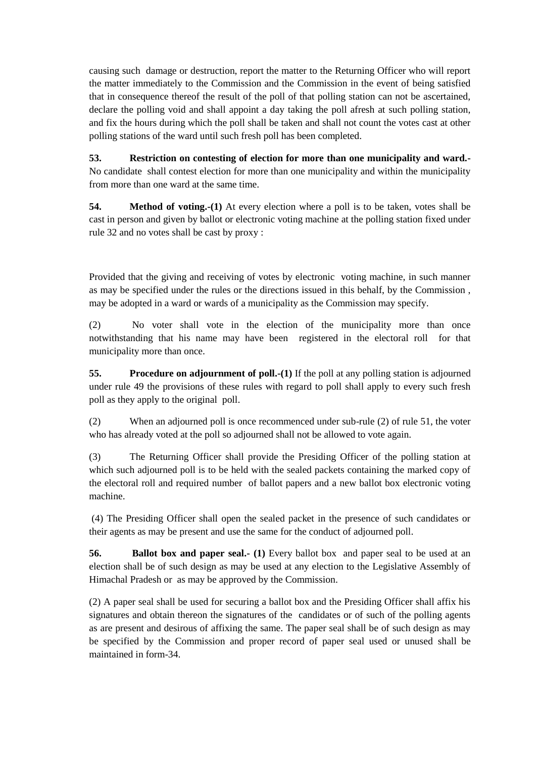causing such damage or destruction, report the matter to the Returning Officer who will report the matter immediately to the Commission and the Commission in the event of being satisfied that in consequence thereof the result of the poll of that polling station can not be ascertained, declare the polling void and shall appoint a day taking the poll afresh at such polling station, and fix the hours during which the poll shall be taken and shall not count the votes cast at other polling stations of the ward until such fresh poll has been completed.

**53. Restriction on contesting of election for more than one municipality and ward.-** No candidate shall contest election for more than one municipality and within the municipality from more than one ward at the same time.

**54. Method of voting.-(1)** At every election where a poll is to be taken, votes shall be cast in person and given by ballot or electronic voting machine at the polling station fixed under rule 32 and no votes shall be cast by proxy :

Provided that the giving and receiving of votes by electronic voting machine, in such manner as may be specified under the rules or the directions issued in this behalf, by the Commission , may be adopted in a ward or wards of a municipality as the Commission may specify.

(2) No voter shall vote in the election of the municipality more than once notwithstanding that his name may have been registered in the electoral roll for that municipality more than once.

**55. Procedure on adjournment of poll.-(1)** If the poll at any polling station is adjourned under rule 49 the provisions of these rules with regard to poll shall apply to every such fresh poll as they apply to the original poll.

(2) When an adjourned poll is once recommenced under sub-rule (2) of rule 51, the voter who has already voted at the poll so adjourned shall not be allowed to vote again.

(3) The Returning Officer shall provide the Presiding Officer of the polling station at which such adjourned poll is to be held with the sealed packets containing the marked copy of the electoral roll and required number of ballot papers and a new ballot box electronic voting machine.

(4) The Presiding Officer shall open the sealed packet in the presence of such candidates or their agents as may be present and use the same for the conduct of adjourned poll.

**56. Ballot box and paper seal.- (1)** Every ballot box and paper seal to be used at an election shall be of such design as may be used at any election to the Legislative Assembly of Himachal Pradesh or as may be approved by the Commission.

(2) A paper seal shall be used for securing a ballot box and the Presiding Officer shall affix his signatures and obtain thereon the signatures of the candidates or of such of the polling agents as are present and desirous of affixing the same. The paper seal shall be of such design as may be specified by the Commission and proper record of paper seal used or unused shall be maintained in form-34.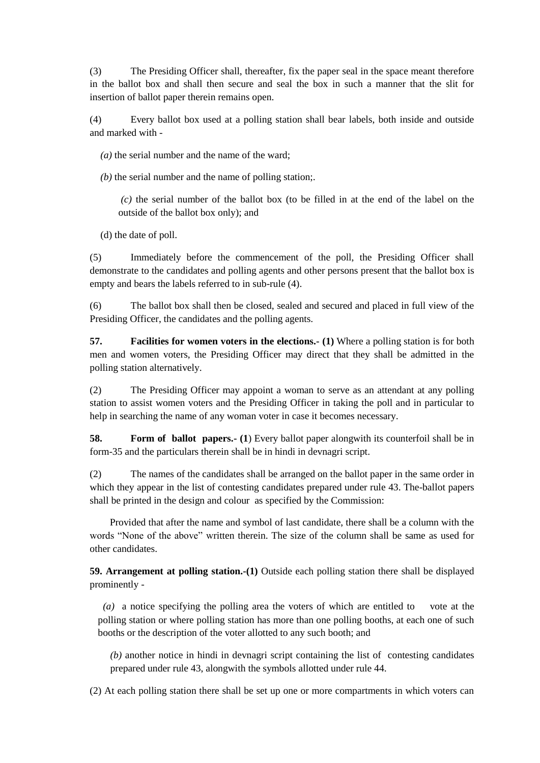(3) The Presiding Officer shall, thereafter, fix the paper seal in the space meant therefore in the ballot box and shall then secure and seal the box in such a manner that the slit for insertion of ballot paper therein remains open.

(4) Every ballot box used at a polling station shall bear labels, both inside and outside and marked with -

*(a)* the serial number and the name of the ward;

*(b)* the serial number and the name of polling station;.

*(c)* the serial number of the ballot box (to be filled in at the end of the label on the outside of the ballot box only); and

(d) the date of poll.

(5) Immediately before the commencement of the poll, the Presiding Officer shall demonstrate to the candidates and polling agents and other persons present that the ballot box is empty and bears the labels referred to in sub-rule (4).

(6) The ballot box shall then be closed, sealed and secured and placed in full view of the Presiding Officer, the candidates and the polling agents.

**57. Facilities for women voters in the elections.- (1)** Where a polling station is for both men and women voters, the Presiding Officer may direct that they shall be admitted in the polling station alternatively.

(2) The Presiding Officer may appoint a woman to serve as an attendant at any polling station to assist women voters and the Presiding Officer in taking the poll and in particular to help in searching the name of any woman voter in case it becomes necessary.

**58. Form of ballot papers.- (1**) Every ballot paper alongwith its counterfoil shall be in form-35 and the particulars therein shall be in hindi in devnagri script.

(2) The names of the candidates shall be arranged on the ballot paper in the same order in which they appear in the list of contesting candidates prepared under rule 43. The-ballot papers shall be printed in the design and colour as specified by the Commission:

Provided that after the name and symbol of last candidate, there shall be a column with the words "None of the above" written therein. The size of the column shall be same as used for other candidates.

**59. Arrangement at polling station.-(1)** Outside each polling station there shall be displayed prominently -

*(a)* a notice specifying the polling area the voters of which are entitled to vote at the polling station or where polling station has more than one polling booths, at each one of such booths or the description of the voter allotted to any such booth; and

*(b)* another notice in hindi in devnagri script containing the list of contesting candidates prepared under rule 43, alongwith the symbols allotted under rule 44.

(2) At each polling station there shall be set up one or more compartments in which voters can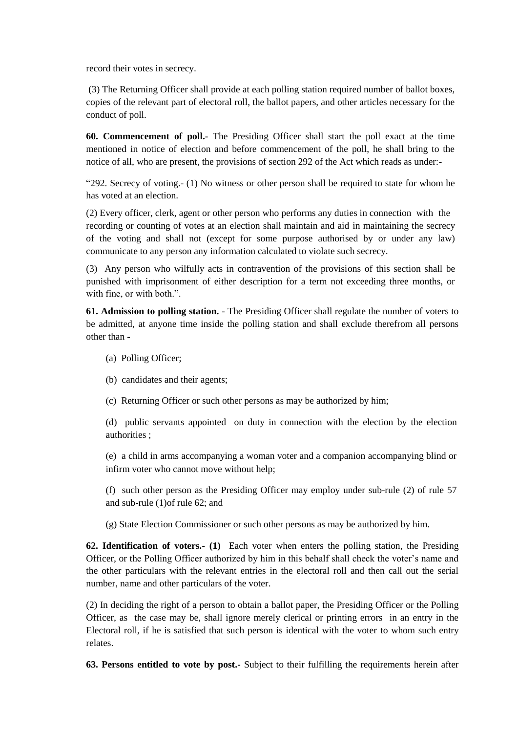record their votes in secrecy.

(3) The Returning Officer shall provide at each polling station required number of ballot boxes, copies of the relevant part of electoral roll, the ballot papers, and other articles necessary for the conduct of poll.

**60. Commencement of poll.**- The Presiding Officer shall start the poll exact at the time mentioned in notice of election and before commencement of the poll, he shall bring to the notice of all, who are present, the provisions of section 292 of the Act which reads as under:-

"292. Secrecy of voting.- (1) No witness or other person shall be required to state for whom he has voted at an election.

(2) Every officer, clerk, agent or other person who performs any duties in connection with the recording or counting of votes at an election shall maintain and aid in maintaining the secrecy of the voting and shall not (except for some purpose authorised by or under any law) communicate to any person any information calculated to violate such secrecy.

(3) Any person who wilfully acts in contravention of the provisions of this section shall be punished with imprisonment of either description for a term not exceeding three months, or with fine, or with both.".

**61. Admission to polling station.** - The Presiding Officer shall regulate the number of voters to be admitted, at anyone time inside the polling station and shall exclude therefrom all persons other than -

(a) Polling Officer;

(b) candidates and their agents;

(c) Returning Officer or such other persons as may be authorized by him;

(d) public servants appointed on duty in connection with the election by the election authorities ;

(e) a child in arms accompanying a woman voter and a companion accompanying blind or infirm voter who cannot move without help;

(f) such other person as the Presiding Officer may employ under sub-rule (2) of rule 57 and sub-rule (1)of rule 62; and

(g) State Election Commissioner or such other persons as may be authorized by him.

**62. Identification of voters.- (1)** Each voter when enters the polling station, the Presiding Officer, or the Polling Officer authorized by him in this behalf shall check the voter's name and the other particulars with the relevant entries in the electoral roll and then call out the serial number, name and other particulars of the voter.

(2) In deciding the right of a person to obtain a ballot paper, the Presiding Officer or the Polling Officer, as the case may be, shall ignore merely clerical or printing errors in an entry in the Electoral roll, if he is satisfied that such person is identical with the voter to whom such entry relates.

**63. Persons entitled to vote by post.-** Subject to their fulfilling the requirements herein after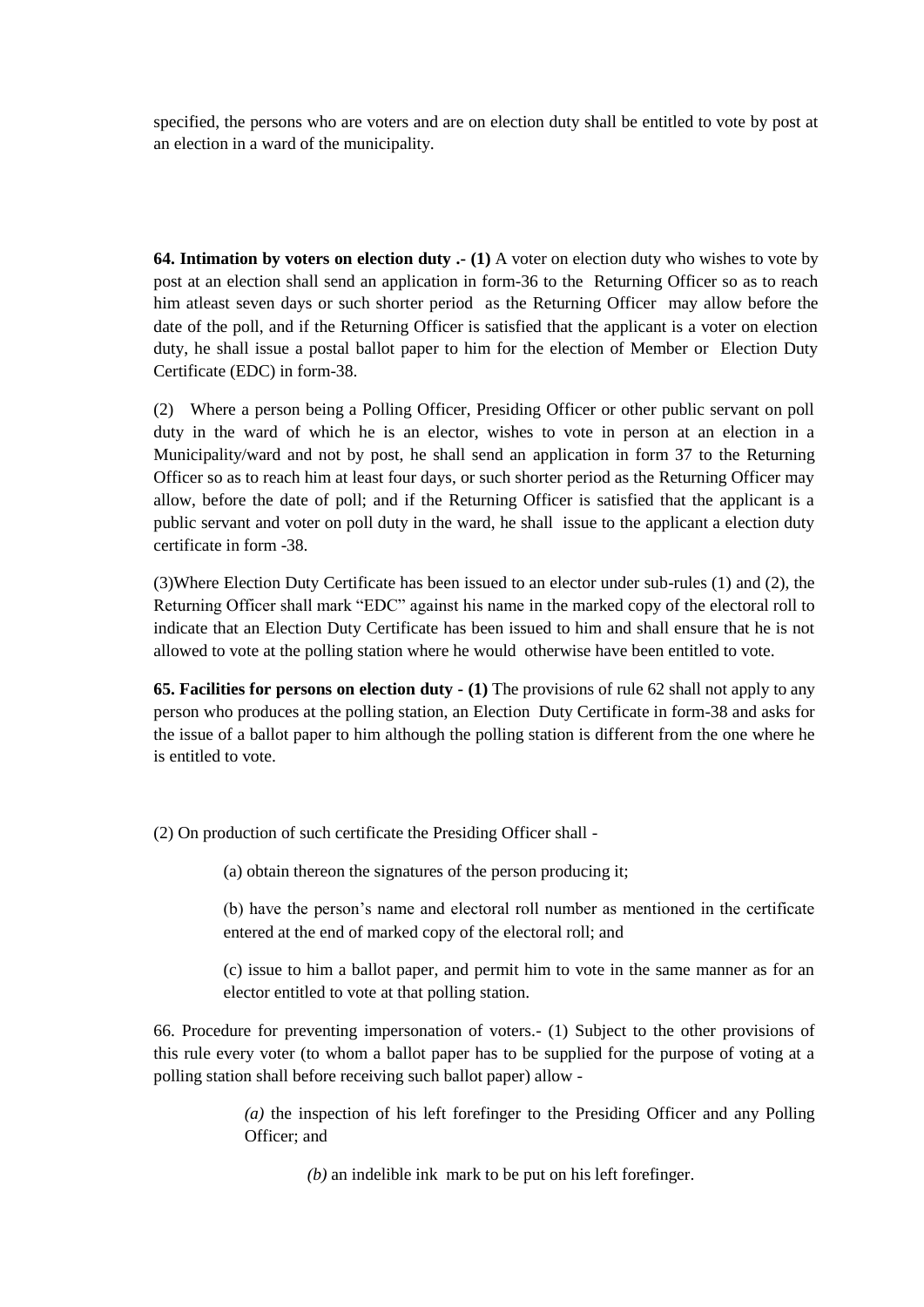specified, the persons who are voters and are on election duty shall be entitled to vote by post at an election in a ward of the municipality.

**64. Intimation by voters on election duty .- (1)** A voter on election duty who wishes to vote by post at an election shall send an application in form-36 to the Returning Officer so as to reach him atleast seven days or such shorter period as the Returning Officer may allow before the date of the poll, and if the Returning Officer is satisfied that the applicant is a voter on election duty, he shall issue a postal ballot paper to him for the election of Member or Election Duty Certificate (EDC) in form-38.

(2) Where a person being a Polling Officer, Presiding Officer or other public servant on poll duty in the ward of which he is an elector, wishes to vote in person at an election in a Municipality/ward and not by post, he shall send an application in form 37 to the Returning Officer so as to reach him at least four days, or such shorter period as the Returning Officer may allow, before the date of poll; and if the Returning Officer is satisfied that the applicant is a public servant and voter on poll duty in the ward, he shall issue to the applicant a election duty certificate in form -38.

(3)Where Election Duty Certificate has been issued to an elector under sub-rules (1) and (2), the Returning Officer shall mark "EDC" against his name in the marked copy of the electoral roll to indicate that an Election Duty Certificate has been issued to him and shall ensure that he is not allowed to vote at the polling station where he would otherwise have been entitled to vote.

**65. Facilities for persons on election duty - (1)** The provisions of rule 62 shall not apply to any person who produces at the polling station, an Election Duty Certificate in form-38 and asks for the issue of a ballot paper to him although the polling station is different from the one where he is entitled to vote.

(2) On production of such certificate the Presiding Officer shall -

(a) obtain thereon the signatures of the person producing it;

(b) have the person's name and electoral roll number as mentioned in the certificate entered at the end of marked copy of the electoral roll; and

(c) issue to him a ballot paper, and permit him to vote in the same manner as for an elector entitled to vote at that polling station.

66. Procedure for preventing impersonation of voters.- (1) Subject to the other provisions of this rule every voter (to whom a ballot paper has to be supplied for the purpose of voting at a polling station shall before receiving such ballot paper) allow -

*(a)* the inspection of his left forefinger to the Presiding Officer and any Polling Officer; and

*(b)* an indelible ink mark to be put on his left forefinger.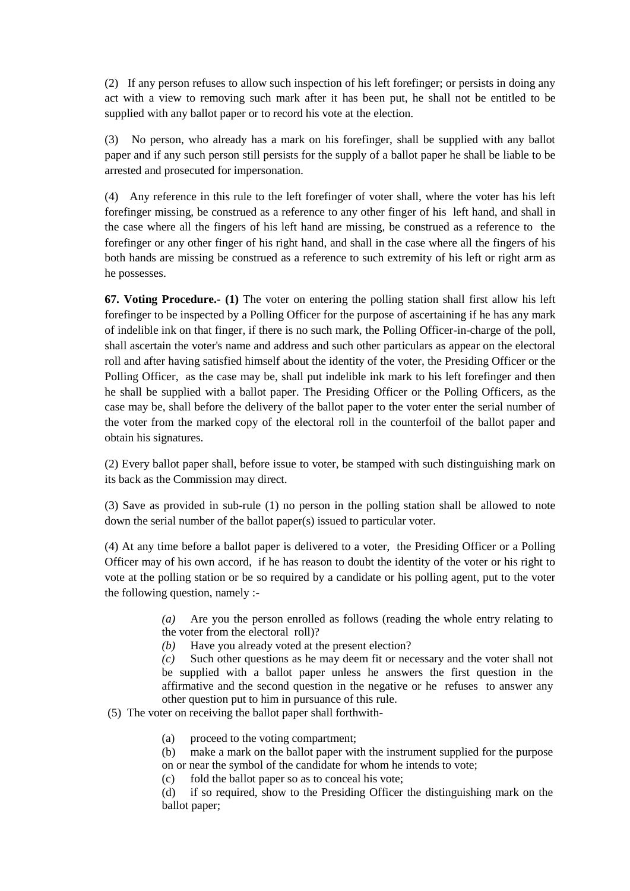(2) If any person refuses to allow such inspection of his left forefinger; or persists in doing any act with a view to removing such mark after it has been put, he shall not be entitled to be supplied with any ballot paper or to record his vote at the election.

(3) No person, who already has a mark on his forefinger, shall be supplied with any ballot paper and if any such person still persists for the supply of a ballot paper he shall be liable to be arrested and prosecuted for impersonation.

(4) Any reference in this rule to the left forefinger of voter shall, where the voter has his left forefinger missing, be construed as a reference to any other finger of his left hand, and shall in the case where all the fingers of his left hand are missing, be construed as a reference to the forefinger or any other finger of his right hand, and shall in the case where all the fingers of his both hands are missing be construed as a reference to such extremity of his left or right arm as he possesses.

**67. Voting Procedure.- (1)** The voter on entering the polling station shall first allow his left forefinger to be inspected by a Polling Officer for the purpose of ascertaining if he has any mark of indelible ink on that finger, if there is no such mark, the Polling Officer-in-charge of the poll, shall ascertain the voter's name and address and such other particulars as appear on the electoral roll and after having satisfied himself about the identity of the voter, the Presiding Officer or the Polling Officer, as the case may be, shall put indelible ink mark to his left forefinger and then he shall be supplied with a ballot paper. The Presiding Officer or the Polling Officers, as the case may be, shall before the delivery of the ballot paper to the voter enter the serial number of the voter from the marked copy of the electoral roll in the counterfoil of the ballot paper and obtain his signatures.

(2) Every ballot paper shall, before issue to voter, be stamped with such distinguishing mark on its back as the Commission may direct.

(3) Save as provided in sub-rule (1) no person in the polling station shall be allowed to note down the serial number of the ballot paper(s) issued to particular voter.

(4) At any time before a ballot paper is delivered to a voter, the Presiding Officer or a Polling Officer may of his own accord, if he has reason to doubt the identity of the voter or his right to vote at the polling station or be so required by a candidate or his polling agent, put to the voter the following question, namely :-

> *(a)* Are you the person enrolled as follows (reading the whole entry relating to the voter from the electoral roll)?
>
> *(b)* Have you already voted at the present election?
>
> *(c)* Such other questions as he may deem fit or necessary and the voter shall not be supplied with a ballot paper unless he answers the first question in the affirmative and the second question in the negative or he refuses to answer any other question put to him in pursuance of this rule.

(5) The voter on receiving the ballot paper shall forthwith-

> (a) proceed to the voting compartment;
>
> (b) make a mark on the ballot paper with the instrument supplied for the purpose on or near the symbol of the candidate for whom he intends to vote;
>
> (c) fold the ballot paper so as to conceal his vote;
>
> (d) if so required, show to the Presiding Officer the distinguishing mark on the ballot paper;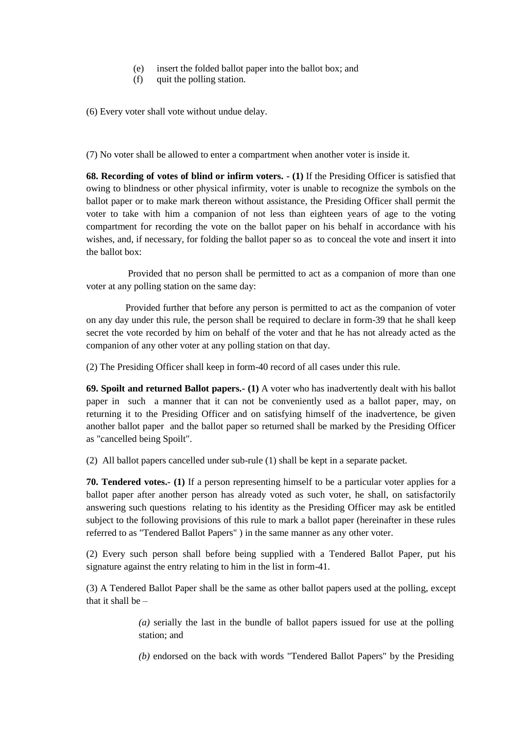(e) insert the folded ballot paper into the ballot box; and
(f) quit the polling station.

(6) Every voter shall vote without undue delay.

(7) No voter shall be allowed to enter a compartment when another voter is inside it.

**68. Recording of votes of blind or infirm voters. - (1)** If the Presiding Officer is satisfied that owing to blindness or other physical infirmity, voter is unable to recognize the symbols on the ballot paper or to make mark thereon without assistance, the Presiding Officer shall permit the voter to take with him a companion of not less than eighteen years of age to the voting compartment for recording the vote on the ballot paper on his behalf in accordance with his wishes, and, if necessary, for folding the ballot paper so as to conceal the vote and insert it into the ballot box:

Provided that no person shall be permitted to act as a companion of more than one voter at any polling station on the same day:

Provided further that before any person is permitted to act as the companion of voter on any day under this rule, the person shall be required to declare in form-39 that he shall keep secret the vote recorded by him on behalf of the voter and that he has not already acted as the companion of any other voter at any polling station on that day.

(2) The Presiding Officer shall keep in form-40 record of all cases under this rule.

**69. Spoilt and returned Ballot papers.- (1)** A voter who has inadvertently dealt with his ballot paper in such a manner that it can not be conveniently used as a ballot paper, may, on returning it to the Presiding Officer and on satisfying himself of the inadvertence, be given another ballot paper and the ballot paper so returned shall be marked by the Presiding Officer as "cancelled being Spoilt".

(2) All ballot papers cancelled under sub-rule (1) shall be kept in a separate packet.

**70. Tendered votes.- (1)** If a person representing himself to be a particular voter applies for a ballot paper after another person has already voted as such voter, he shall, on satisfactorily answering such questions relating to his identity as the Presiding Officer may ask be entitled subject to the following provisions of this rule to mark a ballot paper (hereinafter in these rules referred to as "Tendered Ballot Papers" ) in the same manner as any other voter.

(2) Every such person shall before being supplied with a Tendered Ballot Paper, put his signature against the entry relating to him in the list in form-41.

(3) A Tendered Ballot Paper shall be the same as other ballot papers used at the polling, except that it shall be –

*(a)* serially the last in the bundle of ballot papers issued for use at the polling station; and

*(b)* endorsed on the back with words "Tendered Ballot Papers" by the Presiding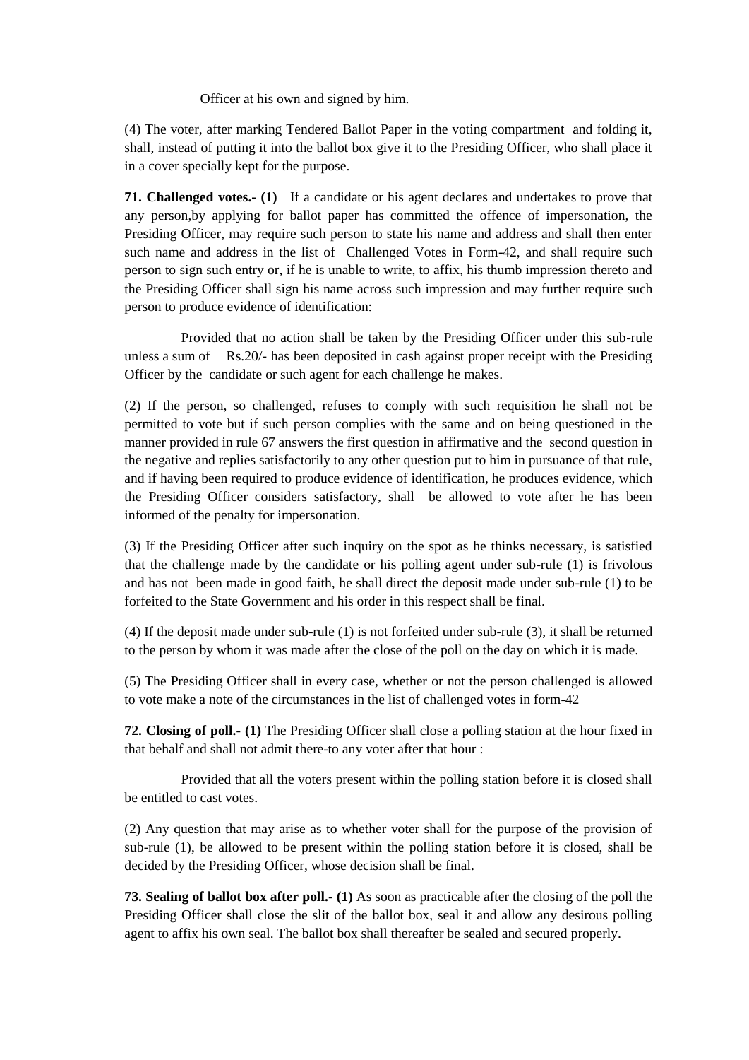Officer at his own and signed by him.

(4) The voter, after marking Tendered Ballot Paper in the voting compartment and folding it, shall, instead of putting it into the ballot box give it to the Presiding Officer, who shall place it in a cover specially kept for the purpose.

**71. Challenged votes.- (1)** If a candidate or his agent declares and undertakes to prove that any person,by applying for ballot paper has committed the offence of impersonation, the Presiding Officer, may require such person to state his name and address and shall then enter such name and address in the list of Challenged Votes in Form-42, and shall require such person to sign such entry or, if he is unable to write, to affix, his thumb impression thereto and the Presiding Officer shall sign his name across such impression and may further require such person to produce evidence of identification:

Provided that no action shall be taken by the Presiding Officer under this sub-rule unless a sum of Rs.20/- has been deposited in cash against proper receipt with the Presiding Officer by the candidate or such agent for each challenge he makes.

(2) If the person, so challenged, refuses to comply with such requisition he shall not be permitted to vote but if such person complies with the same and on being questioned in the manner provided in rule 67 answers the first question in affirmative and the second question in the negative and replies satisfactorily to any other question put to him in pursuance of that rule, and if having been required to produce evidence of identification, he produces evidence, which the Presiding Officer considers satisfactory, shall be allowed to vote after he has been informed of the penalty for impersonation.

(3) If the Presiding Officer after such inquiry on the spot as he thinks necessary, is satisfied that the challenge made by the candidate or his polling agent under sub-rule (1) is frivolous and has not been made in good faith, he shall direct the deposit made under sub-rule (1) to be forfeited to the State Government and his order in this respect shall be final.

(4) If the deposit made under sub-rule (1) is not forfeited under sub-rule (3), it shall be returned to the person by whom it was made after the close of the poll on the day on which it is made.

(5) The Presiding Officer shall in every case, whether or not the person challenged is allowed to vote make a note of the circumstances in the list of challenged votes in form-42

**72. Closing of poll.- (1)** The Presiding Officer shall close a polling station at the hour fixed in that behalf and shall not admit there-to any voter after that hour :

Provided that all the voters present within the polling station before it is closed shall be entitled to cast votes.

(2) Any question that may arise as to whether voter shall for the purpose of the provision of sub-rule (1), be allowed to be present within the polling station before it is closed, shall be decided by the Presiding Officer, whose decision shall be final.

**73. Sealing of ballot box after poll.- (1)** As soon as practicable after the closing of the poll the Presiding Officer shall close the slit of the ballot box, seal it and allow any desirous polling agent to affix his own seal. The ballot box shall thereafter be sealed and secured properly.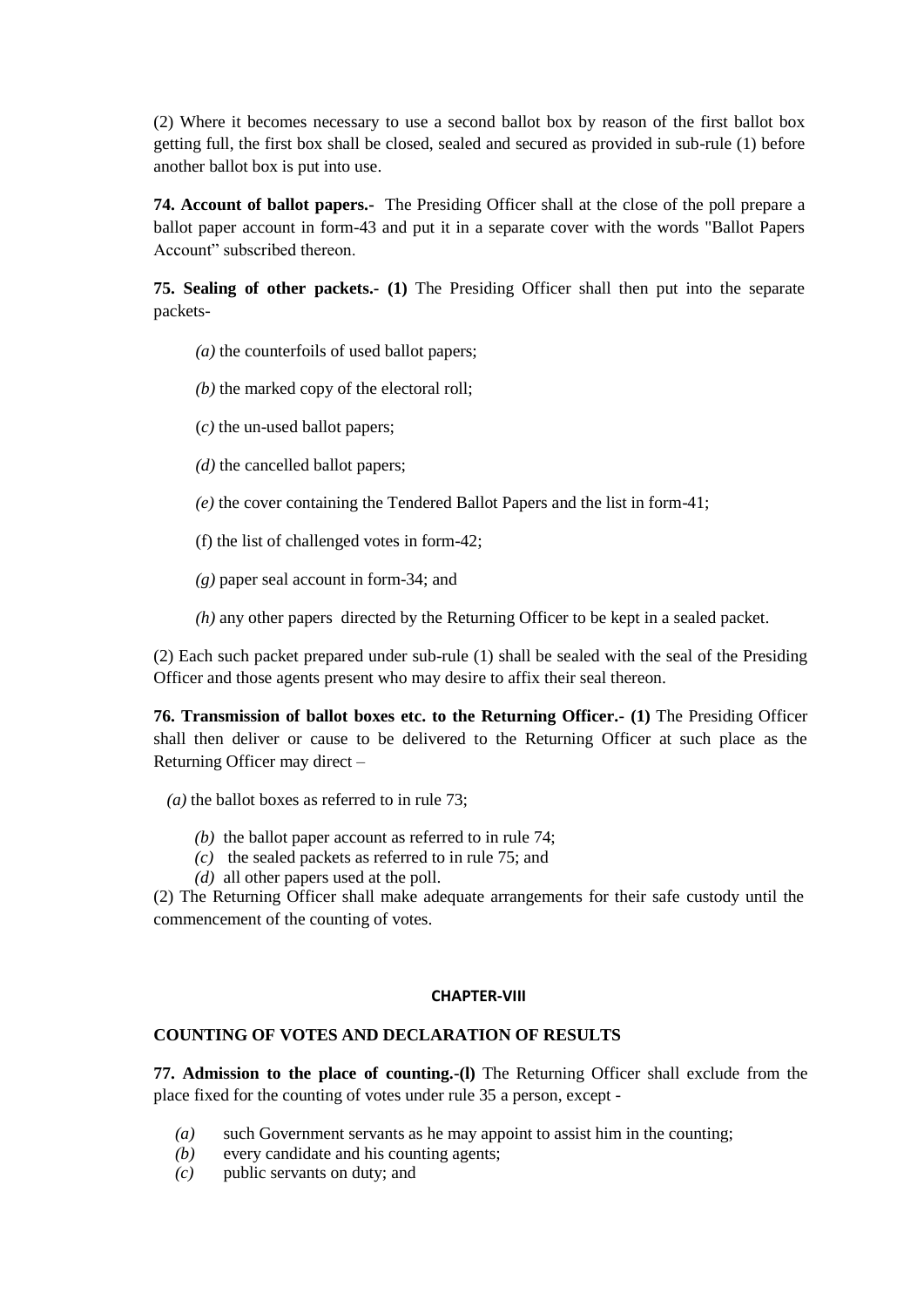(2) Where it becomes necessary to use a second ballot box by reason of the first ballot box getting full, the first box shall be closed, sealed and secured as provided in sub-rule (1) before another ballot box is put into use.

**74. Account of ballot papers.-** The Presiding Officer shall at the close of the poll prepare a ballot paper account in form-43 and put it in a separate cover with the words "Ballot Papers Account" subscribed thereon.

**75. Sealing of other packets.- (1)** The Presiding Officer shall then put into the separate packets-

*(a)* the counterfoils of used ballot papers;

*(b)* the marked copy of the electoral roll;

(*c)* the un-used ballot papers;

*(d)* the cancelled ballot papers;

*(e)* the cover containing the Tendered Ballot Papers and the list in form-41;

(f) the list of challenged votes in form-42;

*(g)* paper seal account in form-34; and

*(h)* any other papers directed by the Returning Officer to be kept in a sealed packet.

(2) Each such packet prepared under sub-rule (1) shall be sealed with the seal of the Presiding Officer and those agents present who may desire to affix their seal thereon.

**76. Transmission of ballot boxes etc. to the Returning Officer.- (1)** The Presiding Officer shall then deliver or cause to be delivered to the Returning Officer at such place as the Returning Officer may direct –

*(a)* the ballot boxes as referred to in rule 73;

*(b)* the ballot paper account as referred to in rule 74;

*(c)* the sealed packets as referred to in rule 75; and

*(d)* all other papers used at the poll.

(2) The Returning Officer shall make adequate arrangements for their safe custody until the commencement of the counting of votes.

## CHAPTER-VIII

### COUNTING OF VOTES AND DECLARATION OF RESULTS

**77. Admission to the place of counting.-(l)** The Returning Officer shall exclude from the place fixed for the counting of votes under rule 35 a person, except -

*(a)* such Government servants as he may appoint to assist him in the counting;

*(b)* every candidate and his counting agents;

*(c)* public servants on duty; and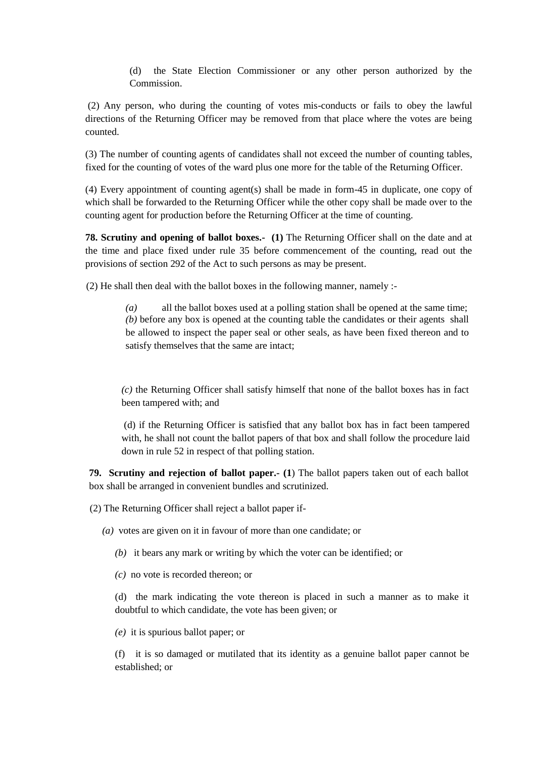(d) the State Election Commissioner or any other person authorized by the Commission.

(2) Any person, who during the counting of votes mis-conducts or fails to obey the lawful directions of the Returning Officer may be removed from that place where the votes are being counted.

(3) The number of counting agents of candidates shall not exceed the number of counting tables, fixed for the counting of votes of the ward plus one more for the table of the Returning Officer.

(4) Every appointment of counting agent(s) shall be made in form-45 in duplicate, one copy of which shall be forwarded to the Returning Officer while the other copy shall be made over to the counting agent for production before the Returning Officer at the time of counting.

**78. Scrutiny and opening of ballot boxes.- (1)** The Returning Officer shall on the date and at the time and place fixed under rule 35 before commencement of the counting, read out the provisions of section 292 of the Act to such persons as may be present.

(2) He shall then deal with the ballot boxes in the following manner, namely :-

*(a)* all the ballot boxes used at a polling station shall be opened at the same time;

*(b)* before any box is opened at the counting table the candidates or their agents shall be allowed to inspect the paper seal or other seals, as have been fixed thereon and to satisfy themselves that the same are intact;

*(c)* the Returning Officer shall satisfy himself that none of the ballot boxes has in fact been tampered with; and

(d) if the Returning Officer is satisfied that any ballot box has in fact been tampered with, he shall not count the ballot papers of that box and shall follow the procedure laid down in rule 52 in respect of that polling station.

**79. Scrutiny and rejection of ballot paper.- (1**) The ballot papers taken out of each ballot box shall be arranged in convenient bundles and scrutinized.

(2) The Returning Officer shall reject a ballot paper if-

*(a)* votes are given on it in favour of more than one candidate; or

*(b)* it bears any mark or writing by which the voter can be identified; or

*(c)* no vote is recorded thereon; or

(d) the mark indicating the vote thereon is placed in such a manner as to make it doubtful to which candidate, the vote has been given; or

*(e)* it is spurious ballot paper; or

(f) it is so damaged or mutilated that its identity as a genuine ballot paper cannot be established; or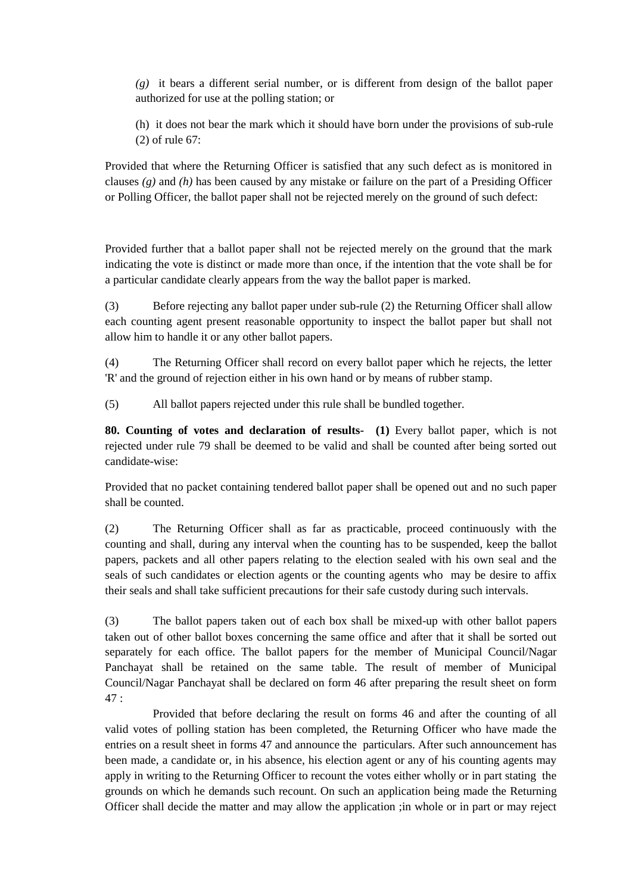*(g)* it bears a different serial number, or is different from design of the ballot paper authorized for use at the polling station; or

(h) it does not bear the mark which it should have born under the provisions of sub-rule (2) of rule 67:

Provided that where the Returning Officer is satisfied that any such defect as is monitored in clauses *(g)* and *(h)* has been caused by any mistake or failure on the part of a Presiding Officer or Polling Officer, the ballot paper shall not be rejected merely on the ground of such defect:

Provided further that a ballot paper shall not be rejected merely on the ground that the mark indicating the vote is distinct or made more than once, if the intention that the vote shall be for a particular candidate clearly appears from the way the ballot paper is marked.

(3) Before rejecting any ballot paper under sub-rule (2) the Returning Officer shall allow each counting agent present reasonable opportunity to inspect the ballot paper but shall not allow him to handle it or any other ballot papers.

(4) The Returning Officer shall record on every ballot paper which he rejects, the letter 'R' and the ground of rejection either in his own hand or by means of rubber stamp.

(5) All ballot papers rejected under this rule shall be bundled together.

**80. Counting of votes and declaration of results- (1)** Every ballot paper, which is not rejected under rule 79 shall be deemed to be valid and shall be counted after being sorted out candidate-wise:

Provided that no packet containing tendered ballot paper shall be opened out and no such paper shall be counted.

(2) The Returning Officer shall as far as practicable, proceed continuously with the counting and shall, during any interval when the counting has to be suspended, keep the ballot papers, packets and all other papers relating to the election sealed with his own seal and the seals of such candidates or election agents or the counting agents who may be desire to affix their seals and shall take sufficient precautions for their safe custody during such intervals.

(3) The ballot papers taken out of each box shall be mixed-up with other ballot papers taken out of other ballot boxes concerning the same office and after that it shall be sorted out separately for each office. The ballot papers for the member of Municipal Council/Nagar Panchayat shall be retained on the same table. The result of member of Municipal Council/Nagar Panchayat shall be declared on form 46 after preparing the result sheet on form 47 :

Provided that before declaring the result on forms 46 and after the counting of all valid votes of polling station has been completed, the Returning Officer who have made the entries on a result sheet in forms 47 and announce the particulars. After such announcement has been made, a candidate or, in his absence, his election agent or any of his counting agents may apply in writing to the Returning Officer to recount the votes either wholly or in part stating the grounds on which he demands such recount. On such an application being made the Returning Officer shall decide the matter and may allow the application ;in whole or in part or may reject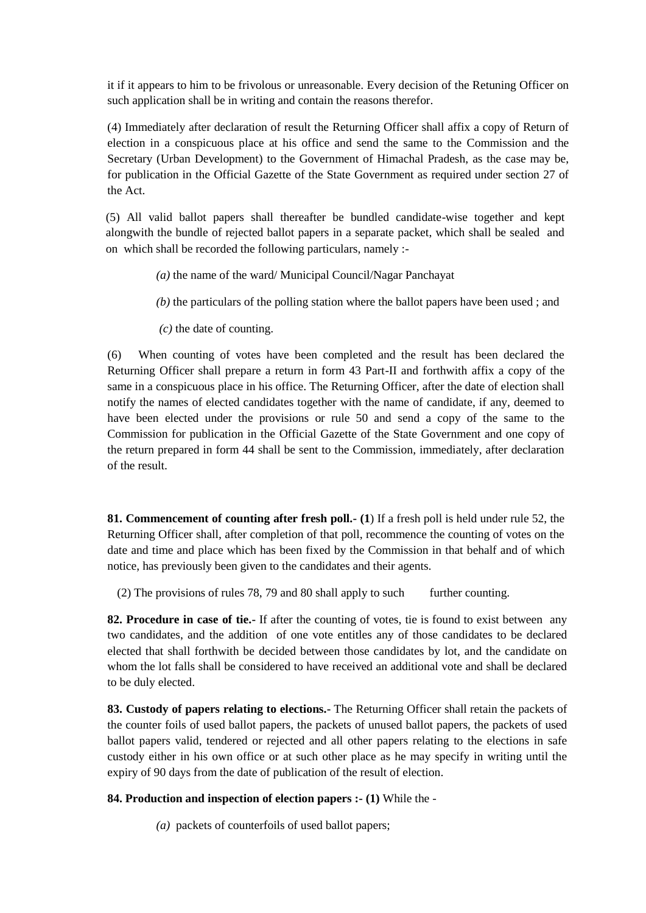it if it appears to him to be frivolous or unreasonable. Every decision of the Retuning Officer on such application shall be in writing and contain the reasons therefor.

(4) Immediately after declaration of result the Returning Officer shall affix a copy of Return of election in a conspicuous place at his office and send the same to the Commission and the Secretary (Urban Development) to the Government of Himachal Pradesh, as the case may be, for publication in the Official Gazette of the State Government as required under section 27 of the Act.

(5) All valid ballot papers shall thereafter be bundled candidate-wise together and kept alongwith the bundle of rejected ballot papers in a separate packet, which shall be sealed and on which shall be recorded the following particulars, namely :-

*(a)* the name of the ward/ Municipal Council/Nagar Panchayat

*(b)* the particulars of the polling station where the ballot papers have been used ; and

*(c)* the date of counting.

(6) When counting of votes have been completed and the result has been declared the Returning Officer shall prepare a return in form 43 Part-II and forthwith affix a copy of the same in a conspicuous place in his office. The Returning Officer, after the date of election shall notify the names of elected candidates together with the name of candidate, if any, deemed to have been elected under the provisions or rule 50 and send a copy of the same to the Commission for publication in the Official Gazette of the State Government and one copy of the return prepared in form 44 shall be sent to the Commission, immediately, after declaration of the result.

**81. Commencement of counting after fresh poll.- (1**) If a fresh poll is held under rule 52, the Returning Officer shall, after completion of that poll, recommence the counting of votes on the date and time and place which has been fixed by the Commission in that behalf and of which notice, has previously been given to the candidates and their agents.

(2) The provisions of rules 78, 79 and 80 shall apply to such further counting.

**82. Procedure in case of tie.-** If after the counting of votes, tie is found to exist between any two candidates, and the addition of one vote entitles any of those candidates to be declared elected that shall forthwith be decided between those candidates by lot, and the candidate on whom the lot falls shall be considered to have received an additional vote and shall be declared to be duly elected.

**83. Custody of papers relating to elections.-** The Returning Officer shall retain the packets of the counter foils of used ballot papers, the packets of unused ballot papers, the packets of used ballot papers valid, tendered or rejected and all other papers relating to the elections in safe custody either in his own office or at such other place as he may specify in writing until the expiry of 90 days from the date of publication of the result of election.

**84. Production and inspection of election papers :- (1)** While the -

*(a)* packets of counterfoils of used ballot papers;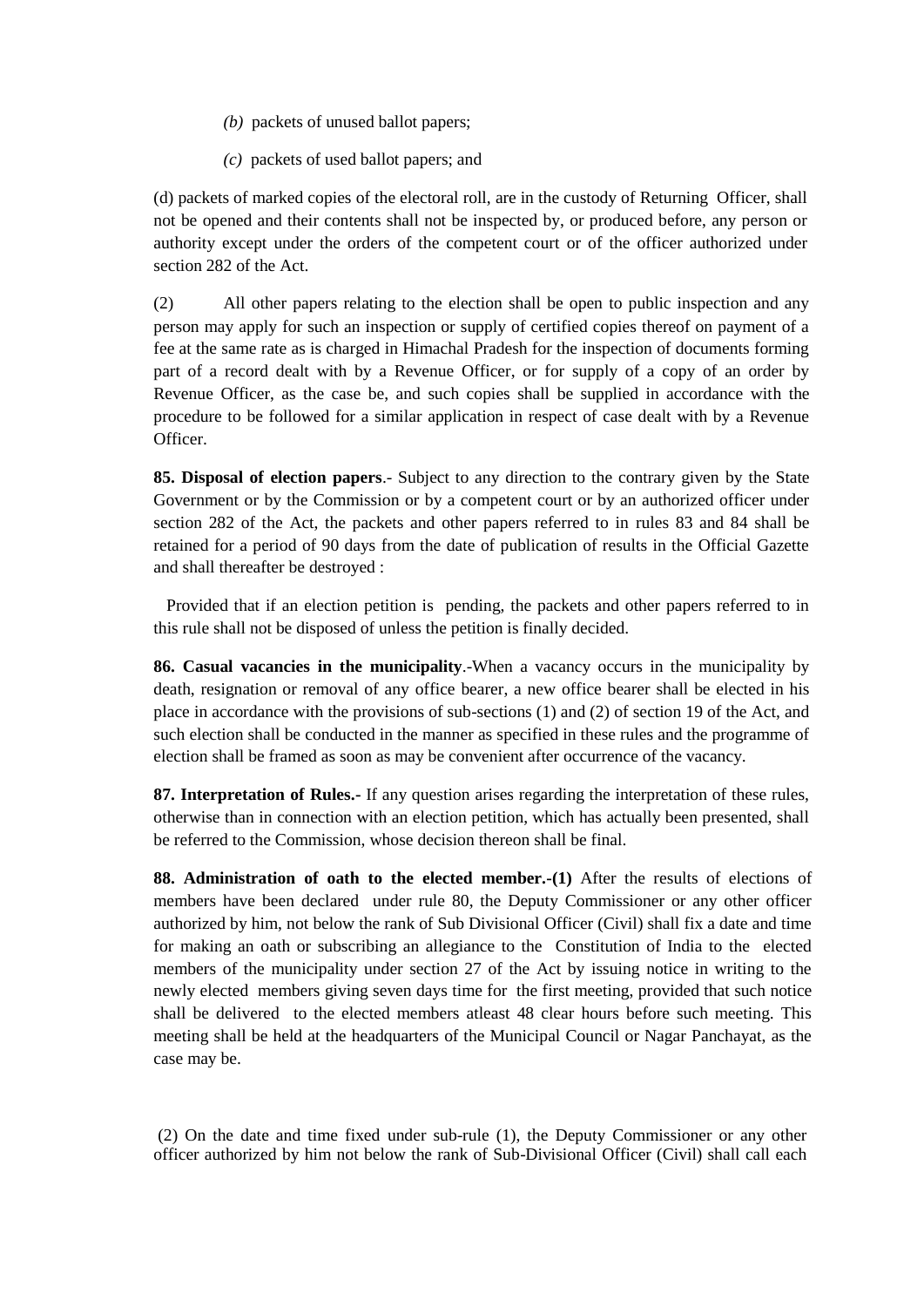*(b)* packets of unused ballot papers;

*(c)* packets of used ballot papers; and

(d) packets of marked copies of the electoral roll, are in the custody of Returning Officer, shall not be opened and their contents shall not be inspected by, or produced before, any person or authority except under the orders of the competent court or of the officer authorized under section 282 of the Act.

(2) All other papers relating to the election shall be open to public inspection and any person may apply for such an inspection or supply of certified copies thereof on payment of a fee at the same rate as is charged in Himachal Pradesh for the inspection of documents forming part of a record dealt with by a Revenue Officer, or for supply of a copy of an order by Revenue Officer, as the case be, and such copies shall be supplied in accordance with the procedure to be followed for a similar application in respect of case dealt with by a Revenue Officer.

**85. Disposal of election papers**.- Subject to any direction to the contrary given by the State Government or by the Commission or by a competent court or by an authorized officer under section 282 of the Act, the packets and other papers referred to in rules 83 and 84 shall be retained for a period of 90 days from the date of publication of results in the Official Gazette and shall thereafter be destroyed :

Provided that if an election petition is pending, the packets and other papers referred to in this rule shall not be disposed of unless the petition is finally decided.

**86. Casual vacancies in the municipality**.-When a vacancy occurs in the municipality by death, resignation or removal of any office bearer, a new office bearer shall be elected in his place in accordance with the provisions of sub-sections (1) and (2) of section 19 of the Act, and such election shall be conducted in the manner as specified in these rules and the programme of election shall be framed as soon as may be convenient after occurrence of the vacancy.

**87. Interpretation of Rules.-** If any question arises regarding the interpretation of these rules, otherwise than in connection with an election petition, which has actually been presented, shall be referred to the Commission, whose decision thereon shall be final.

**88. Administration of oath to the elected member.-(1)** After the results of elections of members have been declared under rule 80, the Deputy Commissioner or any other officer authorized by him, not below the rank of Sub Divisional Officer (Civil) shall fix a date and time for making an oath or subscribing an allegiance to the Constitution of India to the elected members of the municipality under section 27 of the Act by issuing notice in writing to the newly elected members giving seven days time for the first meeting, provided that such notice shall be delivered to the elected members atleast 48 clear hours before such meeting. This meeting shall be held at the headquarters of the Municipal Council or Nagar Panchayat, as the case may be.

(2) On the date and time fixed under sub-rule (1), the Deputy Commissioner or any other officer authorized by him not below the rank of Sub-Divisional Officer (Civil) shall call each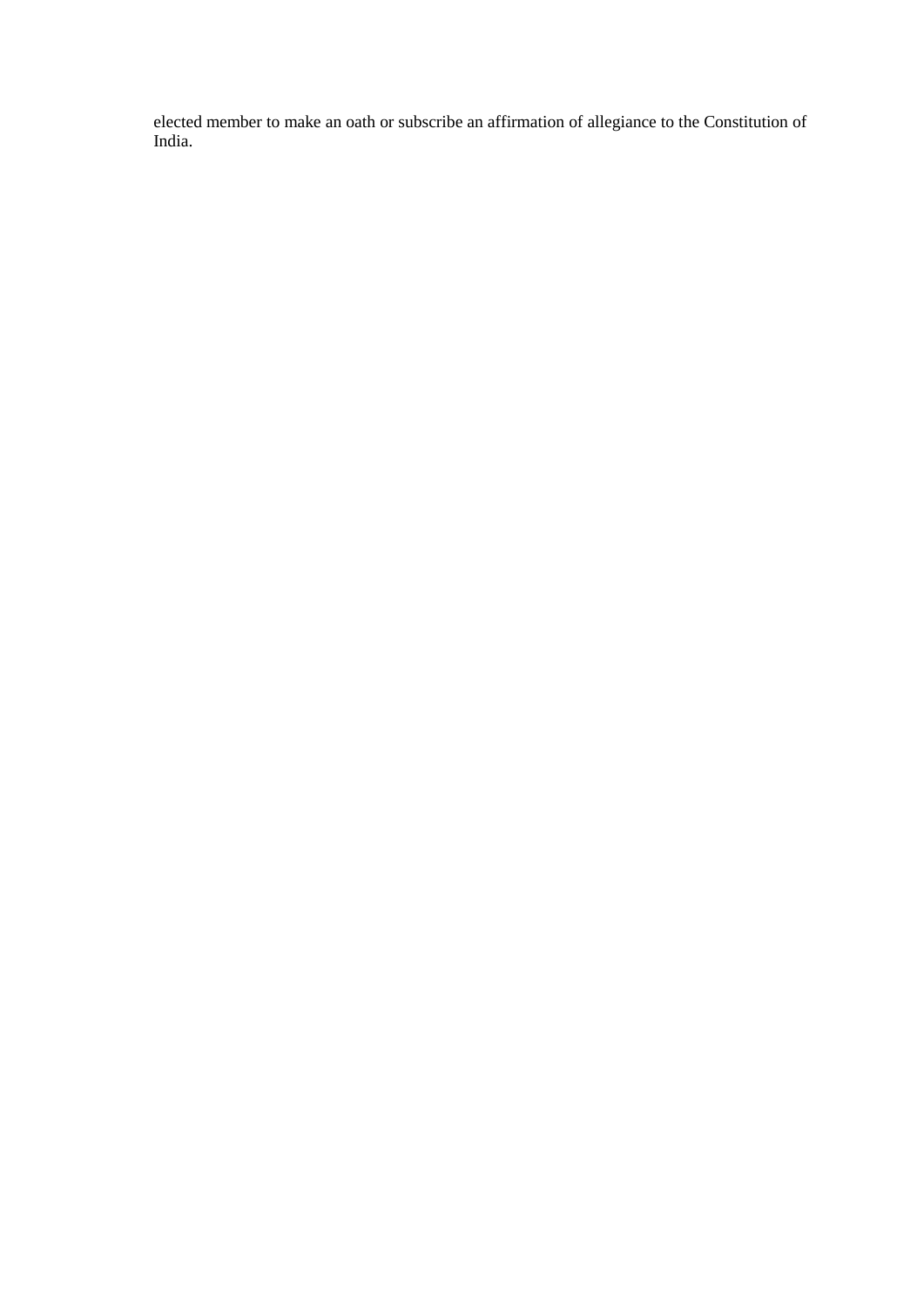elected member to make an oath or subscribe an affirmation of allegiance to the Constitution of India.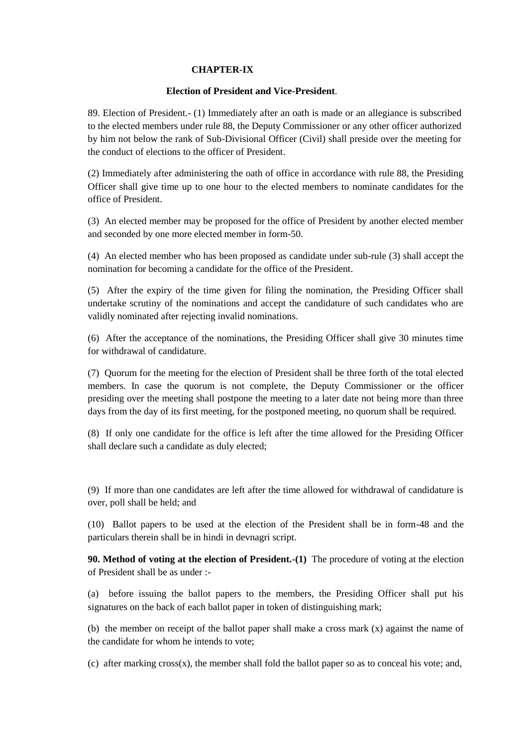## CHAPTER-IX

### Election of President and Vice-President.

89. Election of President.- (1) Immediately after an oath is made or an allegiance is subscribed to the elected members under rule 88, the Deputy Commissioner or any other officer authorized by him not below the rank of Sub-Divisional Officer (Civil) shall preside over the meeting for the conduct of elections to the officer of President.

(2) Immediately after administering the oath of office in accordance with rule 88, the Presiding Officer shall give time up to one hour to the elected members to nominate candidates for the office of President.

(3) An elected member may be proposed for the office of President by another elected member and seconded by one more elected member in form-50.

(4) An elected member who has been proposed as candidate under sub-rule (3) shall accept the nomination for becoming a candidate for the office of the President.

(5) After the expiry of the time given for filing the nomination, the Presiding Officer shall undertake scrutiny of the nominations and accept the candidature of such candidates who are validly nominated after rejecting invalid nominations.

(6) After the acceptance of the nominations, the Presiding Officer shall give 30 minutes time for withdrawal of candidature.

(7) Quorum for the meeting for the election of President shall be three forth of the total elected members. In case the quorum is not complete, the Deputy Commissioner or the officer presiding over the meeting shall postpone the meeting to a later date not being more than three days from the day of its first meeting, for the postponed meeting, no quorum shall be required.

(8) If only one candidate for the office is left after the time allowed for the Presiding Officer shall declare such a candidate as duly elected;

(9) If more than one candidates are left after the time allowed for withdrawal of candidature is over, poll shall be held; and

(10) Ballot papers to be used at the election of the President shall be in form-48 and the particulars therein shall be in hindi in devnagri script.

**90. Method of voting at the election of President.-(1)** The procedure of voting at the election of President shall be as under :-

(a) before issuing the ballot papers to the members, the Presiding Officer shall put his signatures on the back of each ballot paper in token of distinguishing mark;

(b) the member on receipt of the ballot paper shall make a cross mark (x) against the name of the candidate for whom he intends to vote;

(c) after marking cross(x), the member shall fold the ballot paper so as to conceal his vote; and,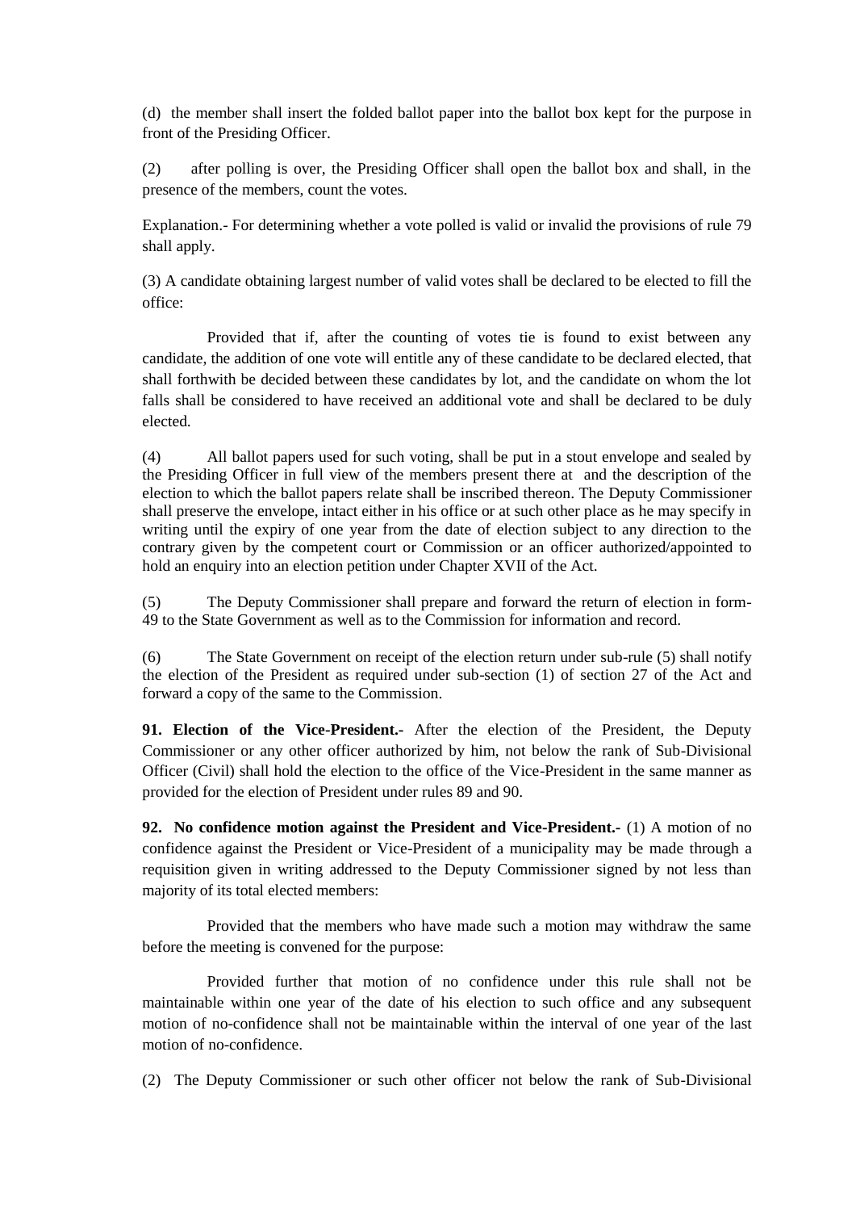(d) the member shall insert the folded ballot paper into the ballot box kept for the purpose in front of the Presiding Officer.

(2) after polling is over, the Presiding Officer shall open the ballot box and shall, in the presence of the members, count the votes.

Explanation.- For determining whether a vote polled is valid or invalid the provisions of rule 79 shall apply.

(3) A candidate obtaining largest number of valid votes shall be declared to be elected to fill the office:

Provided that if, after the counting of votes tie is found to exist between any candidate, the addition of one vote will entitle any of these candidate to be declared elected, that shall forthwith be decided between these candidates by lot, and the candidate on whom the lot falls shall be considered to have received an additional vote and shall be declared to be duly elected.

(4) All ballot papers used for such voting, shall be put in a stout envelope and sealed by the Presiding Officer in full view of the members present there at and the description of the election to which the ballot papers relate shall be inscribed thereon. The Deputy Commissioner shall preserve the envelope, intact either in his office or at such other place as he may specify in writing until the expiry of one year from the date of election subject to any direction to the contrary given by the competent court or Commission or an officer authorized/appointed to hold an enquiry into an election petition under Chapter XVII of the Act.

(5) The Deputy Commissioner shall prepare and forward the return of election in form-49 to the State Government as well as to the Commission for information and record.

(6) The State Government on receipt of the election return under sub-rule (5) shall notify the election of the President as required under sub-section (1) of section 27 of the Act and forward a copy of the same to the Commission.

**91. Election of the Vice-President.-** After the election of the President, the Deputy Commissioner or any other officer authorized by him, not below the rank of Sub-Divisional Officer (Civil) shall hold the election to the office of the Vice-President in the same manner as provided for the election of President under rules 89 and 90.

**92. No confidence motion against the President and Vice-President.-** (1) A motion of no confidence against the President or Vice-President of a municipality may be made through a requisition given in writing addressed to the Deputy Commissioner signed by not less than majority of its total elected members:

Provided that the members who have made such a motion may withdraw the same before the meeting is convened for the purpose:

Provided further that motion of no confidence under this rule shall not be maintainable within one year of the date of his election to such office and any subsequent motion of no-confidence shall not be maintainable within the interval of one year of the last motion of no-confidence.

(2) The Deputy Commissioner or such other officer not below the rank of Sub-Divisional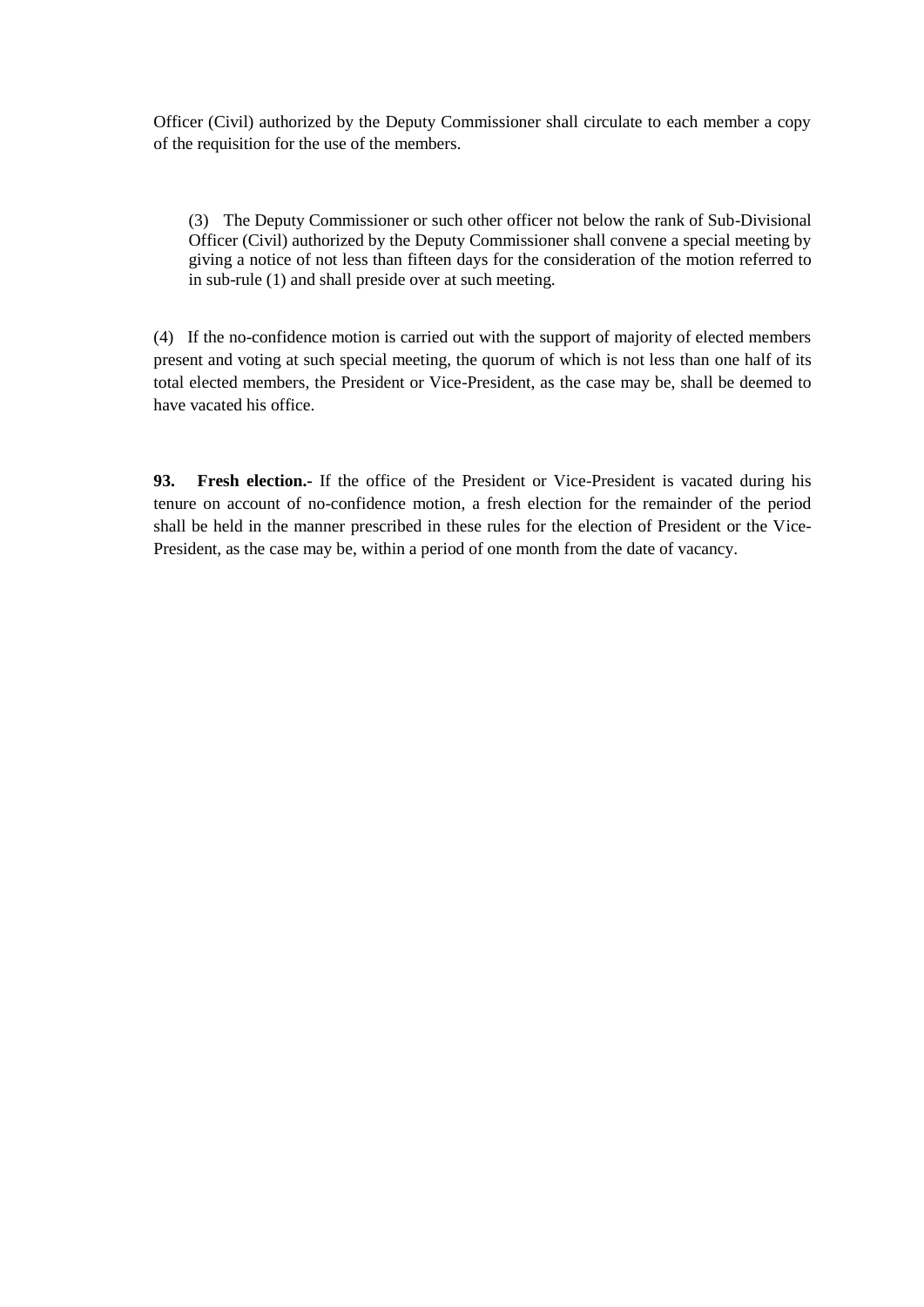Officer (Civil) authorized by the Deputy Commissioner shall circulate to each member a copy of the requisition for the use of the members.

(3) The Deputy Commissioner or such other officer not below the rank of Sub-Divisional Officer (Civil) authorized by the Deputy Commissioner shall convene a special meeting by giving a notice of not less than fifteen days for the consideration of the motion referred to in sub-rule (1) and shall preside over at such meeting.

(4) If the no-confidence motion is carried out with the support of majority of elected members present and voting at such special meeting, the quorum of which is not less than one half of its total elected members, the President or Vice-President, as the case may be, shall be deemed to have vacated his office.

**93. Fresh election.-** If the office of the President or Vice-President is vacated during his tenure on account of no-confidence motion, a fresh election for the remainder of the period shall be held in the manner prescribed in these rules for the election of President or the Vice-President, as the case may be, within a period of one month from the date of vacancy.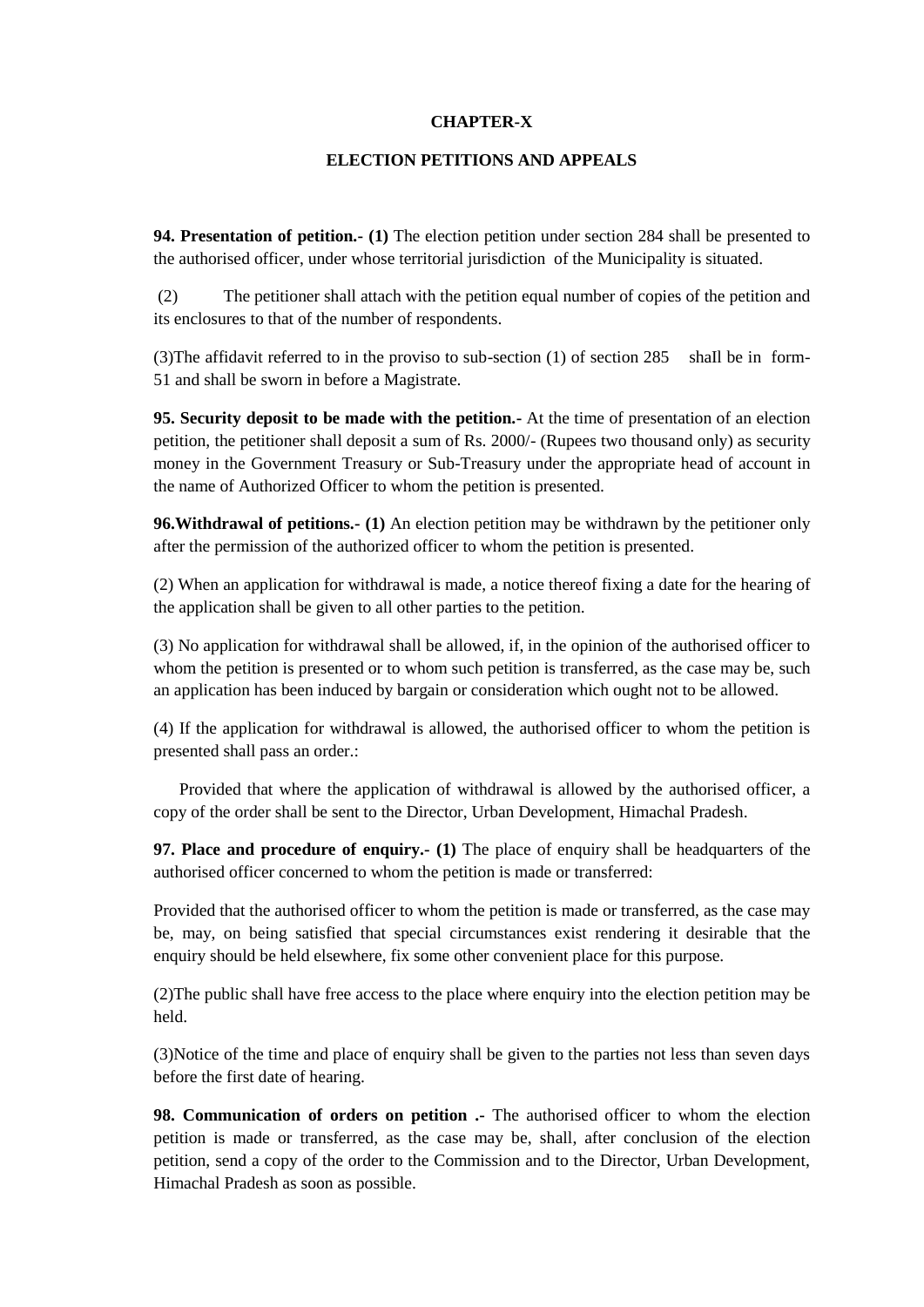## CHAPTER-X

## ELECTION PETITIONS AND APPEALS

**94. Presentation of petition.- (1)** The election petition under section 284 shall be presented to the authorised officer, under whose territorial jurisdiction of the Municipality is situated.

(2) The petitioner shall attach with the petition equal number of copies of the petition and its enclosures to that of the number of respondents.

(3)The affidavit referred to in the proviso to sub-section (1) of section 285 shaIl be in form-51 and shall be sworn in before a Magistrate.

**95. Security deposit to be made with the petition.-** At the time of presentation of an election petition, the petitioner shall deposit a sum of Rs. 2000/- (Rupees two thousand only) as security money in the Government Treasury or Sub-Treasury under the appropriate head of account in the name of Authorized Officer to whom the petition is presented.

**96.Withdrawal of petitions.- (1)** An election petition may be withdrawn by the petitioner only after the permission of the authorized officer to whom the petition is presented.

(2) When an application for withdrawal is made, a notice thereof fixing a date for the hearing of the application shall be given to all other parties to the petition.

(3) No application for withdrawal shall be allowed, if, in the opinion of the authorised officer to whom the petition is presented or to whom such petition is transferred, as the case may be, such an application has been induced by bargain or consideration which ought not to be allowed.

(4) If the application for withdrawal is allowed, the authorised officer to whom the petition is presented shall pass an order.:

Provided that where the application of withdrawal is allowed by the authorised officer, a copy of the order shall be sent to the Director, Urban Development, Himachal Pradesh.

**97. Place and procedure of enquiry.- (1)** The place of enquiry shall be headquarters of the authorised officer concerned to whom the petition is made or transferred:

Provided that the authorised officer to whom the petition is made or transferred, as the case may be, may, on being satisfied that special circumstances exist rendering it desirable that the enquiry should be held elsewhere, fix some other convenient place for this purpose.

(2)The public shall have free access to the place where enquiry into the election petition may be held.

(3)Notice of the time and place of enquiry shall be given to the parties not less than seven days before the first date of hearing.

**98. Communication of orders on petition .-** The authorised officer to whom the election petition is made or transferred, as the case may be, shall, after conclusion of the election petition, send a copy of the order to the Commission and to the Director, Urban Development, Himachal Pradesh as soon as possible.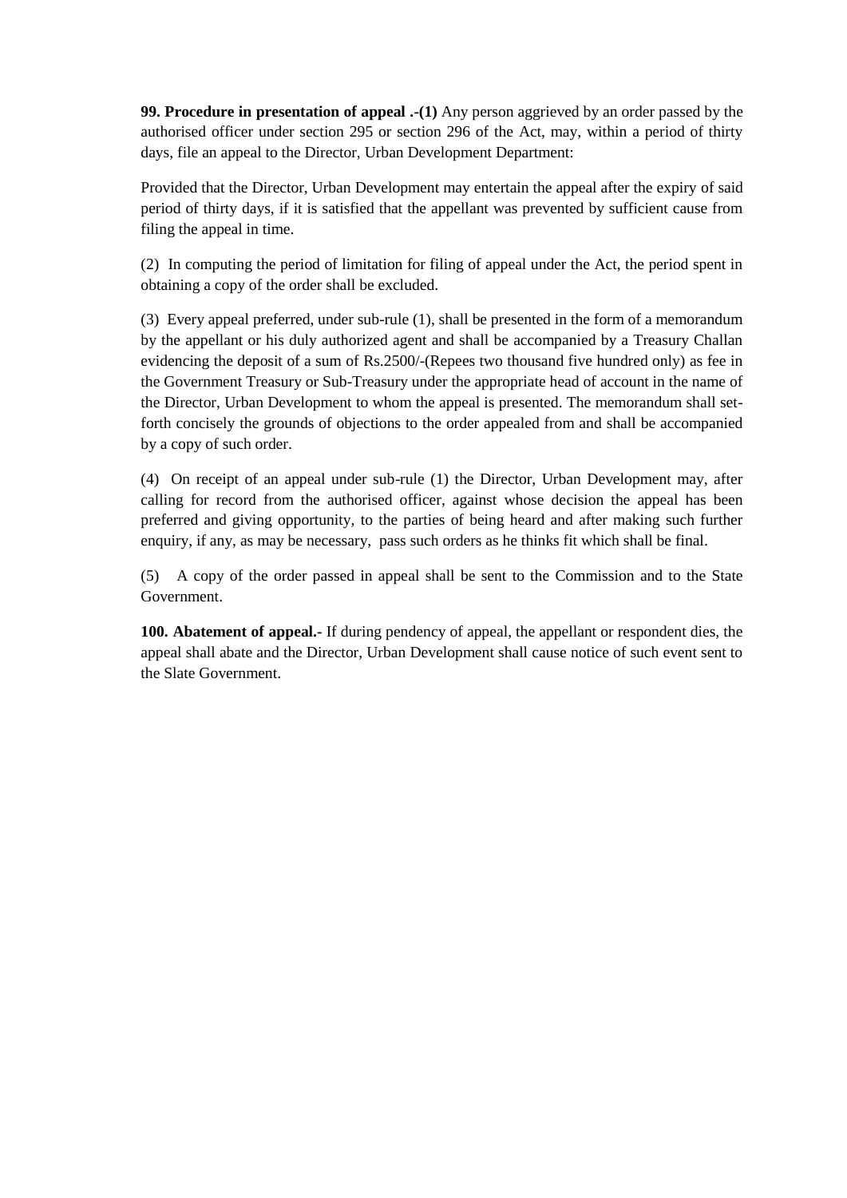**99. Procedure in presentation of appeal .-(1)** Any person aggrieved by an order passed by the authorised officer under section 295 or section 296 of the Act, may, within a period of thirty days, file an appeal to the Director, Urban Development Department:

Provided that the Director, Urban Development may entertain the appeal after the expiry of said period of thirty days, if it is satisfied that the appellant was prevented by sufficient cause from filing the appeal in time.

(2) In computing the period of limitation for filing of appeal under the Act, the period spent in obtaining a copy of the order shall be excluded.

(3) Every appeal preferred, under sub-rule (1), shall be presented in the form of a memorandum by the appellant or his duly authorized agent and shall be accompanied by a Treasury Challan evidencing the deposit of a sum of Rs.2500/-(Repees two thousand five hundred only) as fee in the Government Treasury or Sub-Treasury under the appropriate head of account in the name of the Director, Urban Development to whom the appeal is presented. The memorandum shall set-forth concisely the grounds of objections to the order appealed from and shall be accompanied by a copy of such order.

(4) On receipt of an appeal under sub-rule (1) the Director, Urban Development may, after calling for record from the authorised officer, against whose decision the appeal has been preferred and giving opportunity, to the parties of being heard and after making such further enquiry, if any, as may be necessary, pass such orders as he thinks fit which shall be final.

(5) A copy of the order passed in appeal shall be sent to the Commission and to the State Government.

**100. Abatement of appeal.-** If during pendency of appeal, the appellant or respondent dies, the appeal shall abate and the Director, Urban Development shall cause notice of such event sent to the Slate Government.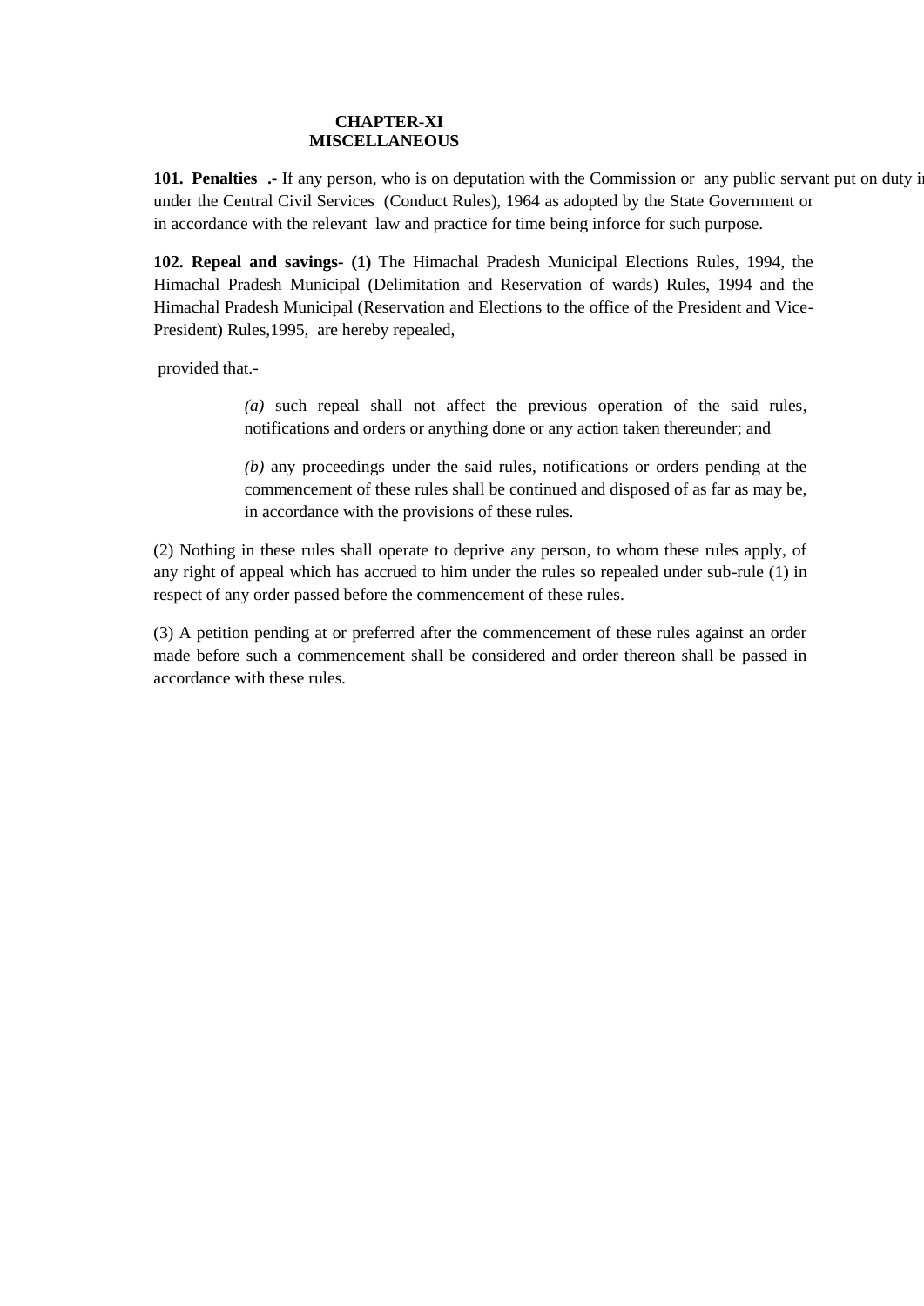## CHAPTER-XI
## MISCELLANEOUS

**101. Penalties .-** If any person, who is on deputation with the Commission or any public servant put on duty i under the Central Civil Services (Conduct Rules), 1964 as adopted by the State Government or in accordance with the relevant law and practice for time being inforce for such purpose.

**102. Repeal and savings- (1)** The Himachal Pradesh Municipal Elections Rules, 1994, the Himachal Pradesh Municipal (Delimitation and Reservation of wards) Rules, 1994 and the Himachal Pradesh Municipal (Reservation and Elections to the office of the President and Vice-President) Rules,1995, are hereby repealed,

provided that.-

*(a)* such repeal shall not affect the previous operation of the said rules, notifications and orders or anything done or any action taken thereunder; and

*(b)* any proceedings under the said rules, notifications or orders pending at the commencement of these rules shall be continued and disposed of as far as may be, in accordance with the provisions of these rules.

(2) Nothing in these rules shall operate to deprive any person, to whom these rules apply, of any right of appeal which has accrued to him under the rules so repealed under sub-rule (1) in respect of any order passed before the commencement of these rules.

(3) A petition pending at or preferred after the commencement of these rules against an order made before such a commencement shall be considered and order thereon shall be passed in accordance with these rules.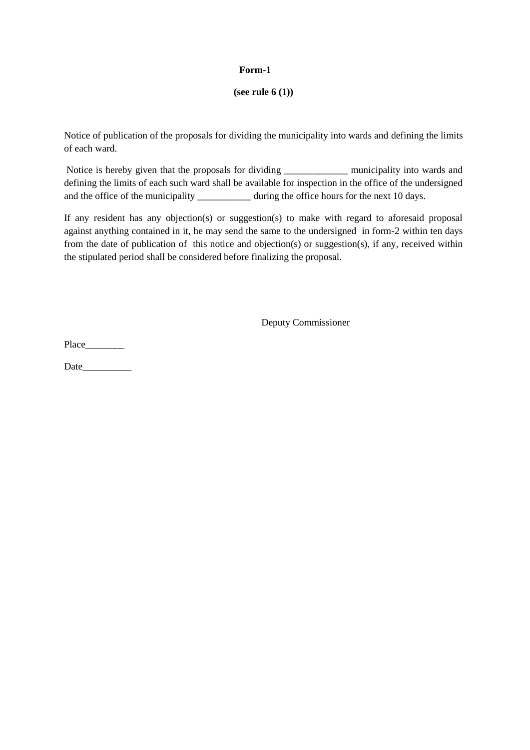**Form-1**

**(see rule 6 (1))**

Notice of publication of the proposals for dividing the municipality into wards and defining the limits of each ward.

Notice is hereby given that the proposals for dividing _____________ municipality into wards and defining the limits of each such ward shall be available for inspection in the office of the undersigned and the office of the municipality ___________ during the office hours for the next 10 days.

If any resident has any objection(s) or suggestion(s) to make with regard to aforesaid proposal against anything contained in it, he may send the same to the undersigned in form-2 within ten days from the date of publication of this notice and objection(s) or suggestion(s), if any, received within the stipulated period shall be considered before finalizing the proposal.

Deputy Commissioner

Place________

Date__________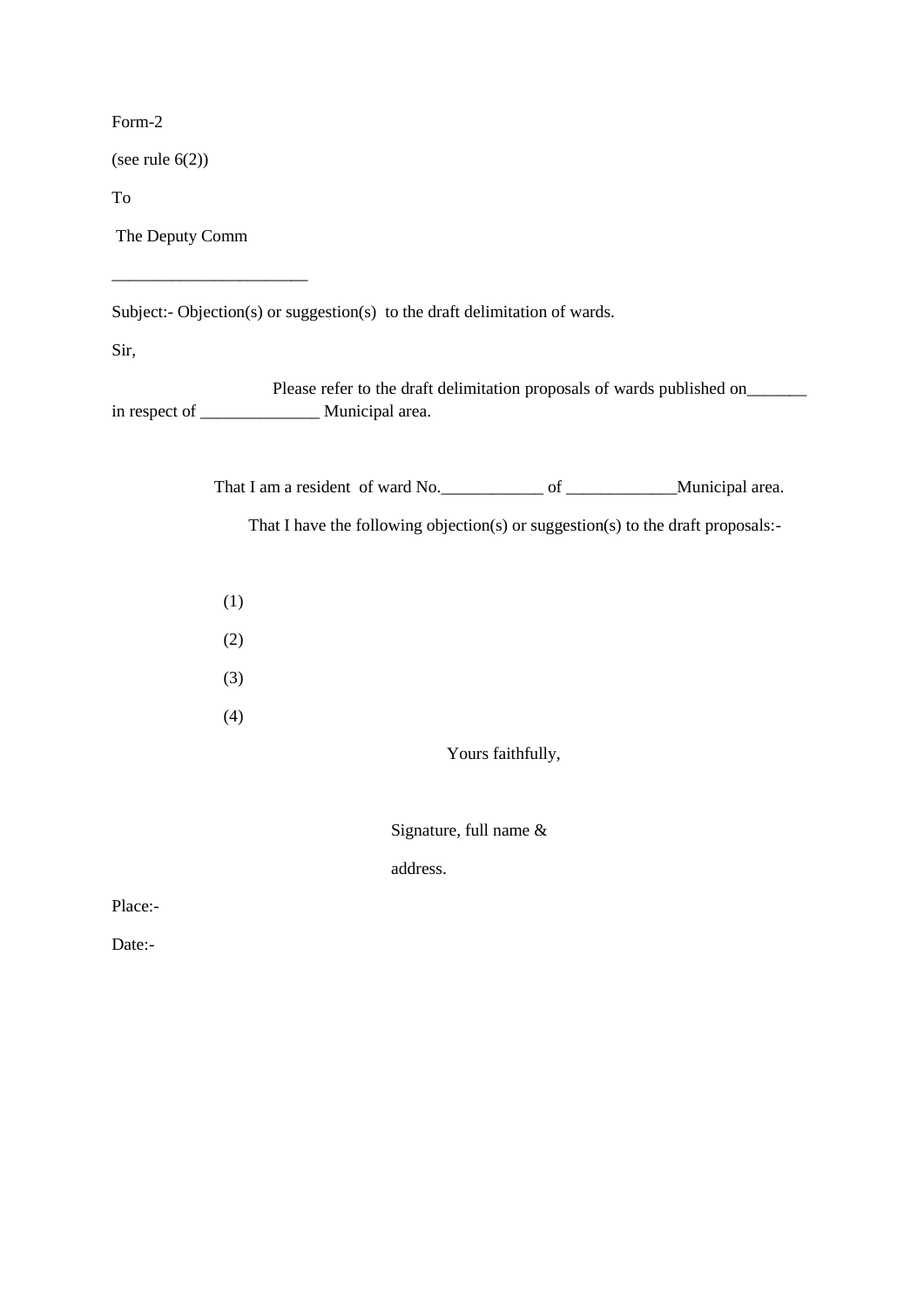Form-2

(see rule 6(2))

To

The Deputy Comm

_______________________

Subject:- Objection(s) or suggestion(s) to the draft delimitation of wards.

Sir,

Please refer to the draft delimitation proposals of wards published on_______ in respect of ______________ Municipal area.

That I am a resident of ward No.____________ of _____________Municipal area.

That I have the following objection(s) or suggestion(s) to the draft proposals:-

(1)

(2)

(3)

(4)

Yours faithfully,

Signature, full name &

address.

Place:-

Date:-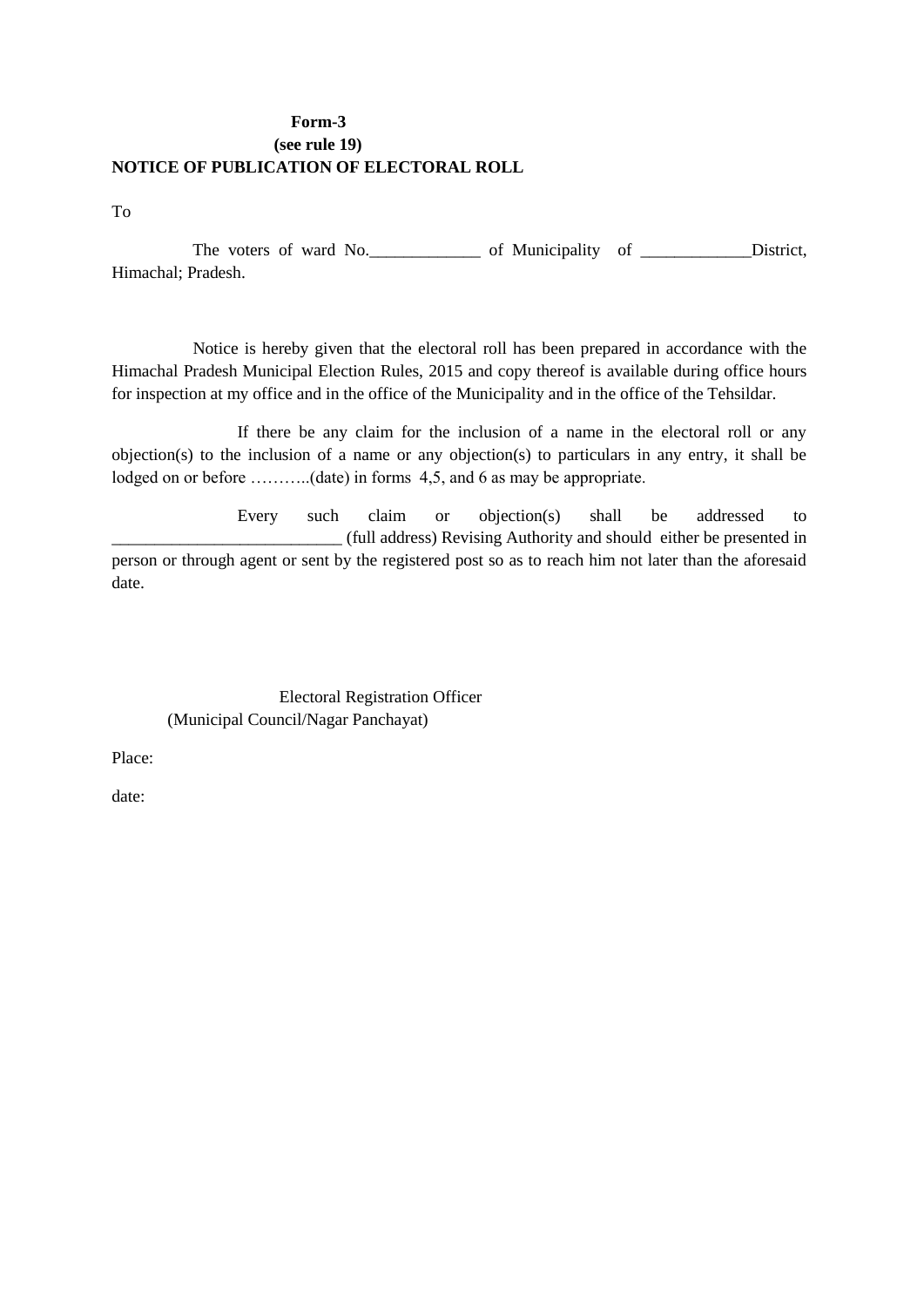**Form-3**
**(see rule 19)**
**NOTICE OF PUBLICATION OF ELECTORAL ROLL**

To

The voters of ward No.\_\_\_\_\_\_\_\_\_\_\_\_\_ of Municipality of \_\_\_\_\_\_\_\_\_\_\_\_\_District, Himachal; Pradesh.

Notice is hereby given that the electoral roll has been prepared in accordance with the Himachal Pradesh Municipal Election Rules, 2015 and copy thereof is available during office hours for inspection at my office and in the office of the Municipality and in the office of the Tehsildar.

If there be any claim for the inclusion of a name in the electoral roll or any objection(s) to the inclusion of a name or any objection(s) to particulars in any entry, it shall be lodged on or before ………..(date) in forms 4,5, and 6 as may be appropriate.

Every such claim or objection(s) shall be addressed to \_\_\_\_\_\_\_\_\_\_\_\_\_\_\_\_\_\_\_\_\_\_\_\_\_\_ (full address) Revising Authority and should either be presented in person or through agent or sent by the registered post so as to reach him not later than the aforesaid date.

Electoral Registration Officer
(Municipal Council/Nagar Panchayat)

Place:

date: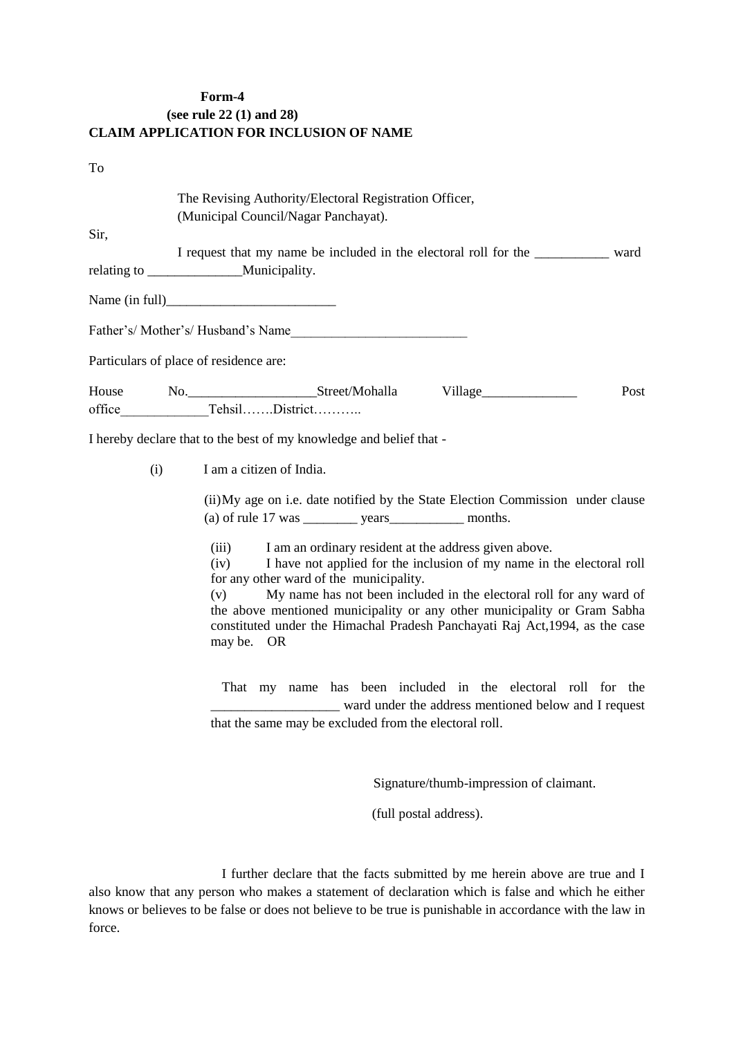**Form-4**

**(see rule 22 (1) and 28)**

**CLAIM APPLICATION FOR INCLUSION OF NAME**

To

The Revising Authority/Electoral Registration Officer,
(Municipal Council/Nagar Panchayat).

Sir,

I request that my name be included in the electoral roll for the ___________ ward relating to ______________Municipality.

Name (in full)_________________________

Father's/ Mother's/ Husband's Name__________________________

Particulars of place of residence are:

House No.___________________Street/Mohalla Village______________ Post office_____________Tehsil…….District………..

I hereby declare that to the best of my knowledge and belief that -

(i) I am a citizen of India.

(ii) My age on i.e. date notified by the State Election Commission under clause (a) of rule 17 was ________ years___________ months.

(iii) I am an ordinary resident at the address given above.

(iv) I have not applied for the inclusion of my name in the electoral roll for any other ward of the municipality.

(v) My name has not been included in the electoral roll for any ward of the above mentioned municipality or any other municipality or Gram Sabha constituted under the Himachal Pradesh Panchayati Raj Act,1994, as the case may be. OR

That my name has been included in the electoral roll for the ___________________ ward under the address mentioned below and I request that the same may be excluded from the electoral roll.

Signature/thumb-impression of claimant.

(full postal address).

I further declare that the facts submitted by me herein above are true and I also know that any person who makes a statement of declaration which is false and which he either knows or believes to be false or does not believe to be true is punishable in accordance with the law in force.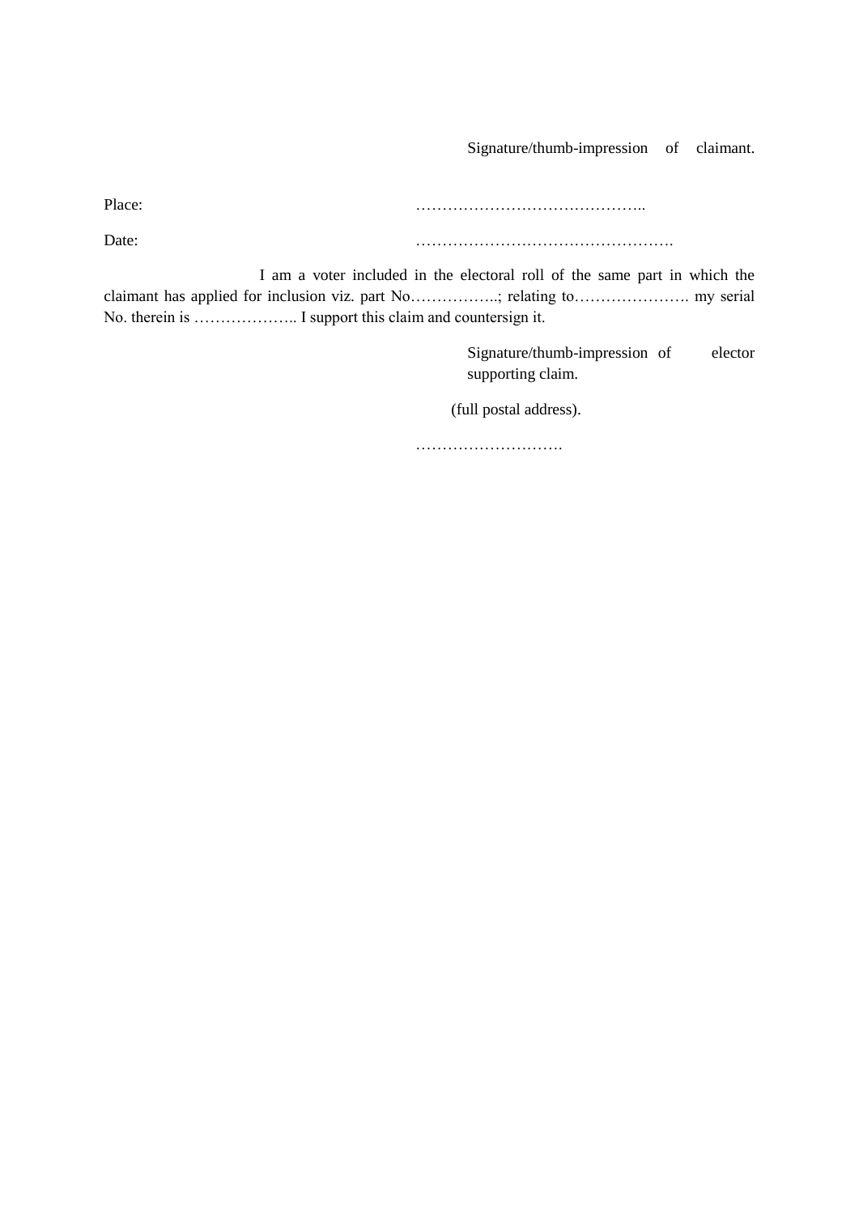Signature/thumb-impression of claimant.

Place: ……………………………………..

Date: ………………………………………….

I am a voter included in the electoral roll of the same part in which the claimant has applied for inclusion viz. part No……………..; relating to…………………. my serial No. therein is ……………….. I support this claim and countersign it.

Signature/thumb-impression of elector supporting claim.

(full postal address).

……………………….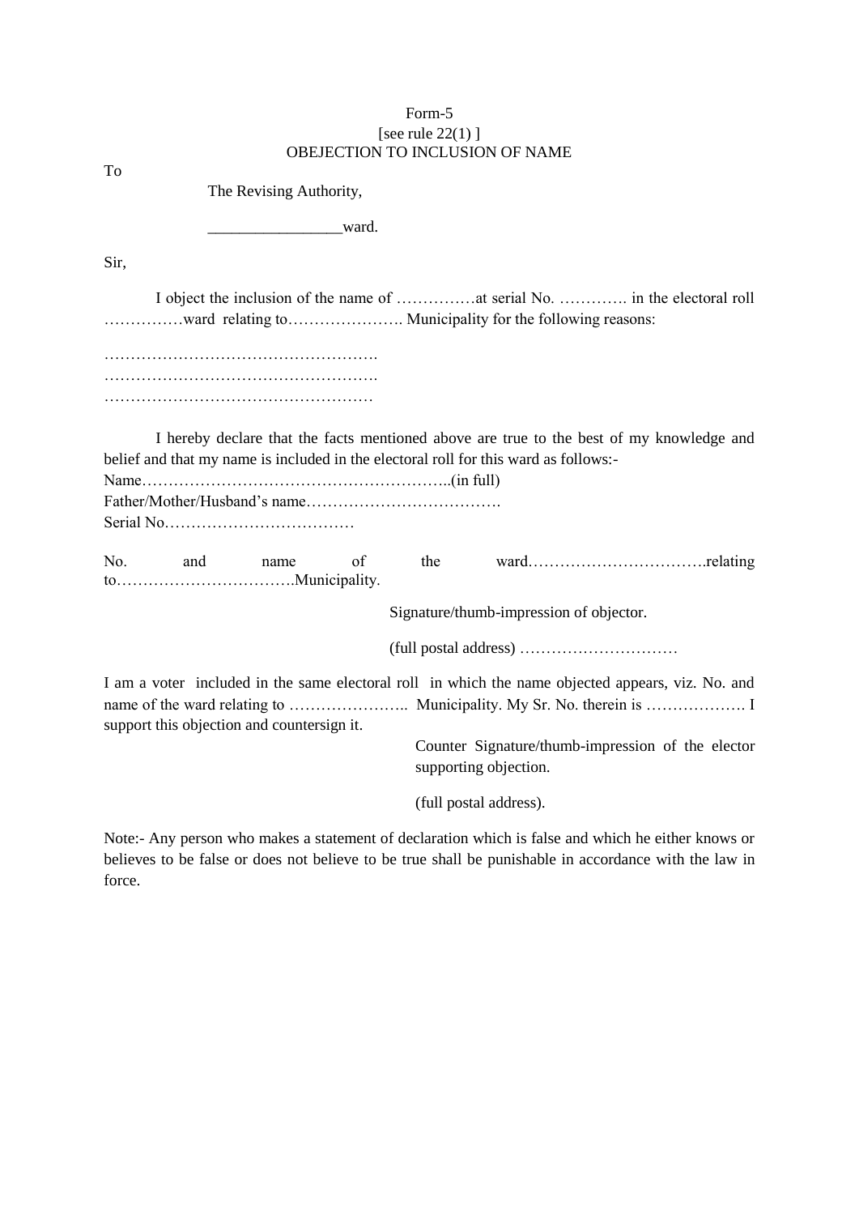Form-5

[see rule 22(1) ]

OBEJECTION TO INCLUSION OF NAME

To

The Revising Authority,

________________ward.

Sir,

I object the inclusion of the name of ……………at serial No. …………. in the electoral roll ……………ward relating to…………………. Municipality for the following reasons:

…………………………………………….
…………………………………………….
……………………………………………

I hereby declare that the facts mentioned above are true to the best of my knowledge and belief and that my name is included in the electoral roll for this ward as follows:-

Name…………………………………………………..(in full)
Father/Mother/Husband's name……………………………….
Serial No………………………………

No. and name of the ward…………………………….relating to…………………………….Municipality.

Signature/thumb-impression of objector.

(full postal address) …………………………

I am a voter included in the same electoral roll in which the name objected appears, viz. No. and name of the ward relating to ………………….. Municipality. My Sr. No. therein is ………………. I support this objection and countersign it.

Counter Signature/thumb-impression of the elector supporting objection.

(full postal address).

Note:- Any person who makes a statement of declaration which is false and which he either knows or believes to be false or does not believe to be true shall be punishable in accordance with the law in force.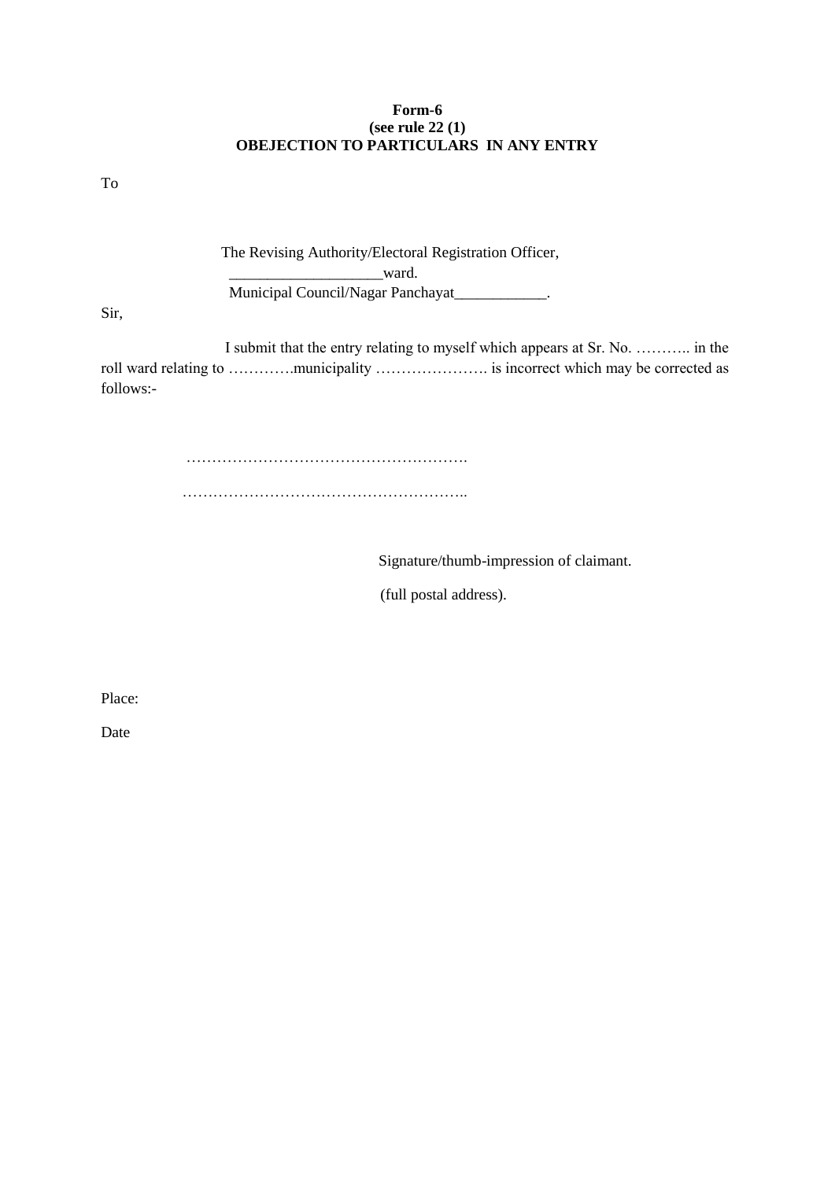**Form-6**
**(see rule 22 (1)**
**OBEJECTION TO PARTICULARS IN ANY ENTRY**

To

The Revising Authority/Electoral Registration Officer,
___________________ward.
Municipal Council/Nagar Panchayat____________.

Sir,

I submit that the entry relating to myself which appears at Sr. No. ……….. in the roll ward relating to …………municipality …………………. is incorrect which may be corrected as follows:-

……………………………………………….

………………………………………………..

Signature/thumb-impression of claimant.

(full postal address).

Place:

Date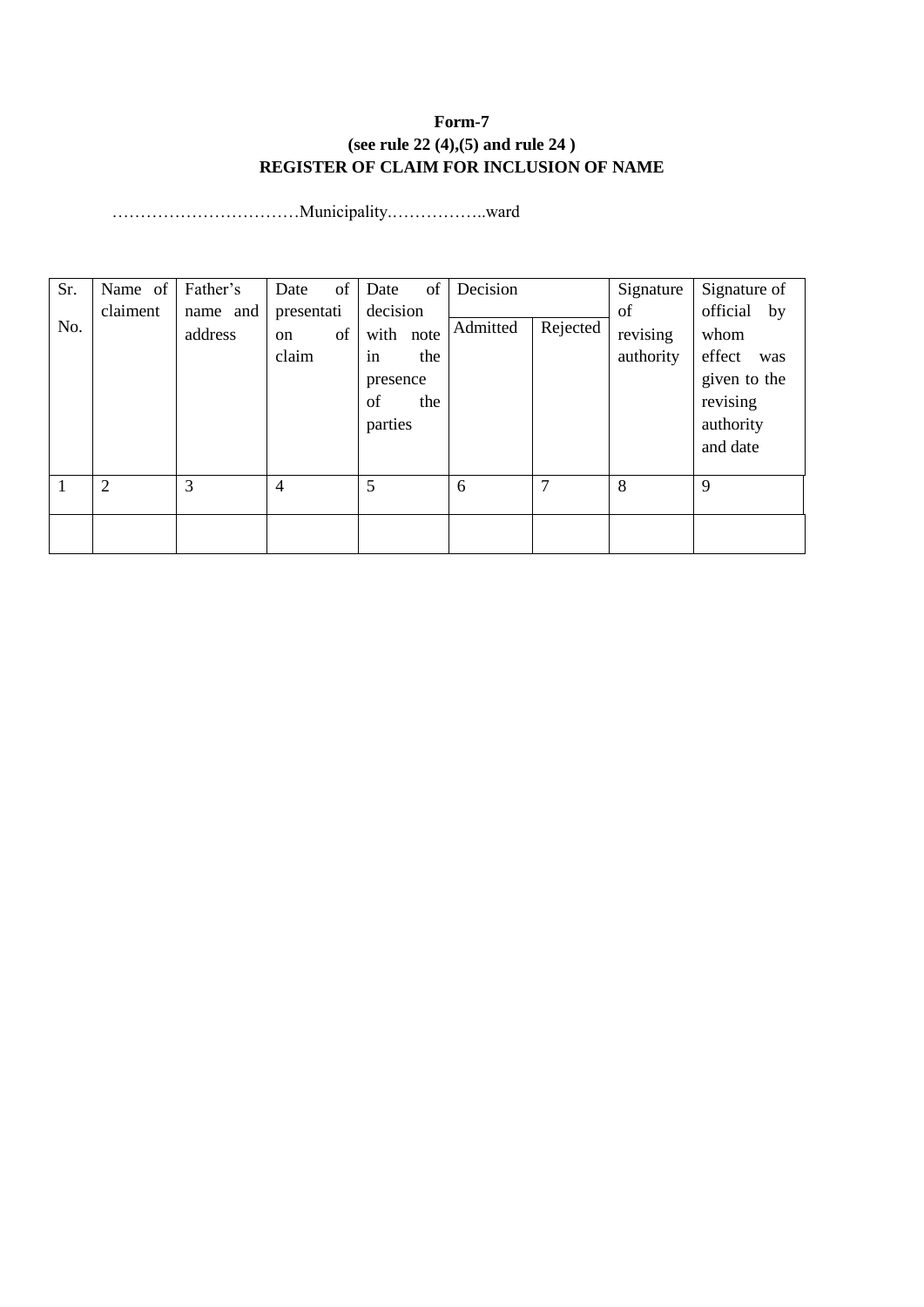**Form-7**
**(see rule 22 (4),(5) and rule 24 )**
**REGISTER OF CLAIM FOR INCLUSION OF NAME**

……………………………Municipality……………..ward

| Sr. No. | Name of claiment | Father's name and address | Date of presentation of claim | Date of decision with note in the presence of the parties | Decision | | Signature of revising authority | Signature of official by whom effect was given to the revising authority and date |
|---|---|---|---|---|---|---|---|---|
| | | | | | Admitted | Rejected | | |
| 1 | 2 | 3 | 4 | 5 | 6 | 7 | 8 | 9 |
| | | | | | | | | |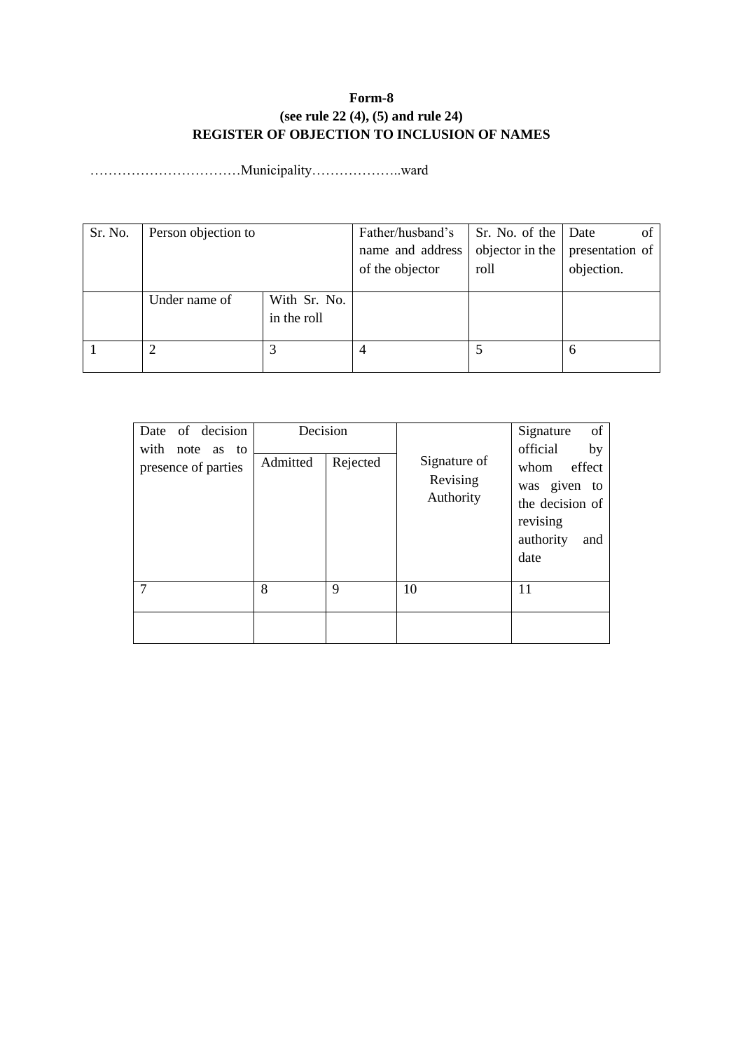**Form-8**
**(see rule 22 (4), (5) and rule 24)**
**REGISTER OF OBJECTION TO INCLUSION OF NAMES**

……………………………Municipality………………..ward

| Sr. No. | Person objection to | | Father/husband's name and address of the objector | Sr. No. of the objector in the roll | Date of presentation of objection. |
|---|---|---|---|---|---|
| | Under name of | With Sr. No. in the roll | | | |
| 1 | 2 | 3 | 4 | 5 | 6 |

| Date of decision with note as to presence of parties | Decision | | Signature of Revising Authority | Signature of official by whom effect was given to the decision of revising authority and date |
|---|---|---|---|---|
| | Admitted | Rejected | | |
| 7 | 8 | 9 | 10 | 11 |
| | | | | |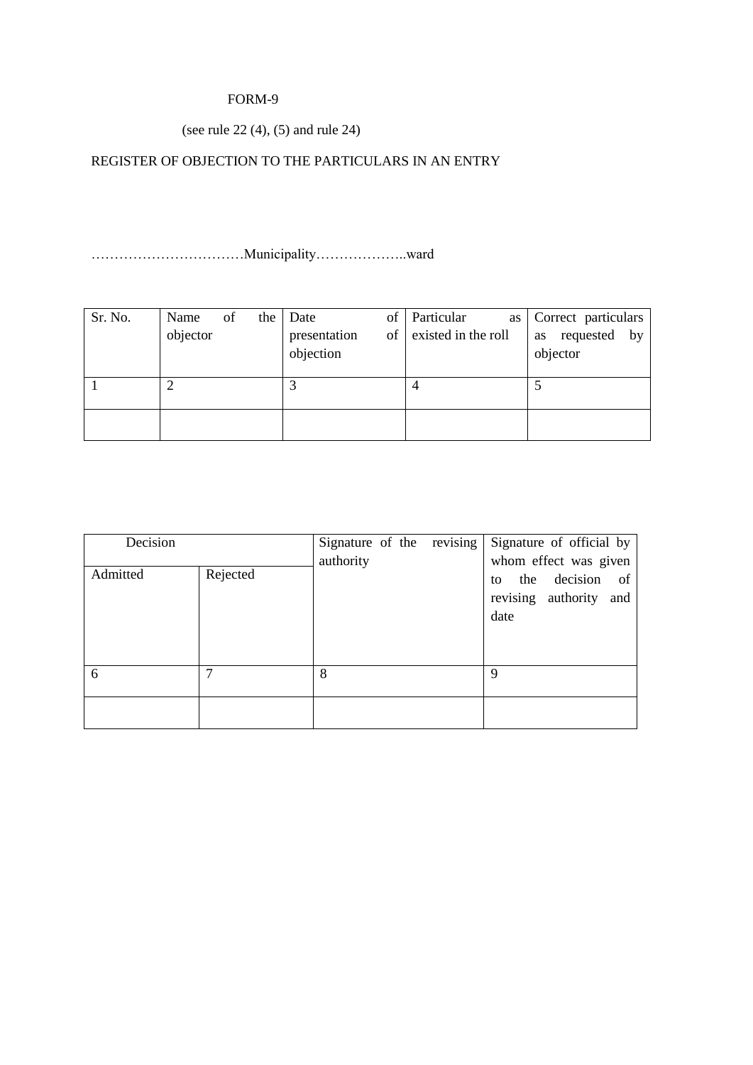FORM-9

(see rule 22 (4), (5) and rule 24)

REGISTER OF OBJECTION TO THE PARTICULARS IN AN ENTRY

……………………………Municipality………………..ward

| Sr. No. | Name of the objector | Date of presentation of objection | Particular as existed in the roll | Correct particulars as requested by objector |
|---|---|---|---|---|
| 1 | 2 | 3 | 4 | 5 |
| | | | | |

| Decision | | Signature of the revising authority | Signature of official by whom effect was given to the decision of revising authority and date |
|---|---|---|---|
| Admitted | Rejected | | |
| 6 | 7 | 8 | 9 |
| | | | |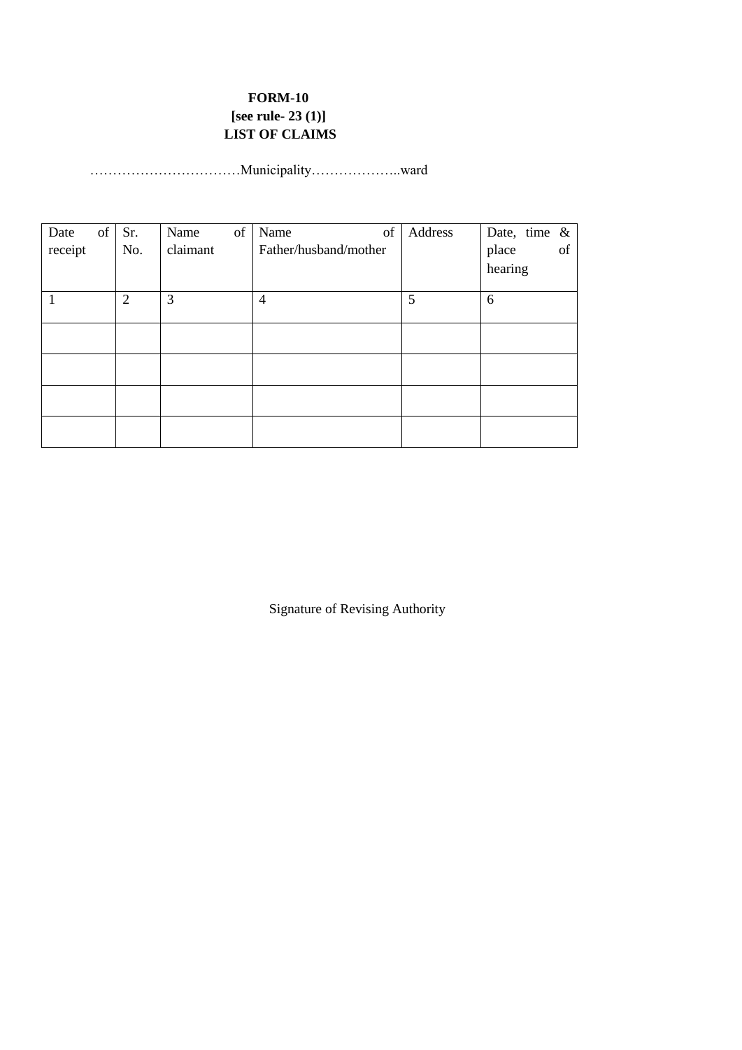**FORM-10**
**[see rule- 23 (1)]**
**LIST OF CLAIMS**

……………………………Municipality………………..ward

| Date of receipt | Sr. No. | Name of claimant | Name of Father/husband/mother | Address | Date, time & place of hearing |
|---|---|---|---|---|---|
| 1 | 2 | 3 | 4 | 5 | 6 |
| | | | | | |
| | | | | | |
| | | | | | |
| | | | | | |

Signature of Revising Authority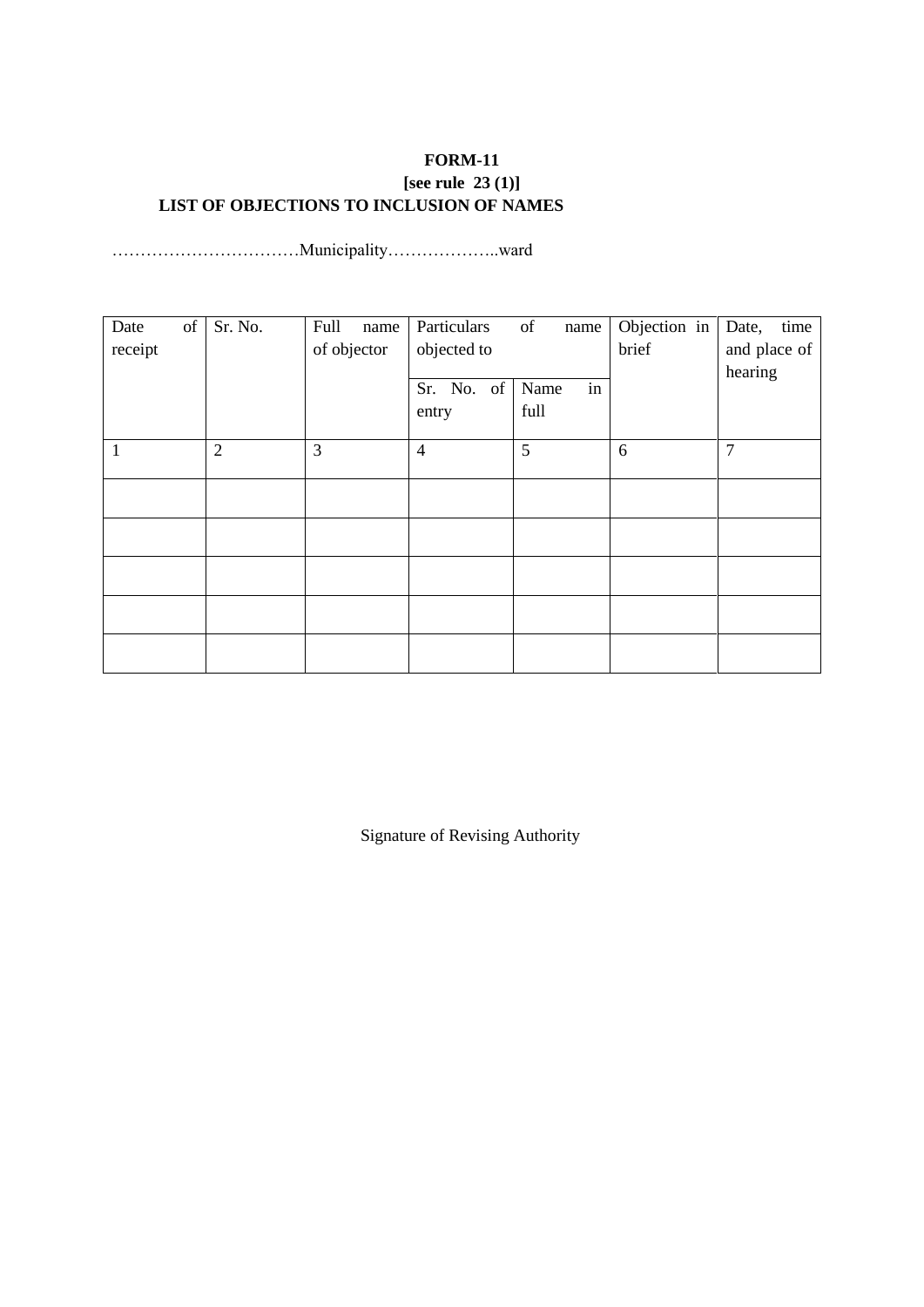**FORM-11**
**[see rule 23 (1)]**
**LIST OF OBJECTIONS TO INCLUSION OF NAMES**

……………………………Municipality………………..ward

| Date of receipt | Sr. No. | Full name of objector | Particulars of name objected to | | Objection in brief | Date, time and place of hearing |
|---|---|---|---|---|---|---|
| | | | Sr. No. of entry | Name in full | | |
| 1 | 2 | 3 | 4 | 5 | 6 | 7 |
| | | | | | | |
| | | | | | | |
| | | | | | | |
| | | | | | | |
| | | | | | | |

Signature of Revising Authority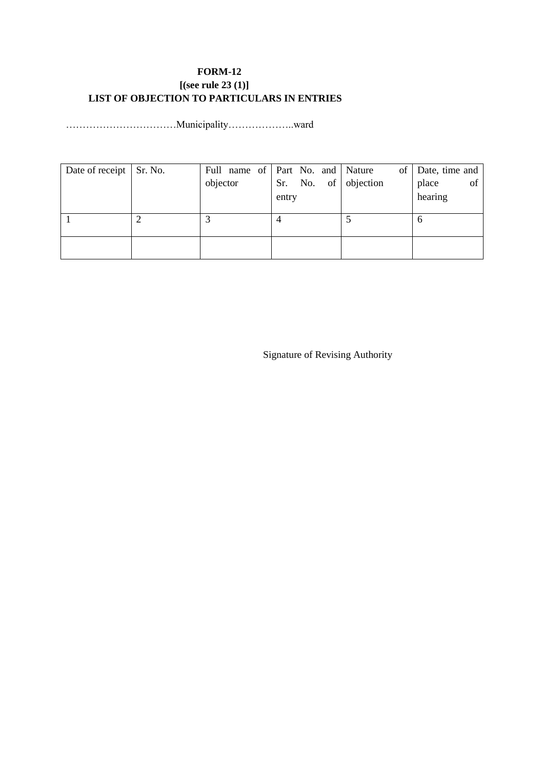**FORM-12**

**[(see rule 23 (1)]**

**LIST OF OBJECTION TO PARTICULARS IN ENTRIES**

……………………………Municipality………………..ward

| Date of receipt | Sr. No. | Full name of objector | Part No. and Sr. No. of entry | Nature of objection | Date, time and place of hearing |
|---|---|---|---|---|---|
| 1 | 2 | 3 | 4 | 5 | 6 |
| | | | | | |

Signature of Revising Authority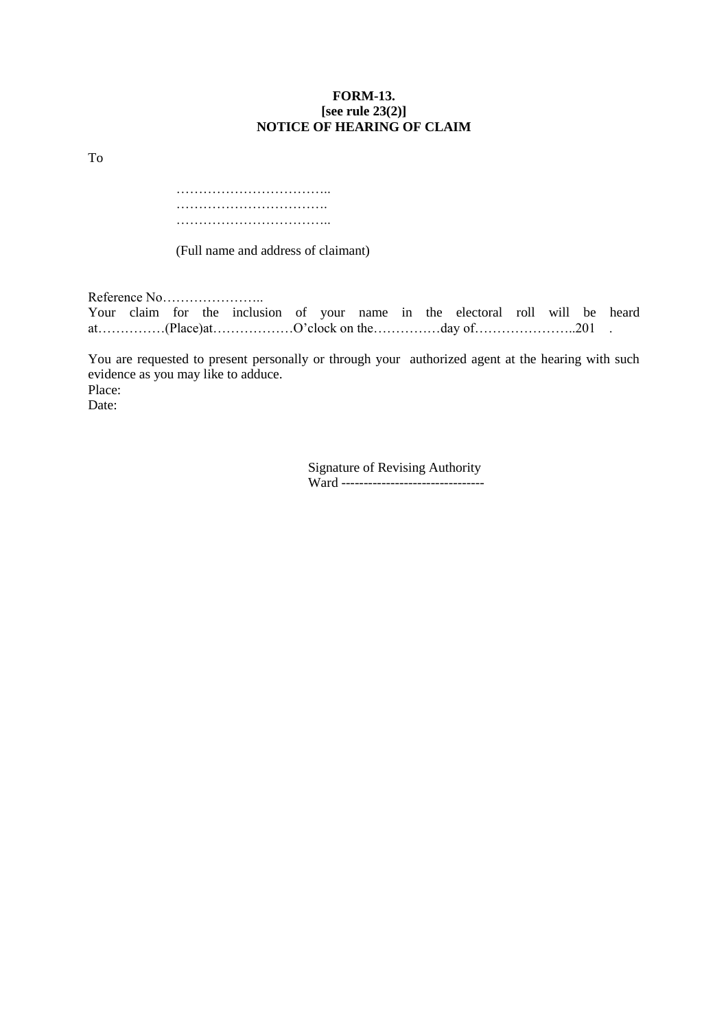**FORM-13.**
**[see rule 23(2)]**
**NOTICE OF HEARING OF CLAIM**

To

……………………………..
…………………………….
……………………………..

(Full name and address of claimant)

Reference No…………………..
Your claim for the inclusion of your name in the electoral roll will be heard at……………(Place)at………………O'clock on the……………day of…………………..201 .

You are requested to present personally or through your authorized agent at the hearing with such evidence as you may like to adduce.
Place:
Date:

Signature of Revising Authority
Ward -------------------------------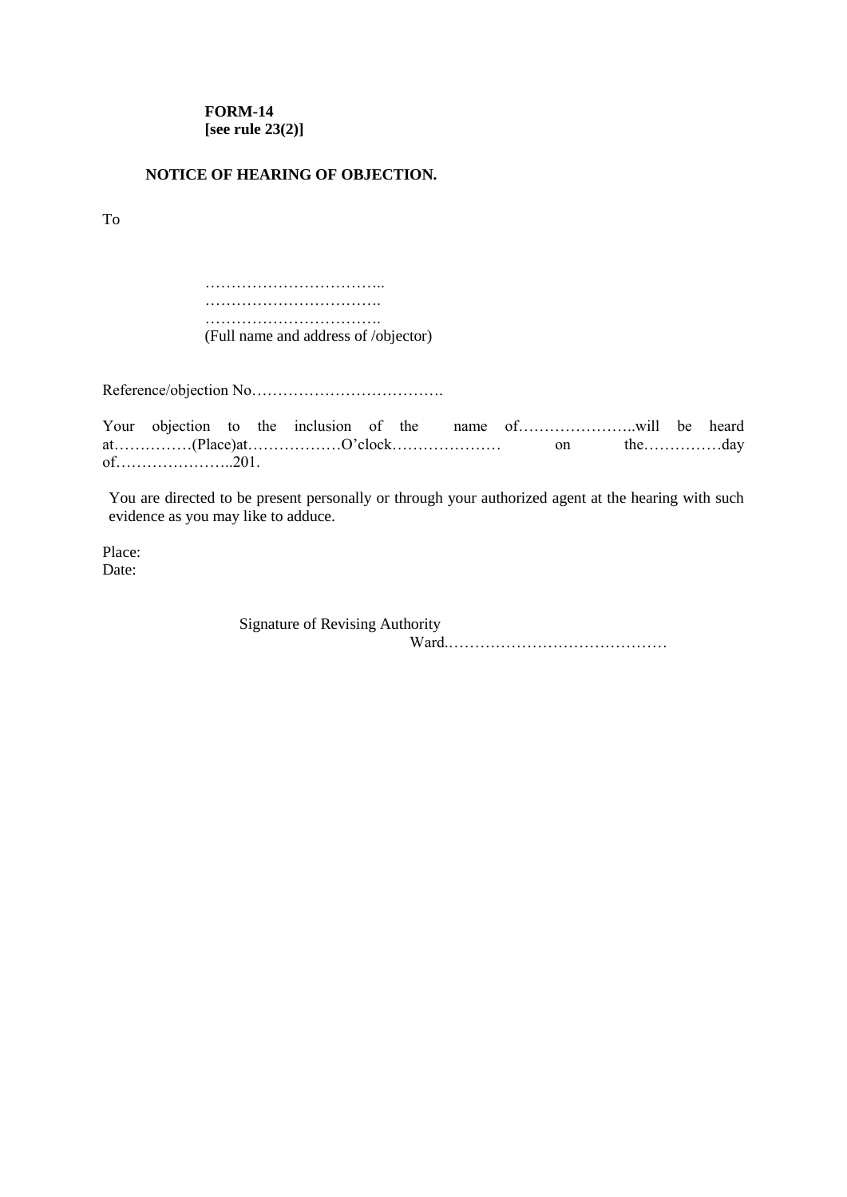**FORM-14**
**[see rule 23(2)]**

**NOTICE OF HEARING OF OBJECTION.**

To

……………………………..
…………………………….
…………………………….
(Full name and address of /objector)

Reference/objection No……………………………….

Your objection to the inclusion of the name of…………………..will be heard at……………(Place)at………………O'clock………………… on the……………day of…………………..201.

You are directed to be present personally or through your authorized agent at the hearing with such evidence as you may like to adduce.

Place:
Date:

Signature of Revising Authority
Ward.……………………………………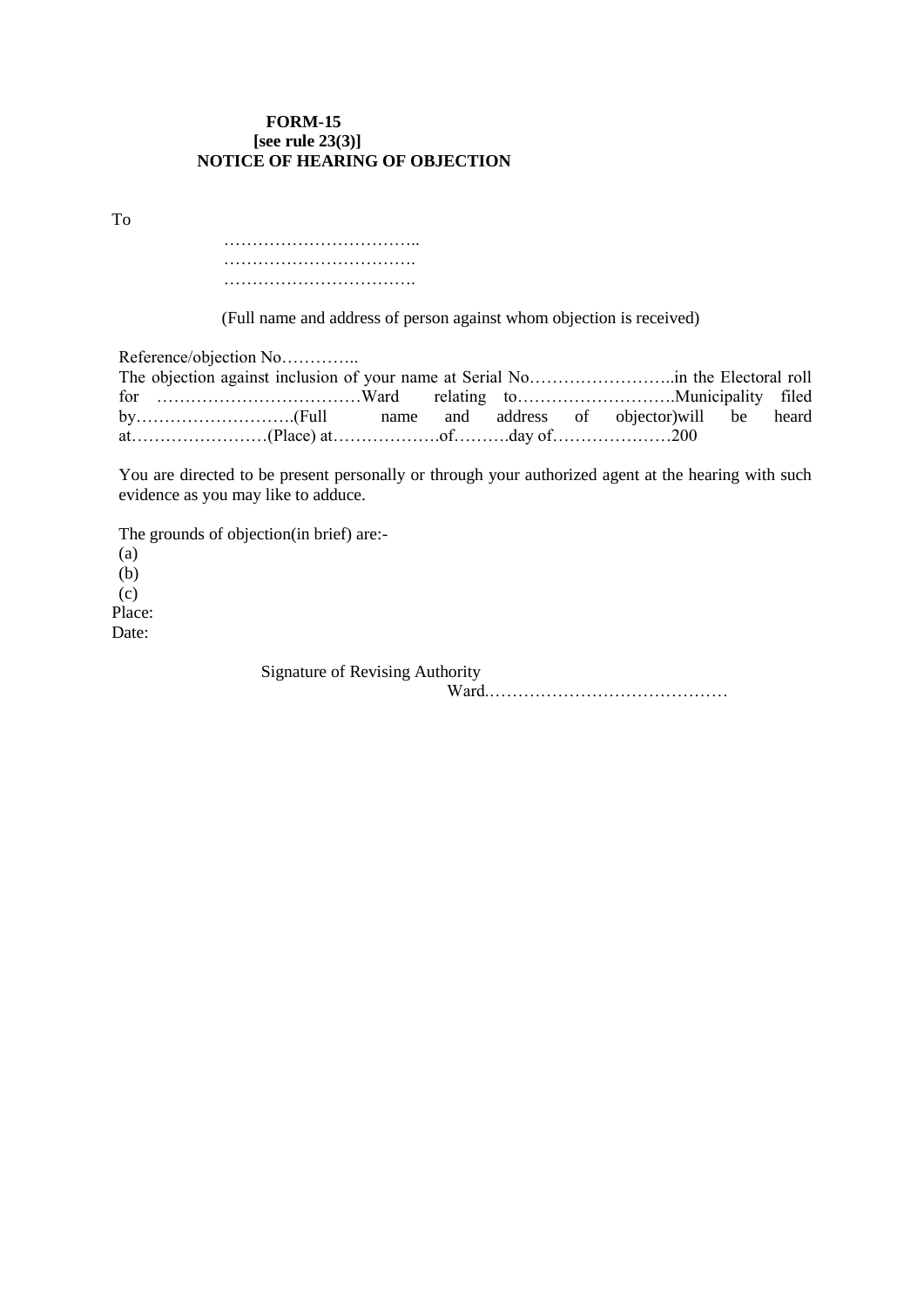**FORM-15**
**[see rule 23(3)]**
**NOTICE OF HEARING OF OBJECTION**

To

……………………………..
…………………………….
…………………………….

(Full name and address of person against whom objection is received)

Reference/objection No…………..
The objection against inclusion of your name at Serial No……………………..in the Electoral roll for ………………………………Ward relating to……………………….Municipality filed by……………………….(Full name and address of objector)will be heard at……………………(Place) at……………….of……….day of…………………200

You are directed to be present personally or through your authorized agent at the hearing with such evidence as you may like to adduce.

The grounds of objection(in brief) are:-
(a)
(b)
(c)
Place:
Date:

Signature of Revising Authority
Ward.……………………………………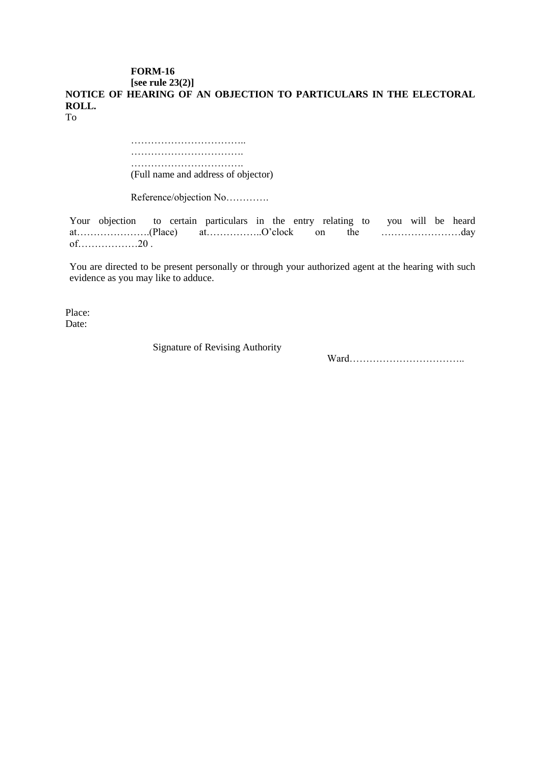**FORM-16**
**[see rule 23(2)]**

**NOTICE OF HEARING OF AN OBJECTION TO PARTICULARS IN THE ELECTORAL ROLL.**

To

……………………………..
…………………………….
…………………………….
(Full name and address of objector)

Reference/objection No………….

Your objection to certain particulars in the entry relating to you will be heard at………………….(Place) at……………..O'clock on the ……………………day of………………20 .

You are directed to be present personally or through your authorized agent at the hearing with such evidence as you may like to adduce.

Place:
Date:

Signature of Revising Authority

Ward……………………………..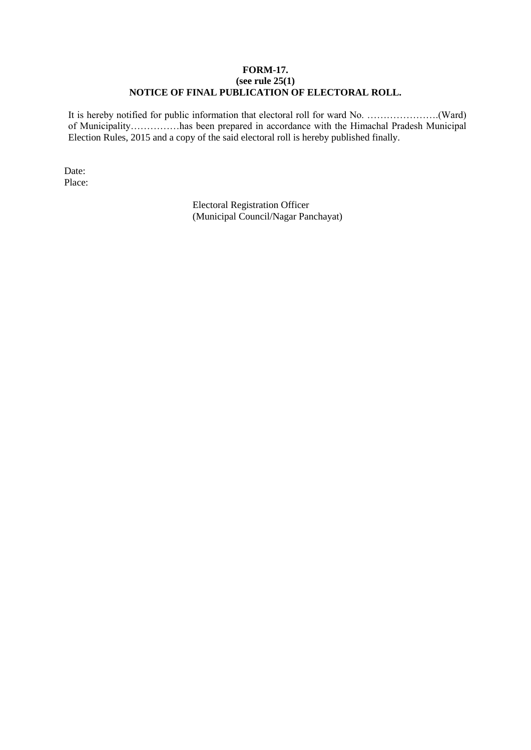**FORM-17.**
**(see rule 25(1)**
**NOTICE OF FINAL PUBLICATION OF ELECTORAL ROLL.**

It is hereby notified for public information that electoral roll for ward No. ………………….(Ward) of Municipality……………has been prepared in accordance with the Himachal Pradesh Municipal Election Rules, 2015 and a copy of the said electoral roll is hereby published finally.

Date:
Place:

Electoral Registration Officer
(Municipal Council/Nagar Panchayat)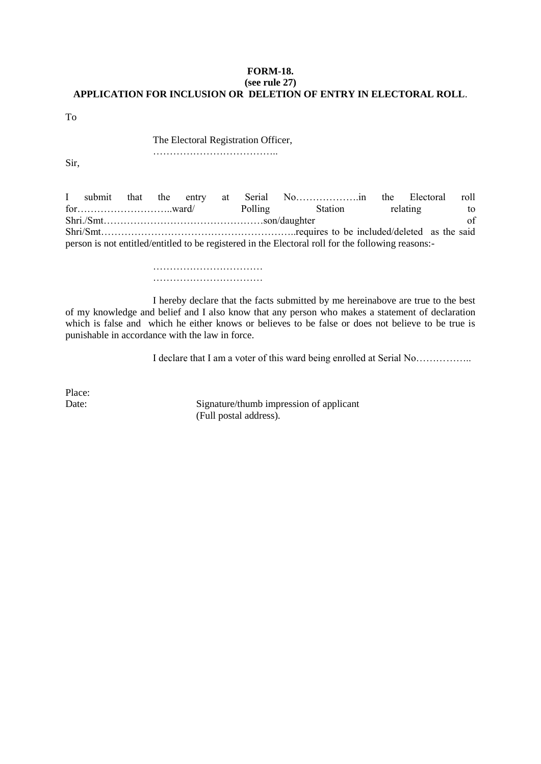**FORM-18.**
**(see rule 27)**
**APPLICATION FOR INCLUSION OR DELETION OF ENTRY IN ELECTORAL ROLL**.

To

The Electoral Registration Officer,
………………………………..

Sir,

I submit that the entry at Serial No……………….in the Electoral roll for………………………..ward/ Polling Station relating to Shri./Smt…………………………………………son/daughter of Shri/Smt…………………………………………………..requires to be included/deleted as the said person is not entitled/entitled to be registered in the Electoral roll for the following reasons:-

……………………………
……………………………

I hereby declare that the facts submitted by me hereinabove are true to the best of my knowledge and belief and I also know that any person who makes a statement of declaration which is false and which he either knows or believes to be false or does not believe to be true is punishable in accordance with the law in force.

I declare that I am a voter of this ward being enrolled at Serial No……………..

Place:
Date: Signature/thumb impression of applicant
(Full postal address).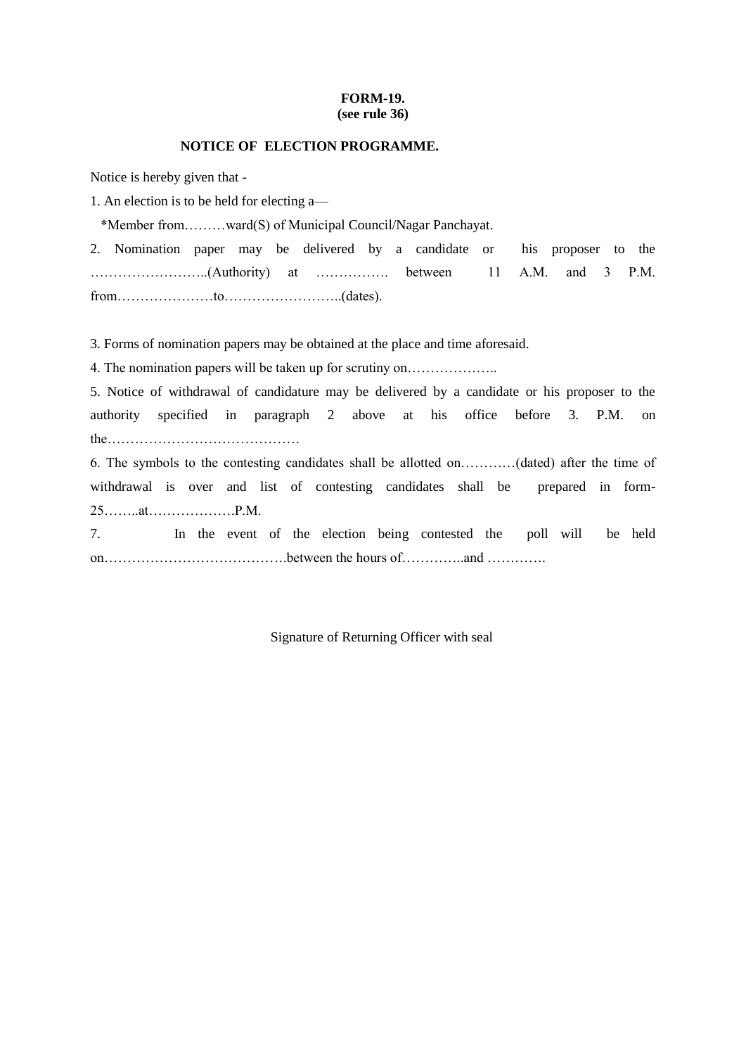**FORM-19.**
**(see rule 36)**

**NOTICE OF ELECTION PROGRAMME.**

Notice is hereby given that -

1. An election is to be held for electing a—

*Member from………ward(S) of Municipal Council/Nagar Panchayat.

2. Nomination paper may be delivered by a candidate or his proposer to the ……………………..(Authority) at ……………. between 11 A.M. and 3 P.M. from…………………to……………………..(dates).

3. Forms of nomination papers may be obtained at the place and time aforesaid.

4. The nomination papers will be taken up for scrutiny on………………..

5. Notice of withdrawal of candidature may be delivered by a candidate or his proposer to the authority specified in paragraph 2 above at his office before 3. P.M. on the……………………………………

6. The symbols to the contesting candidates shall be allotted on…………(dated) after the time of withdrawal is over and list of contesting candidates shall be prepared in form-25……..at……………….P.M.

7. In the event of the election being contested the poll will be held on………………………………….between the hours of…………..and ………….

Signature of Returning Officer with seal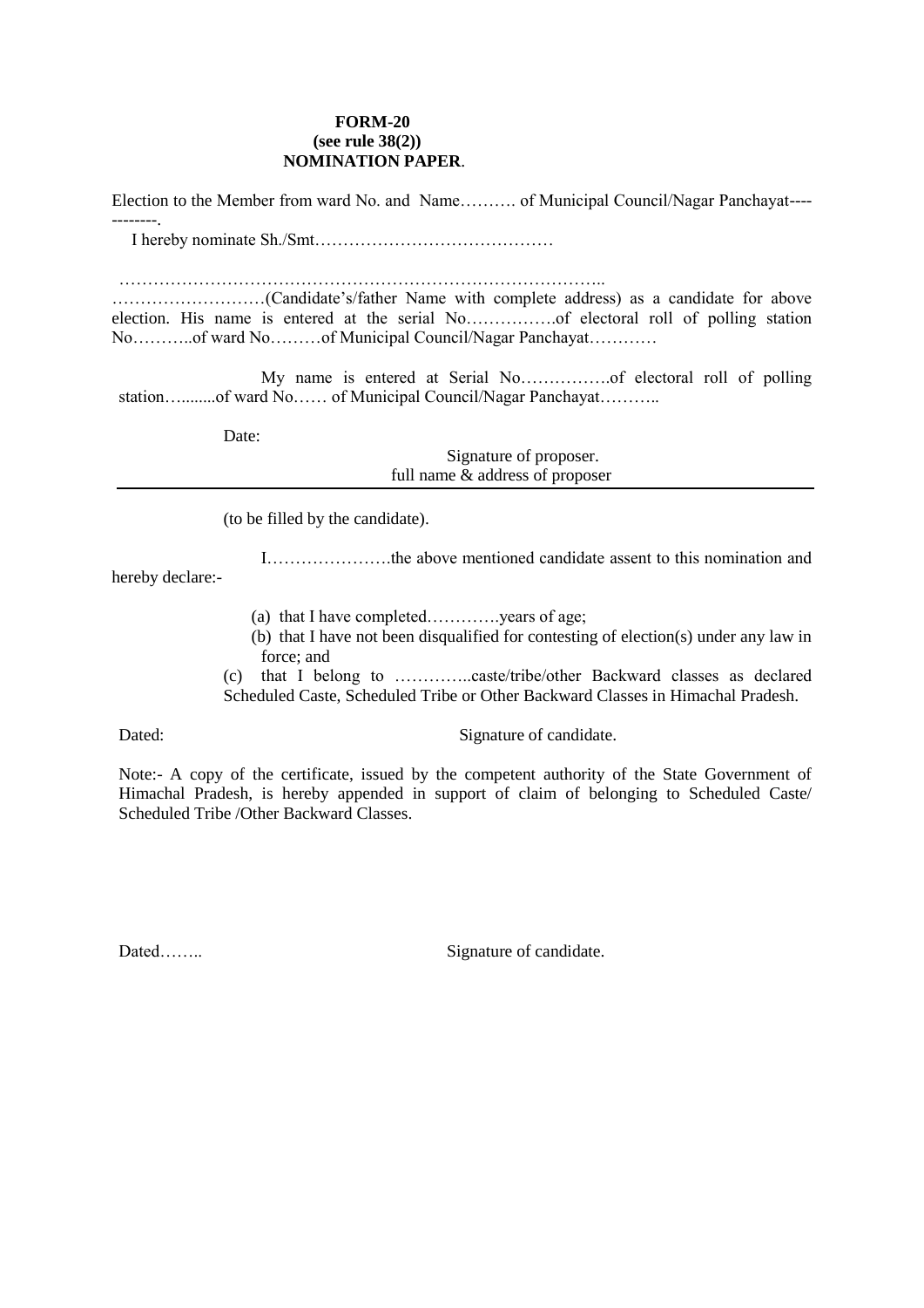**FORM-20**
**(see rule 38(2))**
**NOMINATION PAPER**.

Election to the Member from ward No. and Name………. of Municipal Council/Nagar Panchayat------------.

I hereby nominate Sh./Smt……………………………………

……………………………………………………………………………..
………………………(Candidate's/father Name with complete address) as a candidate for above election. His name is entered at the serial No…………….of electoral roll of polling station No………..of ward No………of Municipal Council/Nagar Panchayat…………

My name is entered at Serial No…………….of electoral roll of polling station….........of ward No…… of Municipal Council/Nagar Panchayat………..

Date:

Signature of proposer.
full name & address of proposer

---

(to be filled by the candidate).

I………………….the above mentioned candidate assent to this nomination and hereby declare:-

(a) that I have completed…………years of age;
(b) that I have not been disqualified for contesting of election(s) under any law in force; and
(c) that I belong to …………..caste/tribe/other Backward classes as declared Scheduled Caste, Scheduled Tribe or Other Backward Classes in Himachal Pradesh.

Dated: Signature of candidate.

Note:- A copy of the certificate, issued by the competent authority of the State Government of Himachal Pradesh, is hereby appended in support of claim of belonging to Scheduled Caste/ Scheduled Tribe /Other Backward Classes.

Dated…….. Signature of candidate.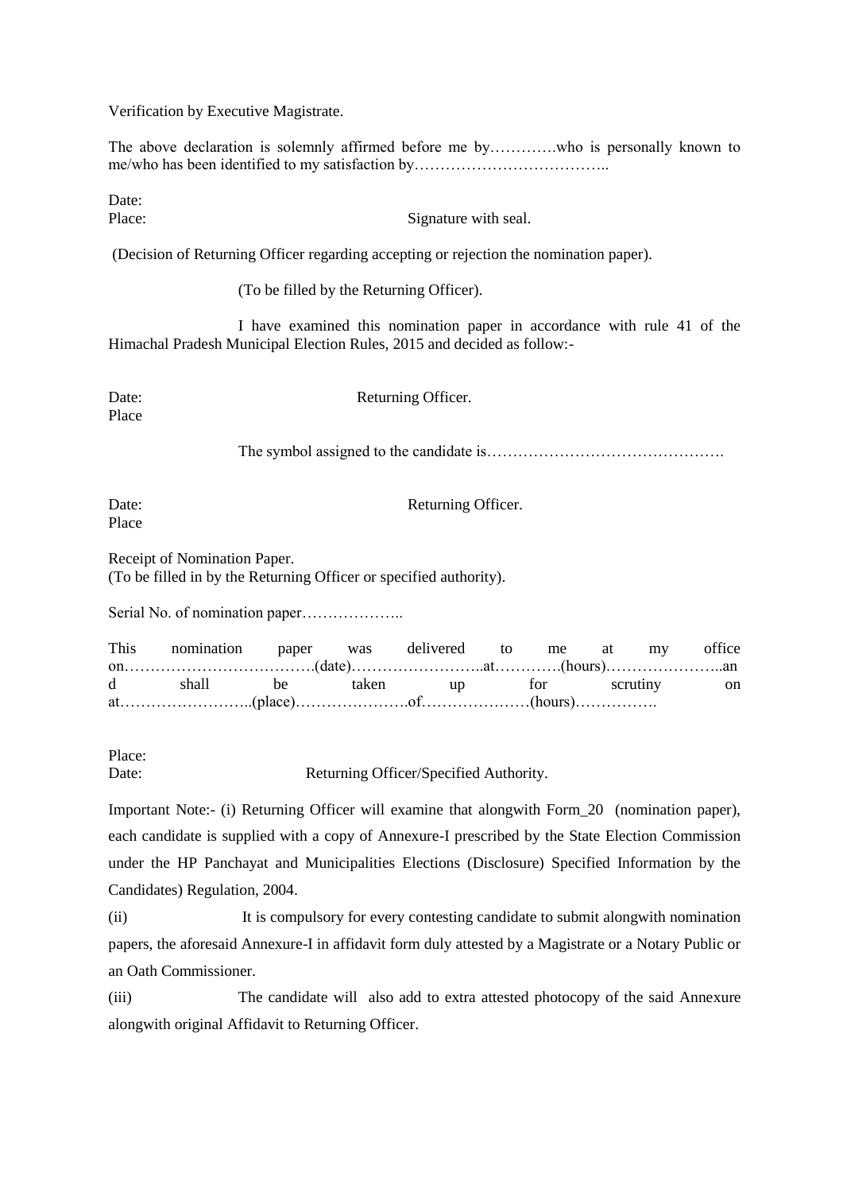Verification by Executive Magistrate.

The above declaration is solemnly affirmed before me by………….who is personally known to me/who has been identified to my satisfaction by………………………………..

Date:
Place: Signature with seal.

(Decision of Returning Officer regarding accepting or rejection the nomination paper).

(To be filled by the Returning Officer).

I have examined this nomination paper in accordance with rule 41 of the Himachal Pradesh Municipal Election Rules, 2015 and decided as follow:-

Date: Returning Officer.
Place

The symbol assigned to the candidate is……………………………………….

Date: Returning Officer.
Place

Receipt of Nomination Paper.
(To be filled in by the Returning Officer or specified authority).

Serial No. of nomination paper………………..

This nomination paper was delivered to me at my office on……………………………….(date)……………………..at………….(hours)…………………..and shall be taken up for scrutiny on at……………………..(place)………………….of…………………(hours)…………….

Place:
Date: Returning Officer/Specified Authority.

Important Note:- (i) Returning Officer will examine that alongwith Form_20 (nomination paper), each candidate is supplied with a copy of Annexure-I prescribed by the State Election Commission under the HP Panchayat and Municipalities Elections (Disclosure) Specified Information by the Candidates) Regulation, 2004.

(ii) It is compulsory for every contesting candidate to submit alongwith nomination papers, the aforesaid Annexure-I in affidavit form duly attested by a Magistrate or a Notary Public or an Oath Commissioner.

(iii) The candidate will also add to extra attested photocopy of the said Annexure alongwith original Affidavit to Returning Officer.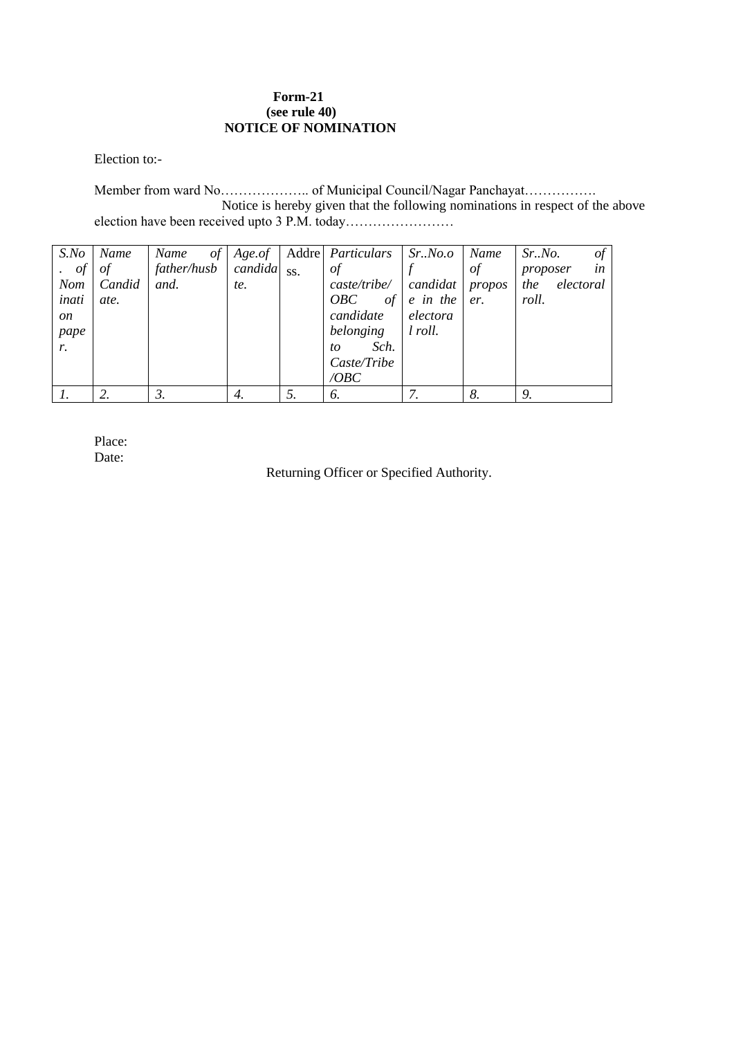**Form-21**
**(see rule 40)**
**NOTICE OF NOMINATION**

Election to:-

Member from ward No……………….. of Municipal Council/Nagar Panchayat…………….

Notice is hereby given that the following nominations in respect of the above election have been received upto 3 P.M. today……………………

| *S.No. of Nomination paper.* | *Name of Candidate.* | *Name of father/husband.* | *Age.of candidate.* | Address. | *Particulars of caste/tribe/ OBC of candidate belonging to Sch. Caste/Tribe /OBC* | *Sr..No.of candidate in the electoral roll.* | *Name of proposer.* | *Sr..No. of proposer in the electoral roll.* |
|---|---|---|---|---|---|---|---|---|
| *1.* | *2.* | *3.* | *4.* | *5.* | *6.* | *7.* | *8.* | *9.* |

Place:
Date:

Returning Officer or Specified Authority.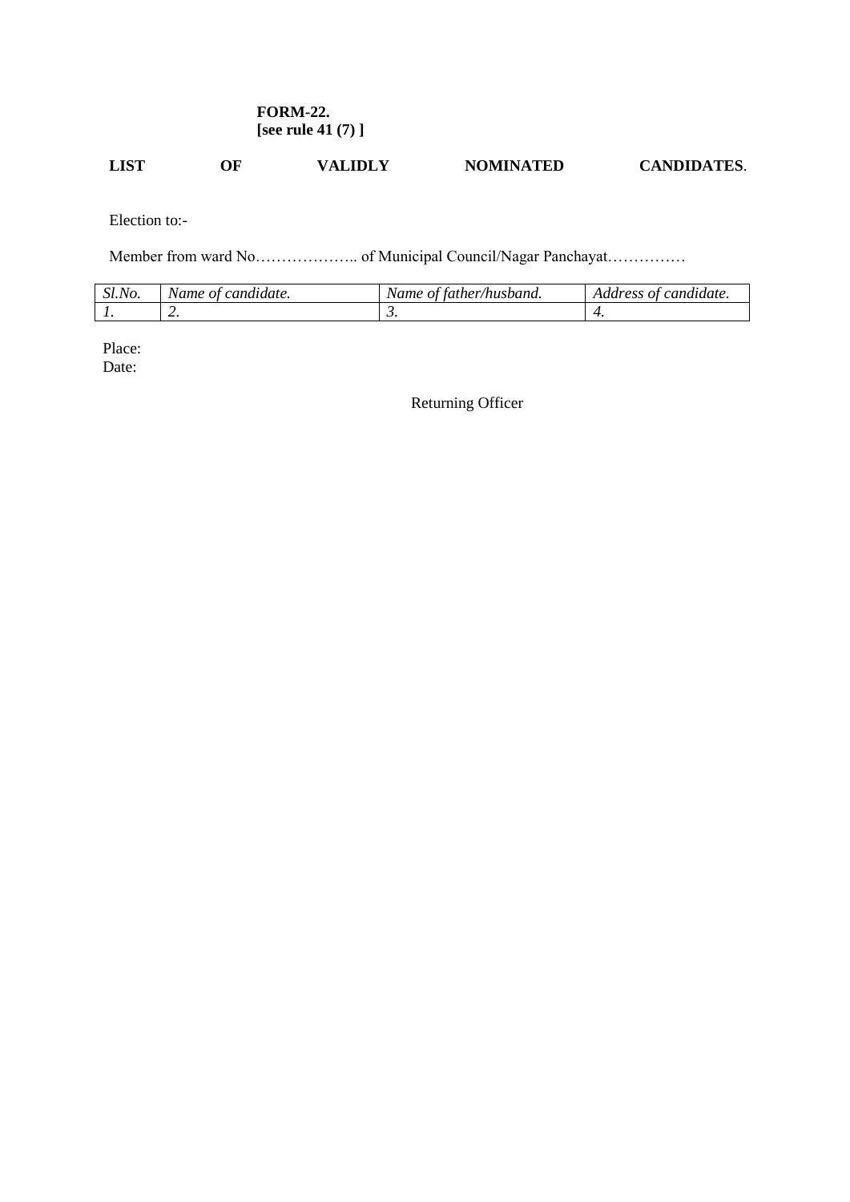**FORM-22.**
**[see rule 41 (7) ]**

**LIST OF VALIDLY NOMINATED CANDIDATES.**

Election to:-

Member from ward No……………….. of Municipal Council/Nagar Panchayat……………

| *Sl.No.* | *Name of candidate.* | *Name of father/husband.* | *Address of candidate.* |
|---|---|---|---|
| *1.* | *2.* | *3.* | *4.* |

Place:
Date:

Returning Officer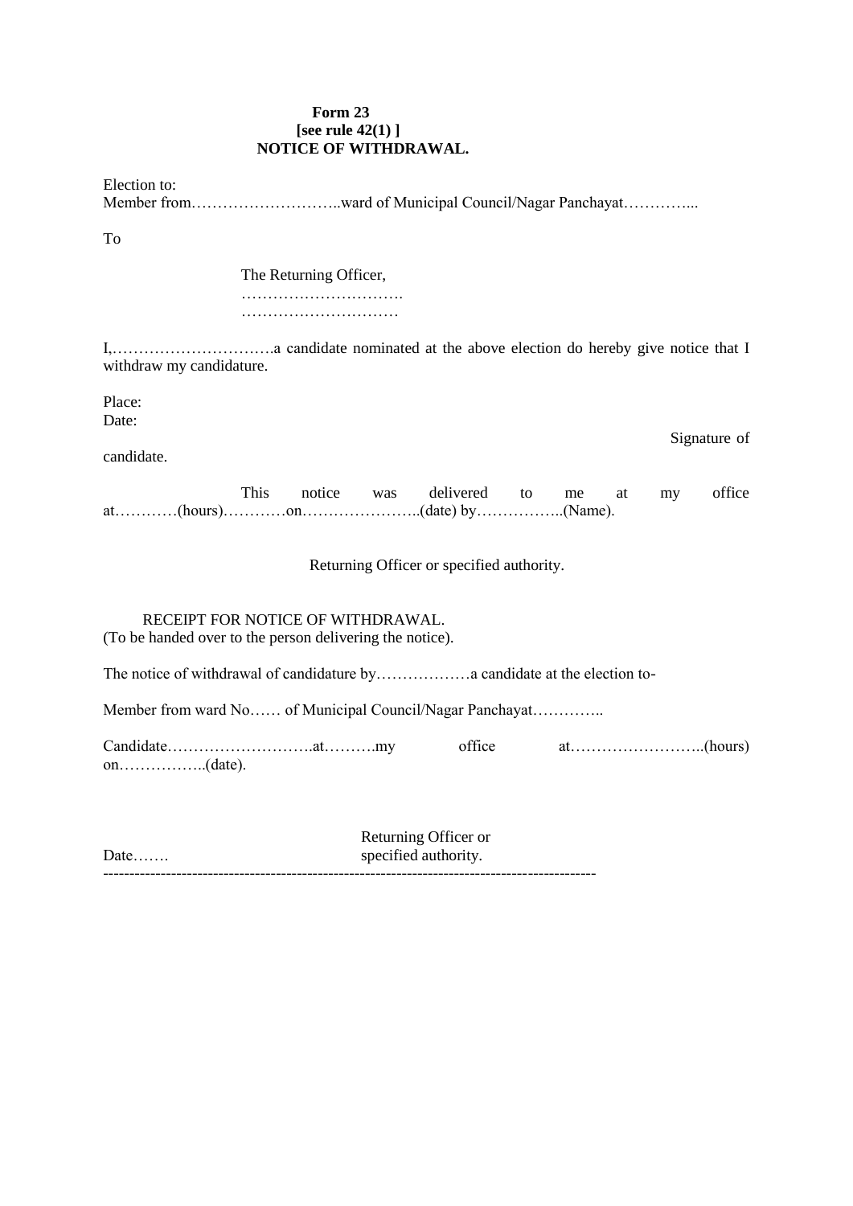**Form 23**
**[see rule 42(1) ]**
**NOTICE OF WITHDRAWAL.**

Election to:
Member from………………………..ward of Municipal Council/Nagar Panchayat…………...

To

The Returning Officer,
………………………….
…………………………

I,………………………….a candidate nominated at the above election do hereby give notice that I withdraw my candidature.

Place:
Date:

Signature of candidate.

This notice was delivered to me at my office at…………(hours)…………on…………………..(date) by……………..(Name).

Returning Officer or specified authority.

RECEIPT FOR NOTICE OF WITHDRAWAL.
(To be handed over to the person delivering the notice).

The notice of withdrawal of candidature by………………a candidate at the election to-

Member from ward No…… of Municipal Council/Nagar Panchayat…………..

Candidate……………………….at……….my office at……………………..(hours) on……………..(date).

Date…….

Returning Officer or
specified authority.

---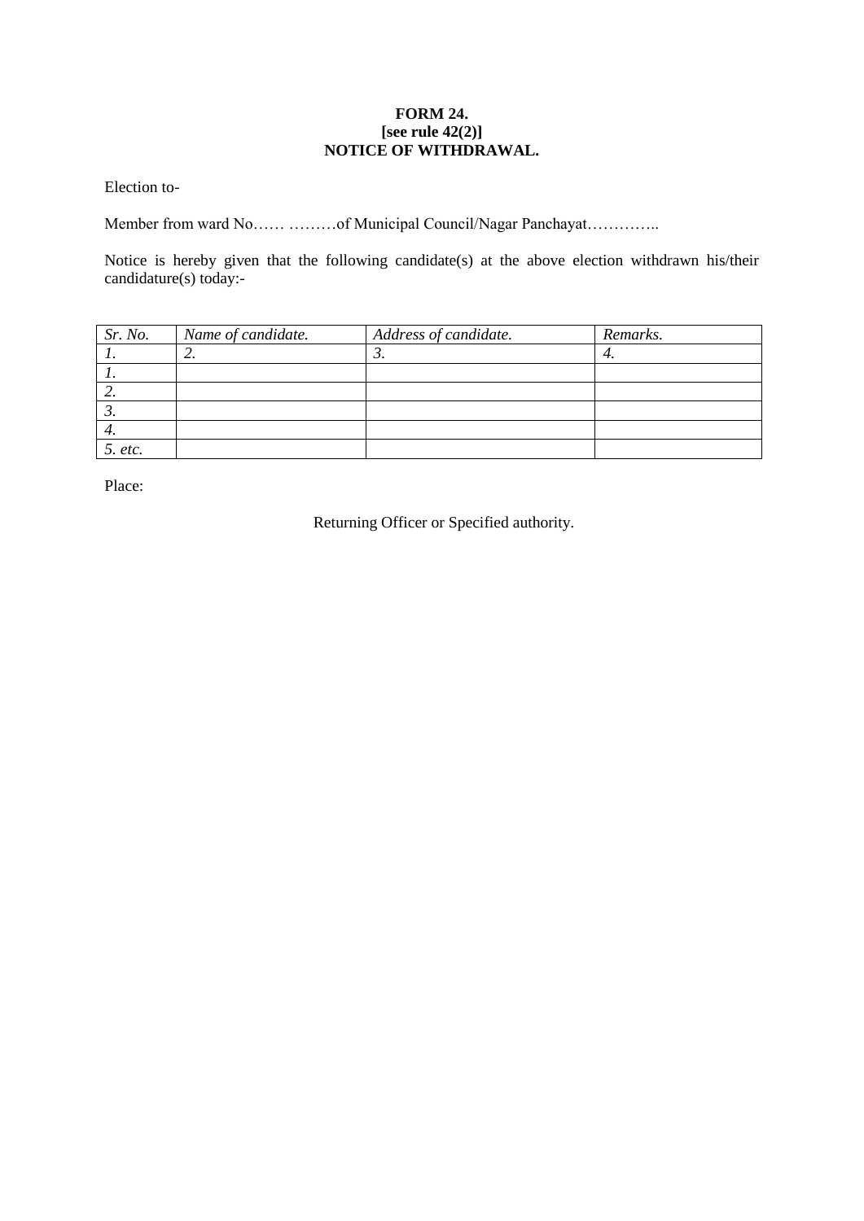**FORM 24.**
**[see rule 42(2)]**
**NOTICE OF WITHDRAWAL.**

Election to-

Member from ward No…… ………of Municipal Council/Nagar Panchayat…………..

Notice is hereby given that the following candidate(s) at the above election withdrawn his/their candidature(s) today:-

| *Sr. No.* | *Name of candidate.* | *Address of candidate.* | *Remarks.* |
|---|---|---|---|
| *1.* | *2.* | *3.* | *4.* |
| *1.* | | | |
| *2.* | | | |
| *3.* | | | |
| *4.* | | | |
| *5. etc.* | | | |

Place:

Returning Officer or Specified authority.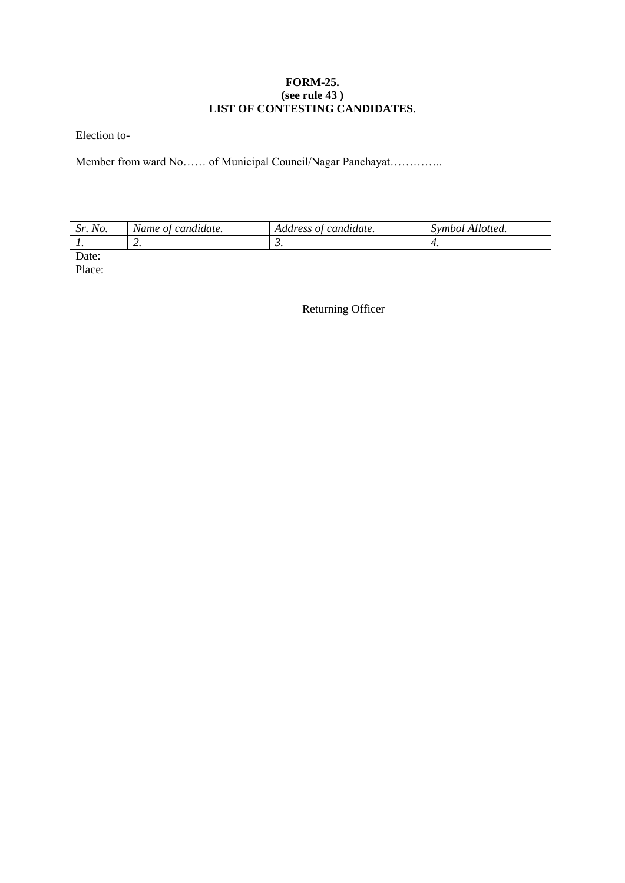**FORM-25.**
**(see rule 43 )**
**LIST OF CONTESTING CANDIDATES**.

Election to-

Member from ward No…… of Municipal Council/Nagar Panchayat…………..

| *Sr. No.* | *Name of candidate.* | *Address of candidate.* | *Symbol Allotted.* |
|---|---|---|---|
| *1.* | *2.* | *3.* | *4.* |

Date:
Place:

Returning Officer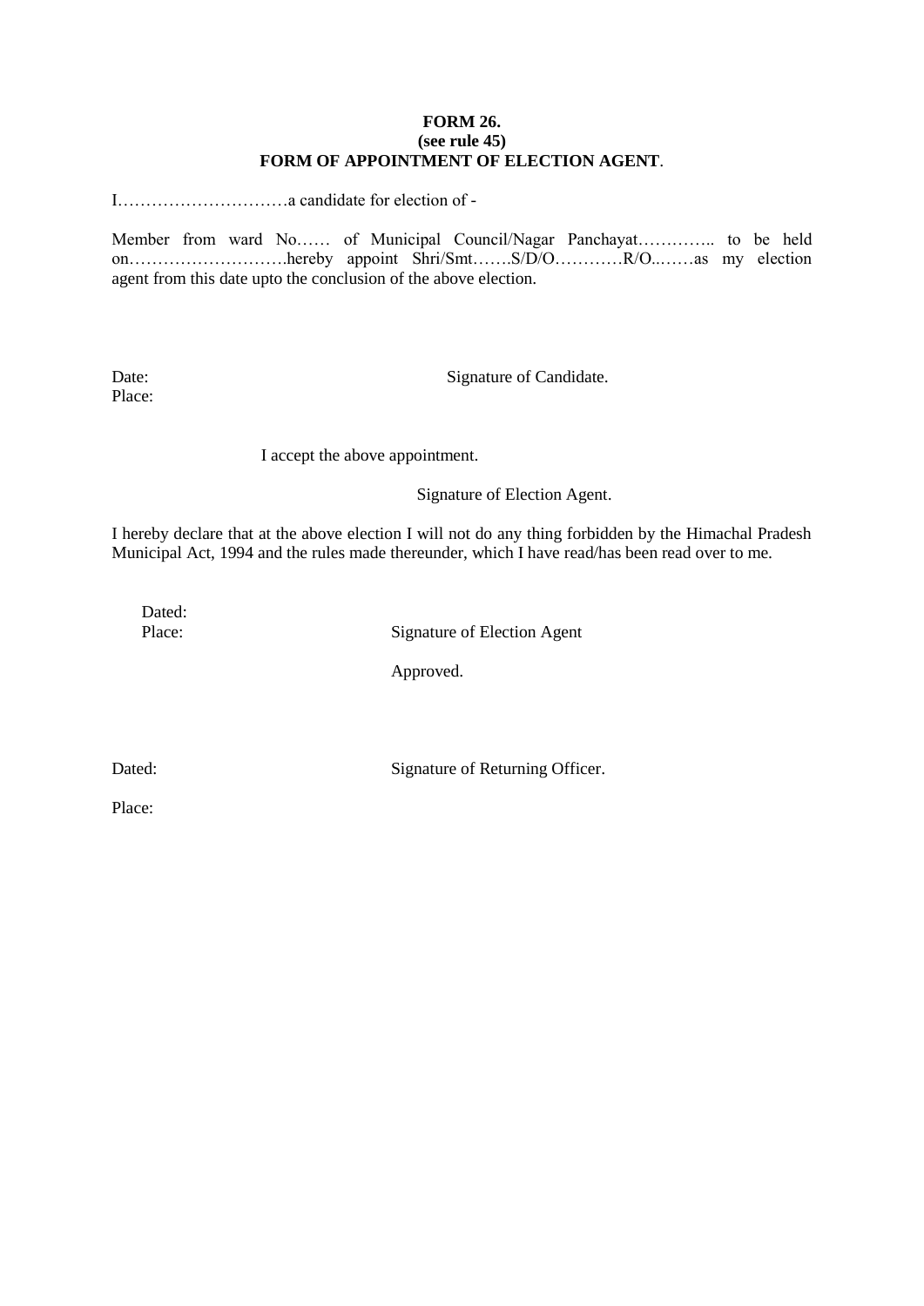**FORM 26.**
**(see rule 45)**
**FORM OF APPOINTMENT OF ELECTION AGENT**.

I…………………………a candidate for election of -

Member from ward No…… of Municipal Council/Nagar Panchayat………….. to be held on……………………….hereby appoint Shri/Smt…….S/D/O…………R/O..……as my election agent from this date upto the conclusion of the above election.

Date: Signature of Candidate.

Place:

I accept the above appointment.

Signature of Election Agent.

I hereby declare that at the above election I will not do any thing forbidden by the Himachal Pradesh Municipal Act, 1994 and the rules made thereunder, which I have read/has been read over to me.

Dated:

Place: Signature of Election Agent

Approved.

Dated: Signature of Returning Officer.

Place: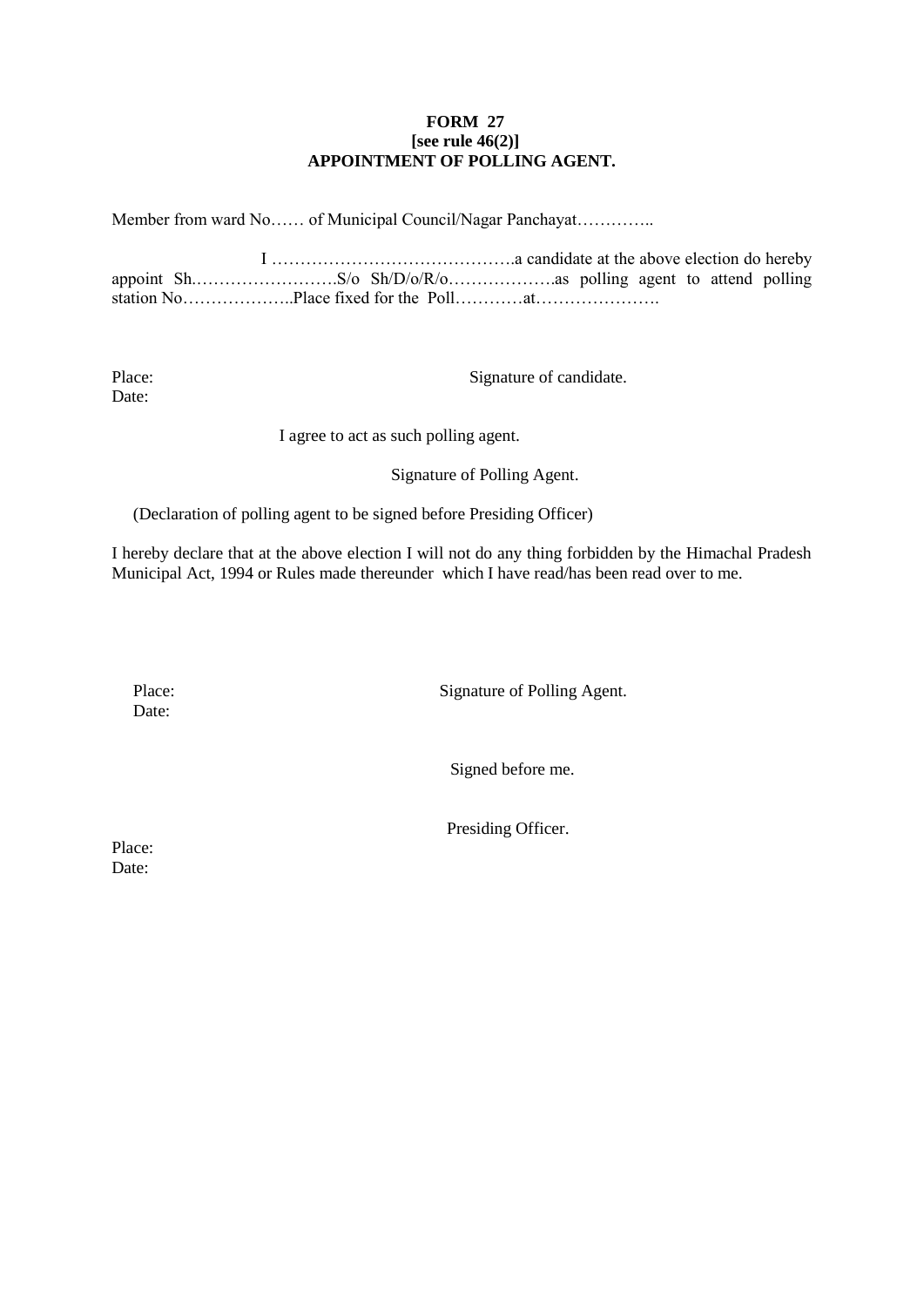**FORM 27**
**[see rule 46(2)]**
**APPOINTMENT OF POLLING AGENT.**

Member from ward No…… of Municipal Council/Nagar Panchayat…………..

I …………………………………….a candidate at the above election do hereby appoint Sh.…………………….S/o Sh/D/o/R/o……………….as polling agent to attend polling station No………………..Place fixed for the Poll…………at………………….

Place:
Date:

Signature of candidate.

I agree to act as such polling agent.

Signature of Polling Agent.

(Declaration of polling agent to be signed before Presiding Officer)

I hereby declare that at the above election I will not do any thing forbidden by the Himachal Pradesh Municipal Act, 1994 or Rules made thereunder which I have read/has been read over to me.

Place:
Date:

Signature of Polling Agent.

Signed before me.

Presiding Officer.

Place:
Date: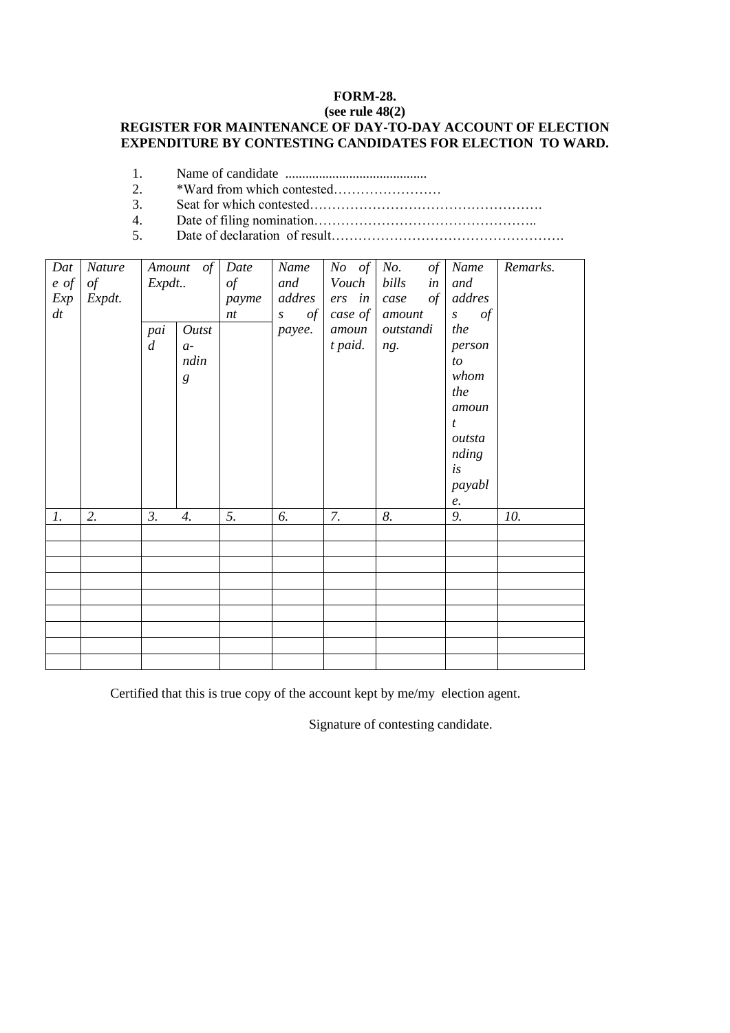**FORM-28.**
**(see rule 48(2)**
**REGISTER FOR MAINTENANCE OF DAY-TO-DAY ACCOUNT OF ELECTION EXPENDITURE BY CONTESTING CANDIDATES FOR ELECTION TO WARD.**

1. Name of candidate ..........................................
2. *Ward from which contested……………………
3. Seat for which contested…………………………………………….
4. Date of filing nomination…………………………………………..
5. Date of declaration of result…………………………………………….

| *Date of Exp dt* | *Nature of Expdt.* | *Amount of Expdt..* | | *Date of payment* | *Name and address of payee.* | *No of Vouchers in case of amount paid.* | *No. of bills in case of amount outstanding.* | *Name and address of the person to whom the amount outstanding is payable.* | *Remarks.* |
|---|---|---|---|---|---|---|---|---|---|
| | | *paid* | *Outsta-nding* | | | | | | |
| *1.* | *2.* | *3.* | *4.* | *5.* | *6.* | *7.* | *8.* | *9.* | *10.* |
| | | | | | | | | | |
| | | | | | | | | | |
| | | | | | | | | | |
| | | | | | | | | | |
| | | | | | | | | | |
| | | | | | | | | | |
| | | | | | | | | | |
| | | | | | | | | | |
| | | | | | | | | | |

Certified that this is true copy of the account kept by me/my election agent.

Signature of contesting candidate.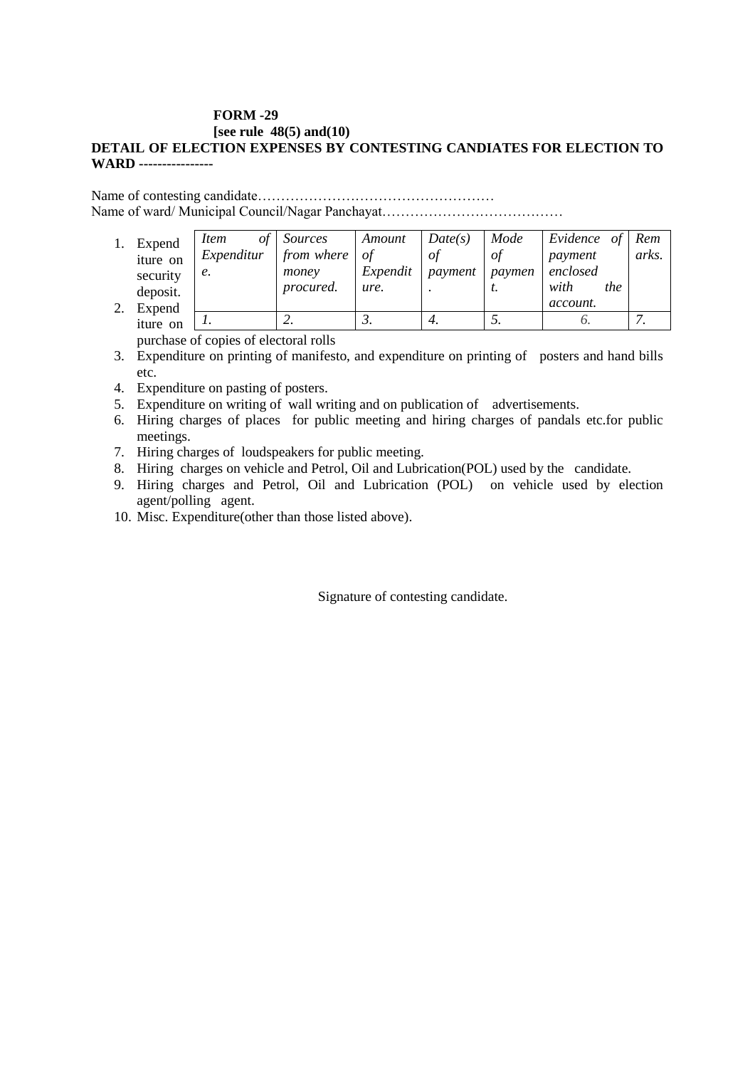**FORM -29**
**[see rule 48(5) and(10)**
**DETAIL OF ELECTION EXPENSES BY CONTESTING CANDIATES FOR ELECTION TO WARD ---------------**

Name of contesting candidate……………………………………………
Name of ward/ Municipal Council/Nagar Panchayat…………………………………

| *Item of Expenditure.* | *Sources from where money procured.* | *Amount of Expenditure.* | *Date(s) of payment.* | *Mode of payment.* | *Evidence of payment enclosed with the account.* | *Remarks.* |
|---|---|---|---|---|---|---|
| *1.* | *2.* | *3.* | *4.* | *5.* | *6.* | *7.* |

1. Expenditure on security deposit.
2. Expenditure on purchase of copies of electoral rolls
3. Expenditure on printing of manifesto, and expenditure on printing of posters and hand bills etc.
4. Expenditure on pasting of posters.
5. Expenditure on writing of wall writing and on publication of advertisements.
6. Hiring charges of places for public meeting and hiring charges of pandals etc.for public meetings.
7. Hiring charges of loudspeakers for public meeting.
8. Hiring charges on vehicle and Petrol, Oil and Lubrication(POL) used by the candidate.
9. Hiring charges and Petrol, Oil and Lubrication (POL) on vehicle used by election agent/polling agent.
10. Misc. Expenditure(other than those listed above).

Signature of contesting candidate.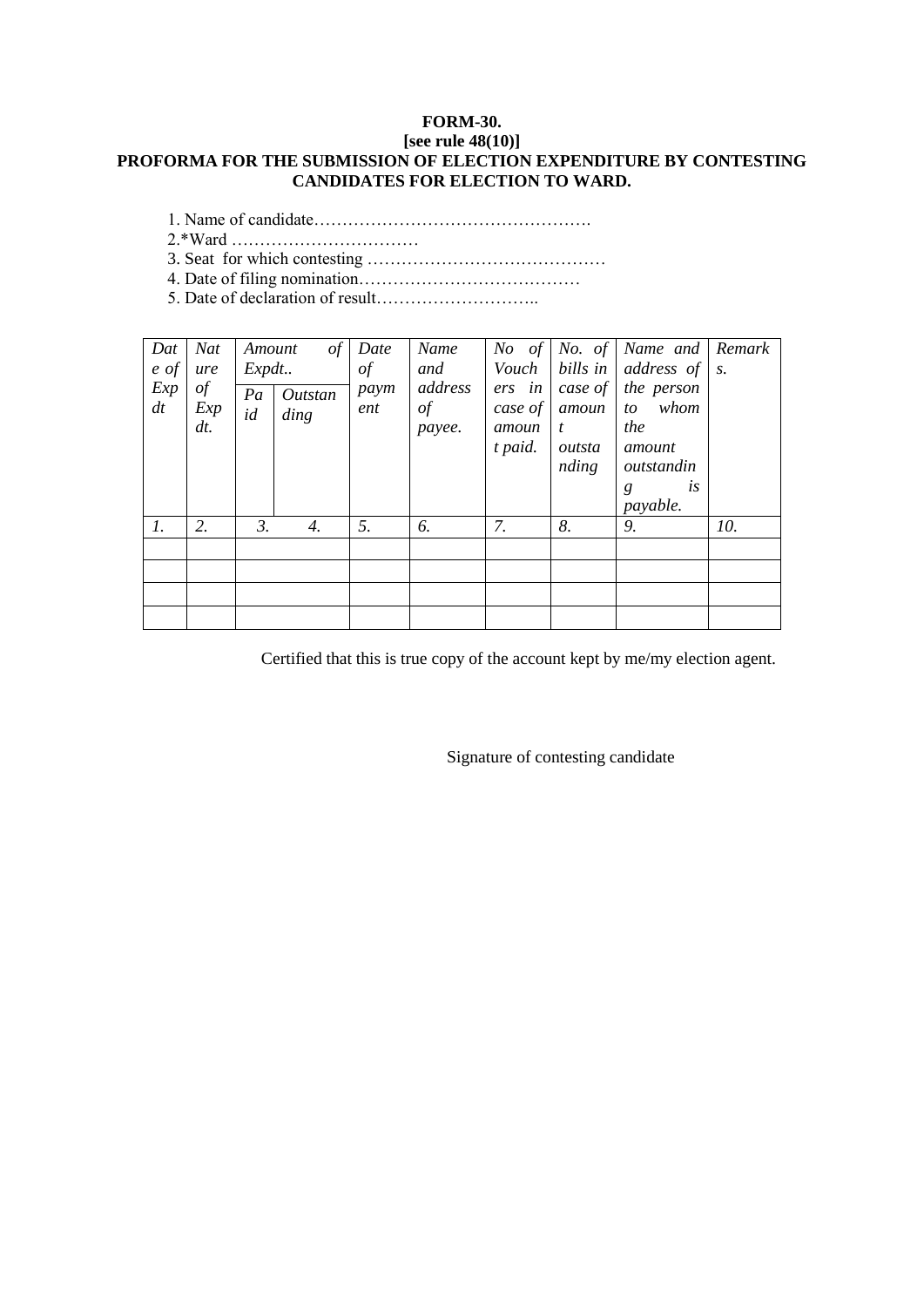**FORM-30.**
**[see rule 48(10)]**
**PROFORMA FOR THE SUBMISSION OF ELECTION EXPENDITURE BY CONTESTING CANDIDATES FOR ELECTION TO WARD.**

1. Name of candidate………………………………………….
2. *Ward ……………………………
3. Seat for which contesting ……………………………………
4. Date of filing nomination…………………………………
5. Date of declaration of result………………………..

| *Date of Exp dt* | *Nature of Exp dt.* | *Amount of Expdt..* | | *Date of payment* | *Name and address of payee.* | *No of Vouchers in case of amount paid.* | *No. of bills in case of amount outstanding* | *Name and address of the person to whom the amount outstanding is payable.* | *Remarks.* |
|---|---|---|---|---|---|---|---|---|---|
| | | *Paid* | *Outstanding* | | | | | | |
| *1.* | *2.* | *3.* | *4.* | *5.* | *6.* | *7.* | *8.* | *9.* | *10.* |
| | | | | | | | | | |
| | | | | | | | | | |
| | | | | | | | | | |
| | | | | | | | | | |

Certified that this is true copy of the account kept by me/my election agent.

Signature of contesting candidate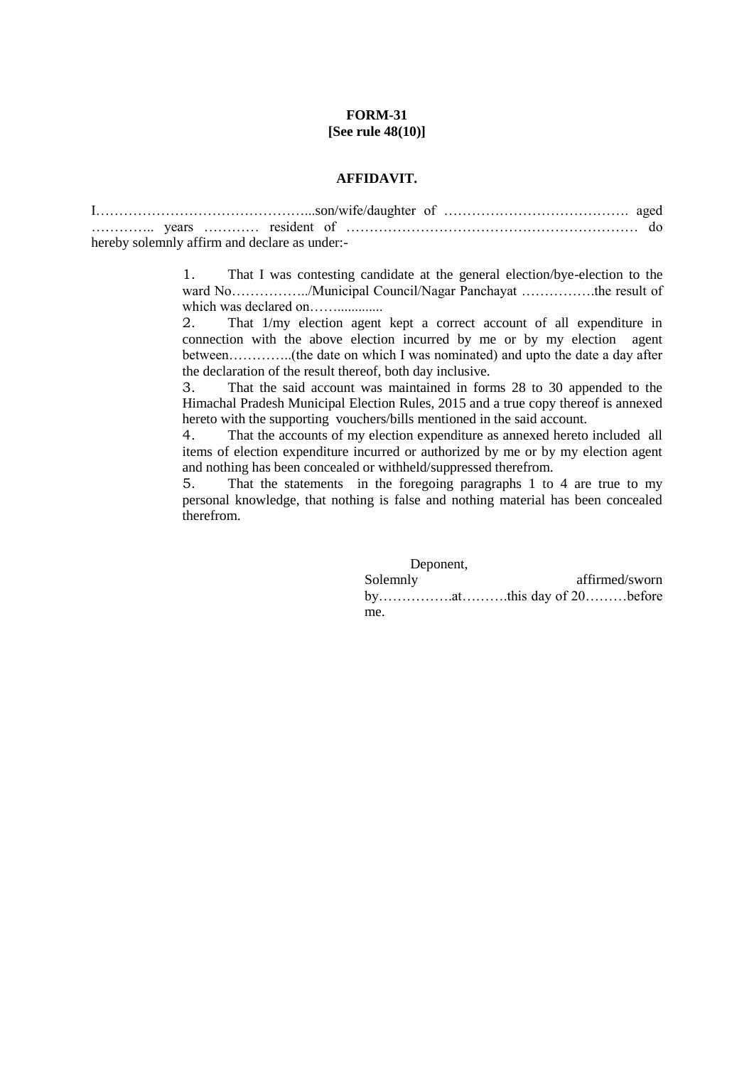**FORM-31**
**[See rule 48(10)]**

**AFFIDAVIT.**

I………………………………………...son/wife/daughter of …………………………………. aged ………….. years ………… resident of ……………………………………………………… do hereby solemnly affirm and declare as under:-

1. That I was contesting candidate at the general election/bye-election to the ward No……………../Municipal Council/Nagar Panchayat …………….the result of which was declared on……............

2. That 1/my election agent kept a correct account of all expenditure in connection with the above election incurred by me or by my election agent between…………..(the date on which I was nominated) and upto the date a day after the declaration of the result thereof, both day inclusive.

3. That the said account was maintained in forms 28 to 30 appended to the Himachal Pradesh Municipal Election Rules, 2015 and a true copy thereof is annexed hereto with the supporting vouchers/bills mentioned in the said account.

4. That the accounts of my election expenditure as annexed hereto included all items of election expenditure incurred or authorized by me or by my election agent and nothing has been concealed or withheld/suppressed therefrom.

5. That the statements in the foregoing paragraphs 1 to 4 are true to my personal knowledge, that nothing is false and nothing material has been concealed therefrom.

Deponent,

Solemnly affirmed/sworn by…………….at……….this day of 20………before me.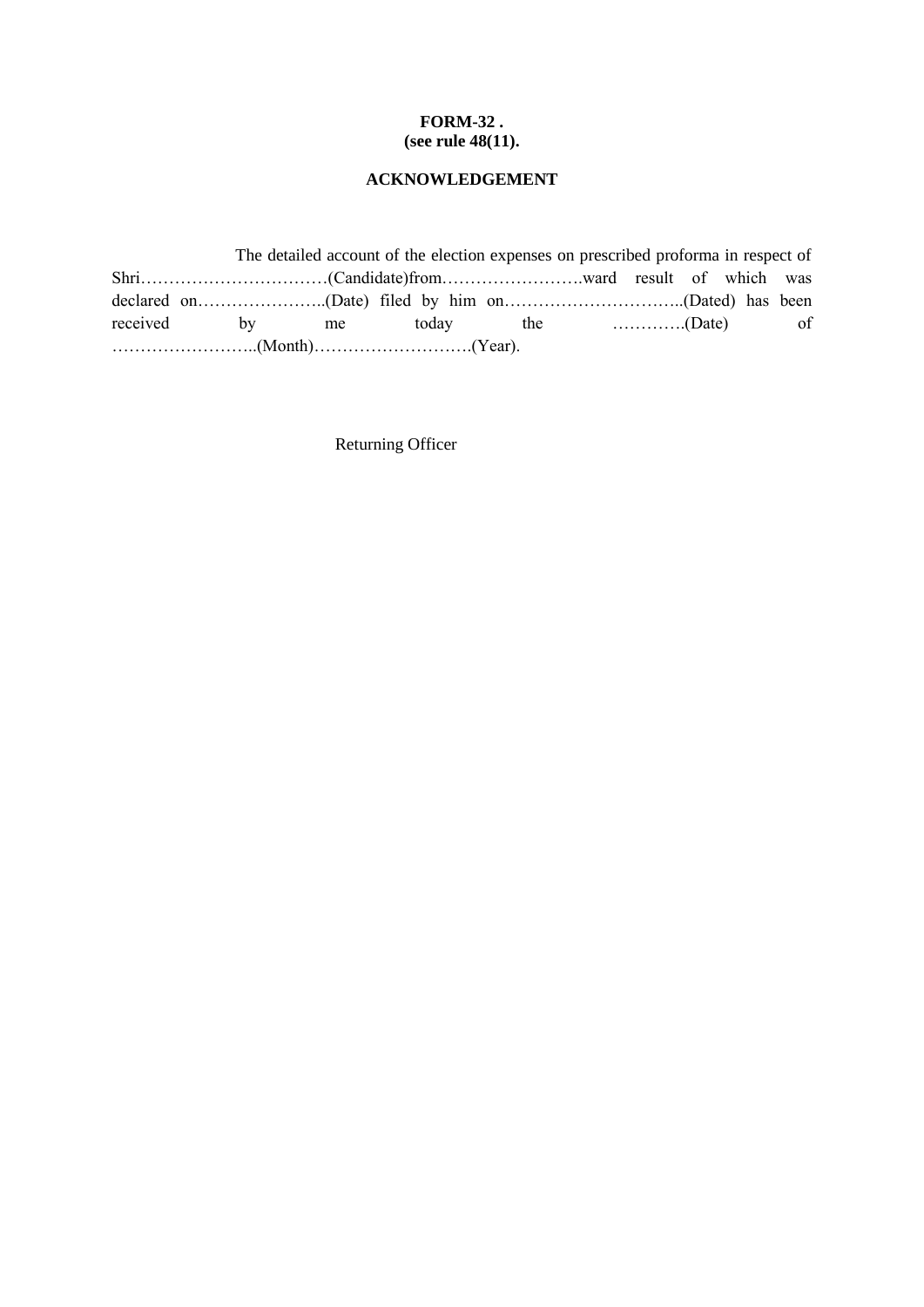**FORM-32 .**
**(see rule 48(11).**

**ACKNOWLEDGEMENT**

The detailed account of the election expenses on prescribed proforma in respect of Shri……………………………(Candidate)from…………………….ward result of which was declared on…………………..(Date) filed by him on…………………………..(Dated) has been received by me today the ………….(Date) of ……………………..(Month)……………………….(Year).

Returning Officer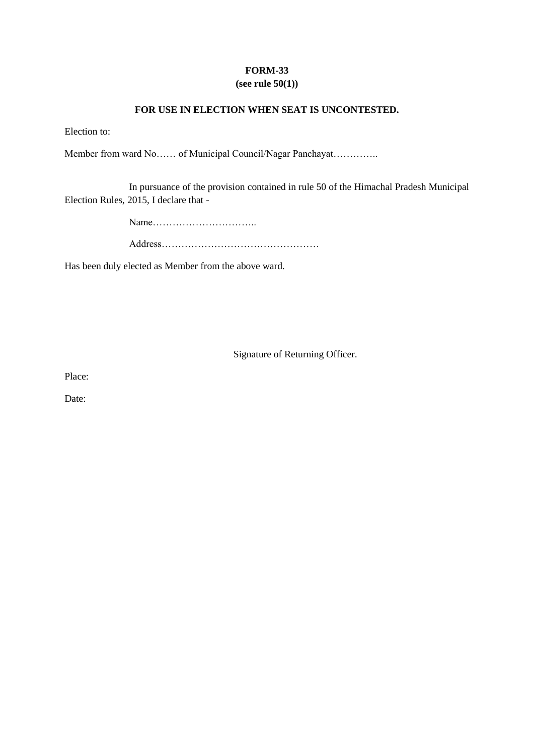**FORM-33**
**(see rule 50(1))**

**FOR USE IN ELECTION WHEN SEAT IS UNCONTESTED.**

Election to:

Member from ward No…… of Municipal Council/Nagar Panchayat…………..

In pursuance of the provision contained in rule 50 of the Himachal Pradesh Municipal Election Rules, 2015, I declare that -

Name…………………………..

Address…………………………………………

Has been duly elected as Member from the above ward.

Signature of Returning Officer.

Place:

Date: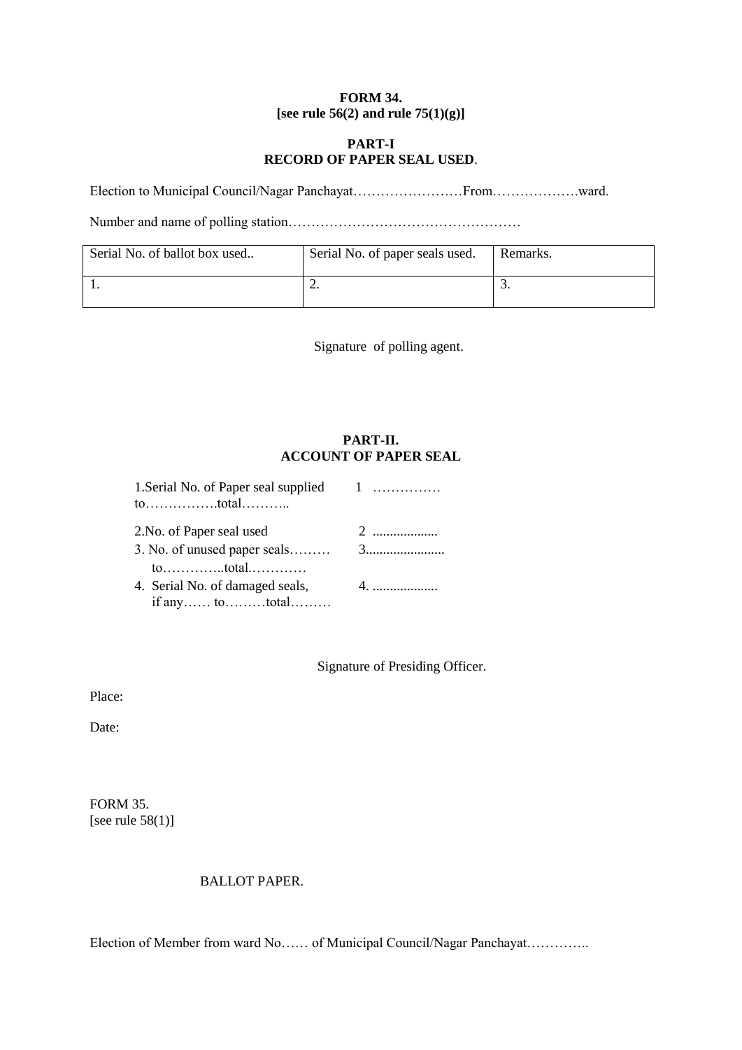**FORM 34.**
**[see rule 56(2) and rule 75(1)(g)]**

**PART-I**
**RECORD OF PAPER SEAL USED**.

Election to Municipal Council/Nagar Panchayat……………………From……………….ward.

Number and name of polling station……………………………………………

| Serial No. of ballot box used.. | Serial No. of paper seals used. | Remarks. |
|---|---|---|
| 1. | 2. | 3. |

Signature of polling agent.

**PART-II.**
**ACCOUNT OF PAPER SEAL**

| | |
|---|---|
| 1.Serial No. of Paper seal supplied to…………….total……….. | 1 …………… |
| 2.No. of Paper seal used | 2 ................... |
| 3. No. of unused paper seals……… to…………..total.………… | 3....................... |
| 4. Serial No. of damaged seals, if any…… to………total……… | 4. ................... |

Signature of Presiding Officer.

Place:

Date:

FORM 35.
[see rule 58(1)]

BALLOT PAPER.

Election of Member from ward No…… of Municipal Council/Nagar Panchayat…………..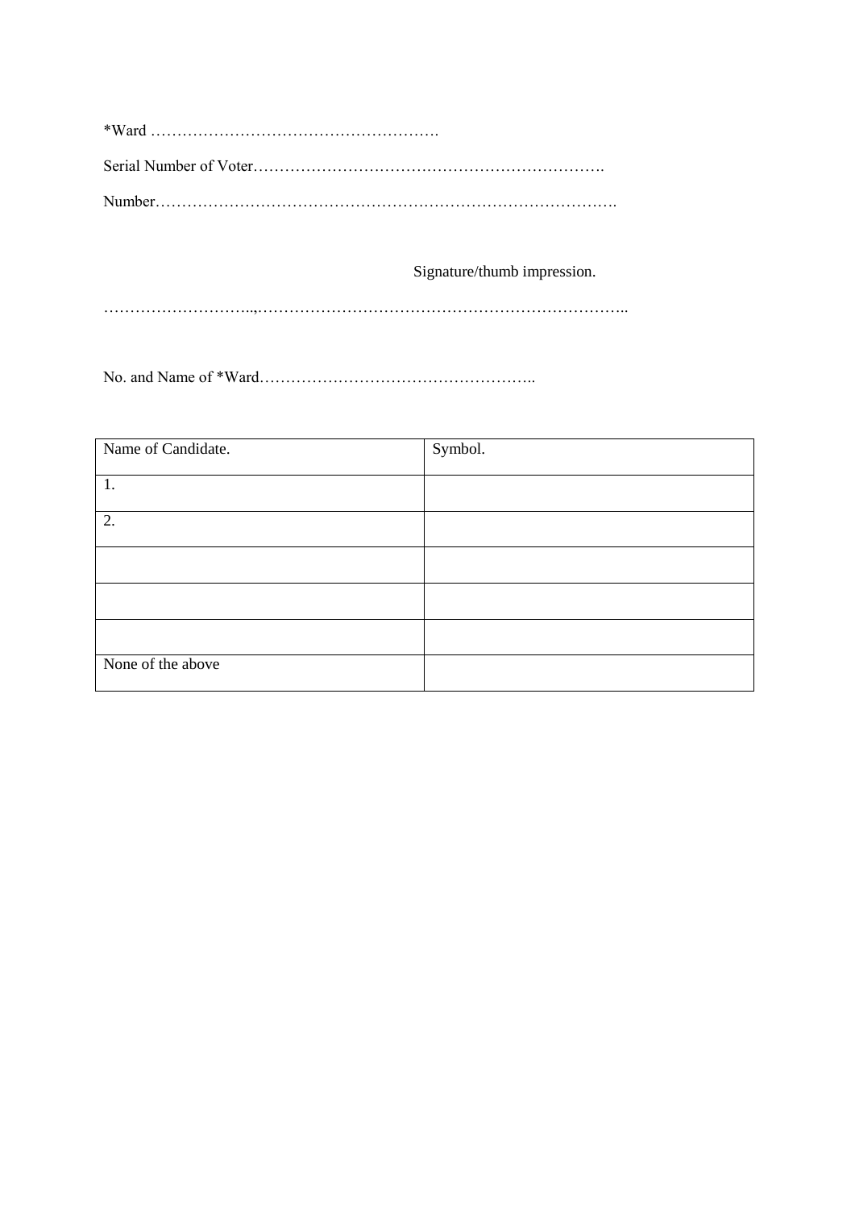*Ward ……………………………………………….

Serial Number of Voter………………………………………………………….

Number…………………………………………………………………………….

Signature/thumb impression.

………………………..,……………………………………………………………..

No. and Name of *Ward……………………………………………..

| Name of Candidate. | Symbol. |
|---|---|
| 1. | |
| 2. | |
| | |
| | |
| | |
| None of the above | |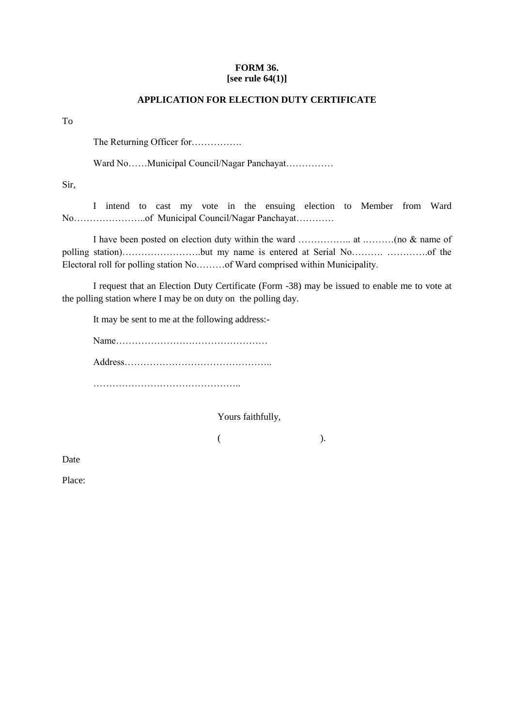**FORM 36.**
**[see rule 64(1)]**

**APPLICATION FOR ELECTION DUTY CERTIFICATE**

To

The Returning Officer for…………….

Ward No……Municipal Council/Nagar Panchayat……………

Sir,

I intend to cast my vote in the ensuing election to Member from Ward No…………………..of Municipal Council/Nagar Panchayat…………

I have been posted on election duty within the ward …………….. at ……….(no & name of polling station)…………………….but my name is entered at Serial No………. ………….of the Electoral roll for polling station No………of Ward comprised within Municipality.

I request that an Election Duty Certificate (Form -38) may be issued to enable me to vote at the polling station where I may be on duty on the polling day.

It may be sent to me at the following address:-

Name…………………………………………

Address………………………………………..

………………………………………..

Yours faithfully,

( ).

Date

Place: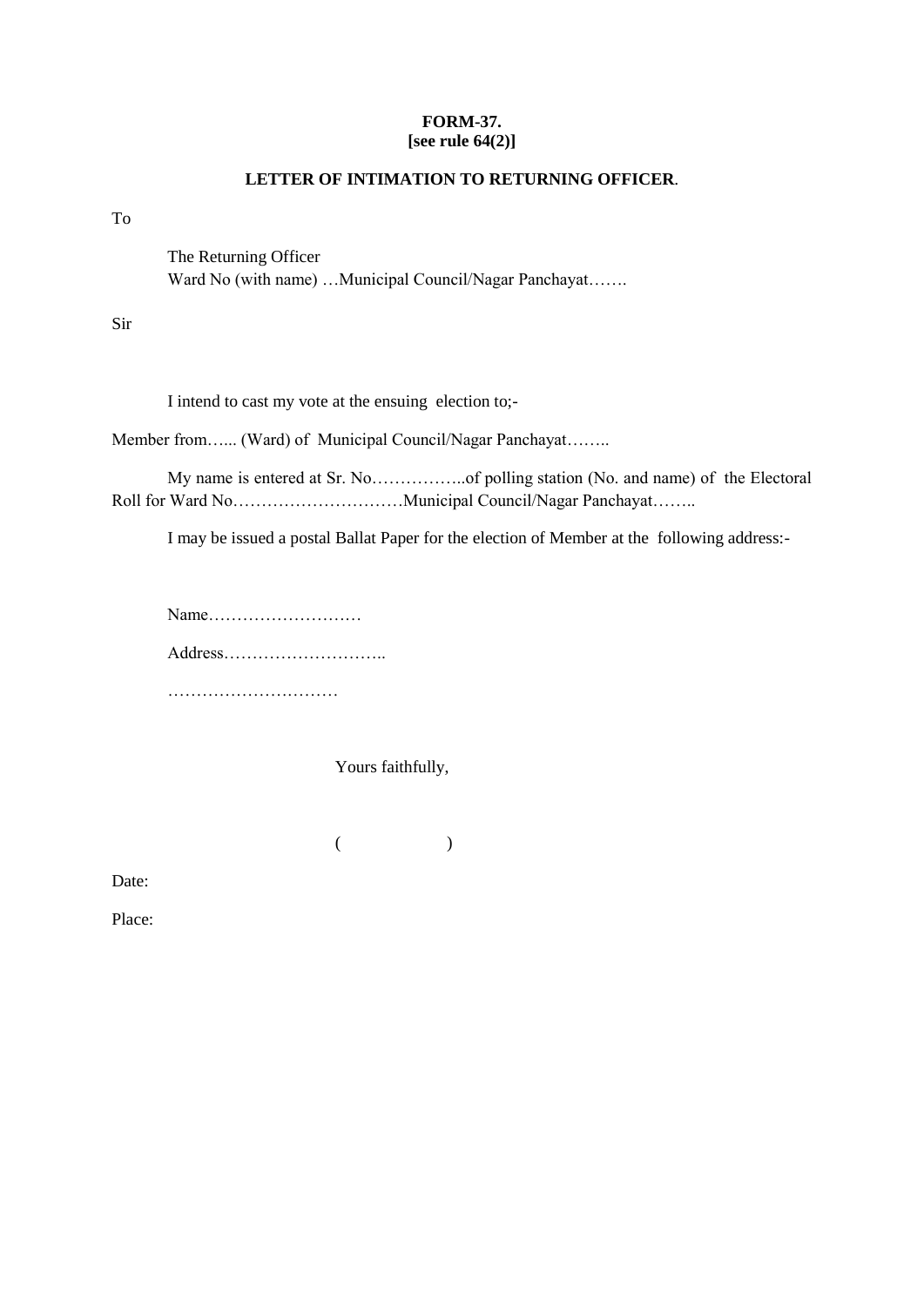**FORM-37.**
**[see rule 64(2)]**

**LETTER OF INTIMATION TO RETURNING OFFICER**.

To

The Returning Officer
Ward No (with name) …Municipal Council/Nagar Panchayat…….

Sir

I intend to cast my vote at the ensuing election to;-

Member from…... (Ward) of Municipal Council/Nagar Panchayat……..

My name is entered at Sr. No……………..of polling station (No. and name) of the Electoral Roll for Ward No…………………………Municipal Council/Nagar Panchayat……..

I may be issued a postal Ballat Paper for the election of Member at the following address:-

Name………………………

Address………………………..

…………………………

Yours faithfully,

( )

Date:

Place: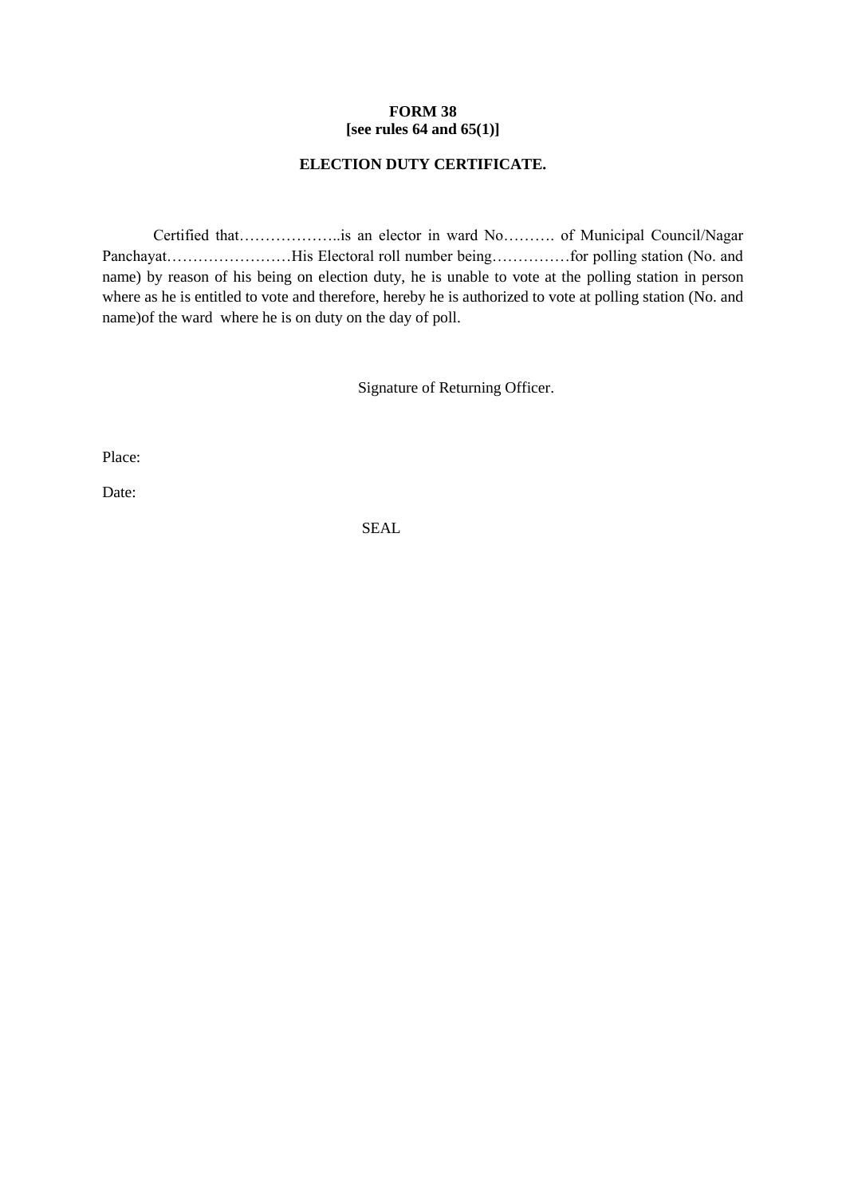**FORM 38**
**[see rules 64 and 65(1)]**

**ELECTION DUTY CERTIFICATE.**

Certified that………………..is an elector in ward No………. of Municipal Council/Nagar Panchayat……………………His Electoral roll number being……………for polling station (No. and name) by reason of his being on election duty, he is unable to vote at the polling station in person where as he is entitled to vote and therefore, hereby he is authorized to vote at polling station (No. and name)of the ward where he is on duty on the day of poll.

Signature of Returning Officer.

Place:

Date:

SEAL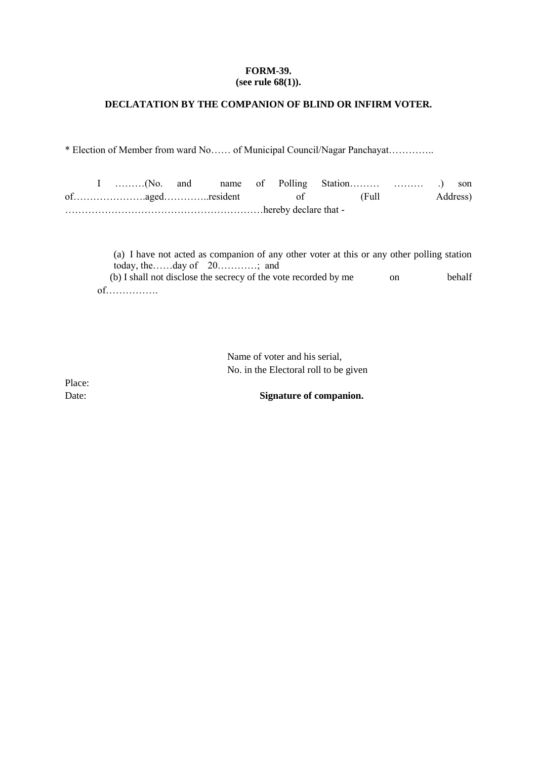**FORM-39.**
**(see rule 68(1)).**

**DECLATATION BY THE COMPANION OF BLIND OR INFIRM VOTER.**

* Election of Member from ward No…… of Municipal Council/Nagar Panchayat…………..

I ………(No. and name of Polling Station……… ……… .) son of………………….aged…………..resident of (Full Address) ……………………………………………………hereby declare that -

(a) I have not acted as companion of any other voter at this or any other polling station today, the……day of 20…………; and

(b) I shall not disclose the secrecy of the vote recorded by me on behalf of…………….

Name of voter and his serial,
No. in the Electoral roll to be given

Place:
Date: **Signature of companion.**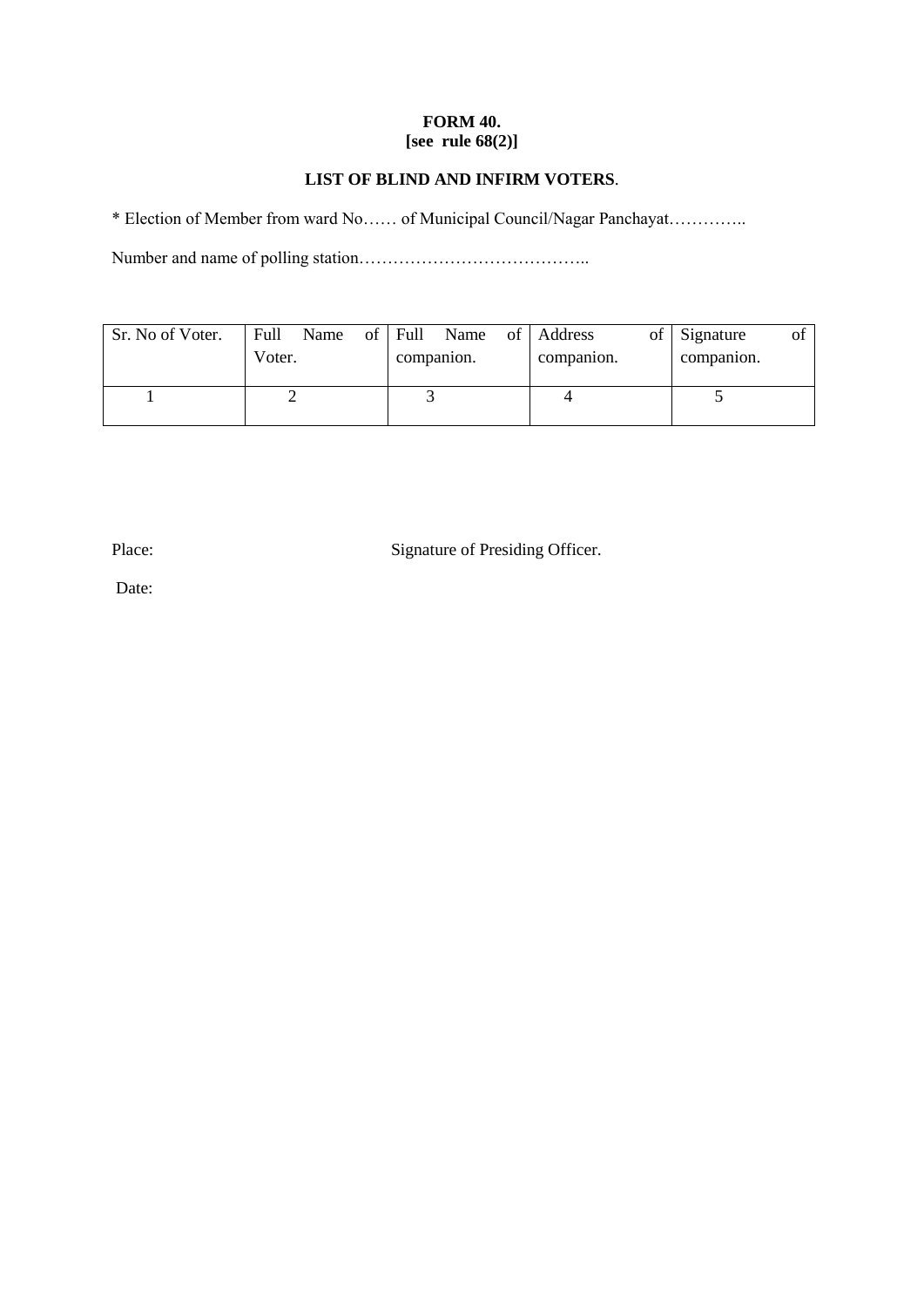**FORM 40.**
**[see rule 68(2)]**

**LIST OF BLIND AND INFIRM VOTERS**.

* Election of Member from ward No…… of Municipal Council/Nagar Panchayat…………..

Number and name of polling station…………………………………..

| Sr. No of Voter. | Full Name of Voter. | Full Name of companion. | Address of companion. | Signature of companion. |
|---|---|---|---|---|
| 1 | 2 | 3 | 4 | 5 |

Place: Signature of Presiding Officer.

Date: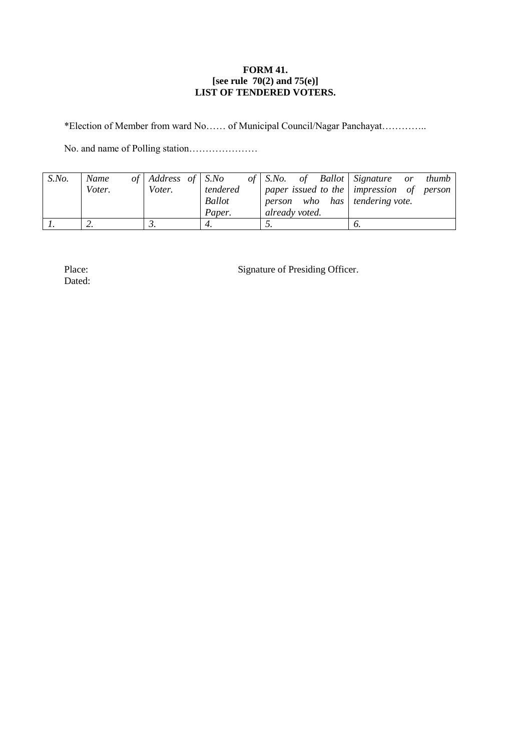**FORM 41.**
**[see rule 70(2) and 75(e)]**
**LIST OF TENDERED VOTERS.**

*Election of Member from ward No…… of Municipal Council/Nagar Panchayat…………..

No. and name of Polling station…………………

| *S.No.* | *Name of Voter.* | *Address of Voter.* | *S.No of tendered Ballot Paper.* | *S.No. of Ballot paper issued to the person who has already voted.* | *Signature or thumb impression of person tendering vote.* |
|---|---|---|---|---|---|
| *1.* | *2.* | *3.* | *4.* | *5.* | *6.* |

Place:
Dated:

Signature of Presiding Officer.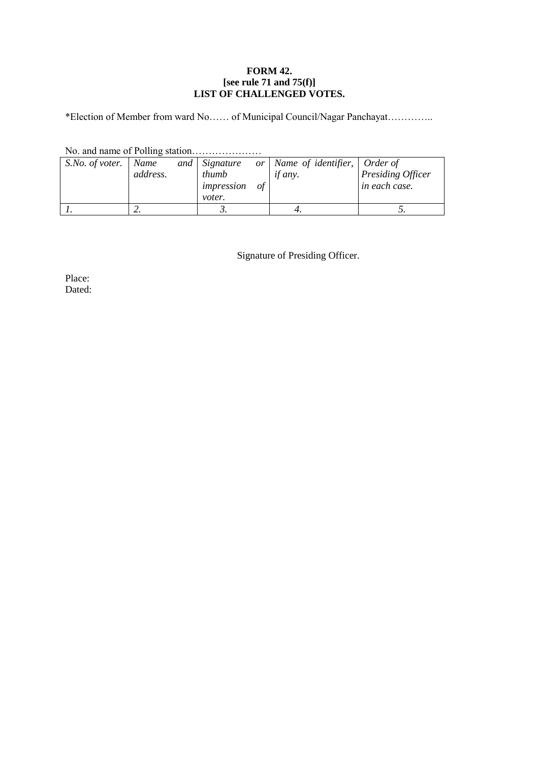**FORM 42.**
**[see rule 71 and 75(f)]**
**LIST OF CHALLENGED VOTES.**

*Election of Member from ward No…… of Municipal Council/Nagar Panchayat…………..

No. and name of Polling station…………………

| *S.No. of voter.* | *Name and address.* | *Signature or thumb impression of voter.* | *Name of identifier, if any.* | *Order of Presiding Officer in each case.* |
|---|---|---|---|---|
| *1.* | *2.* | *3.* | *4.* | *5.* |

Signature of Presiding Officer.

Place:
Dated: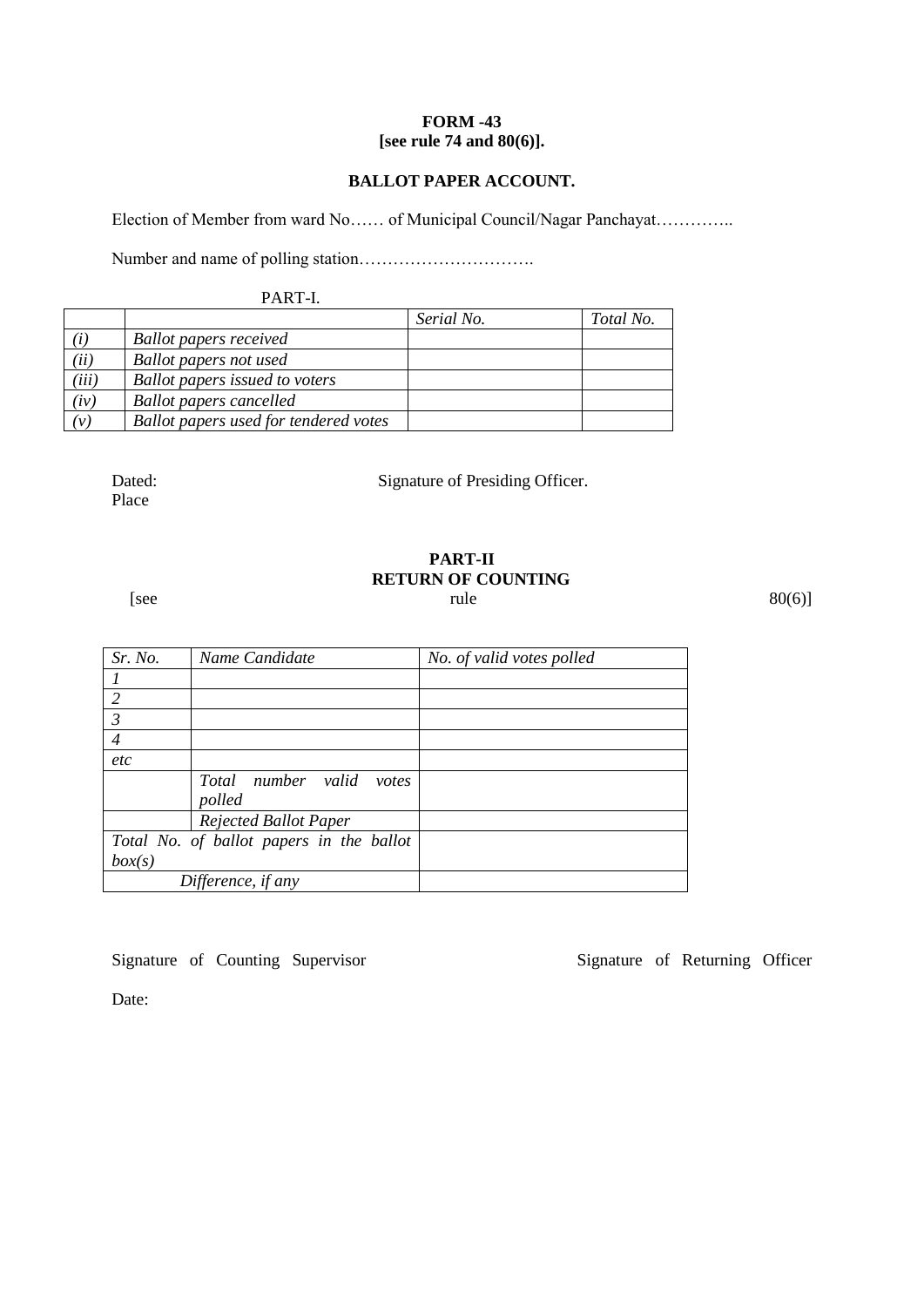**FORM -43**
**[see rule 74 and 80(6)].**

**BALLOT PAPER ACCOUNT.**

Election of Member from ward No…… of Municipal Council/Nagar Panchayat…………..

Number and name of polling station………………………….

PART-I.

| | | *Serial No.* | *Total No.* |
|---|---|---|---|
| *(i)* | *Ballot papers received* | | |
| *(ii)* | *Ballot papers not used* | | |
| *(iii)* | *Ballot papers issued to voters* | | |
| *(iv)* | *Ballot papers cancelled* | | |
| *(v)* | *Ballot papers used for tendered votes* | | |

Dated: Signature of Presiding Officer.
Place

**PART-II**
**RETURN OF COUNTING**
[see rule 80(6)]

| *Sr. No.* | *Name Candidate* | *No. of valid votes polled* |
|---|---|---|
| *1* | | |
| *2* | | |
| *3* | | |
| *4* | | |
| *etc* | | |
| | *Total number valid votes polled* | |
| | *Rejected Ballot Paper* | |
| *Total No. of ballot papers in the ballot box(s)* | | |
| *Difference, if any* | | |

Signature of Counting Supervisor Signature of Returning Officer

Date: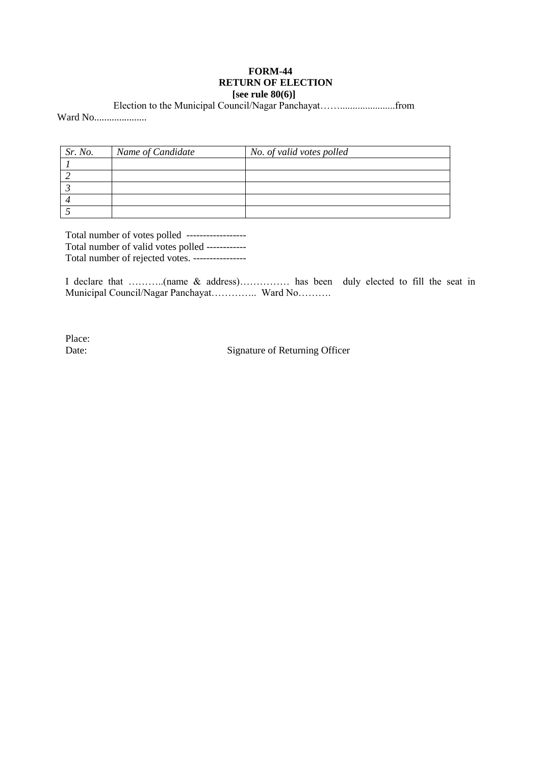**FORM-44**
**RETURN OF ELECTION**
**[see rule 80(6)]**

Election to the Municipal Council/Nagar Panchayat……......................from Ward No.....................

| *Sr. No.* | *Name of Candidate* | *No. of valid votes polled* |
|---|---|---|
| *1* | | |
| *2* | | |
| *3* | | |
| *4* | | |
| *5* | | |

Total number of votes polled ------------------
Total number of valid votes polled ------------
Total number of rejected votes. ----------------

I declare that ………..(name & address)…………… has been duly elected to fill the seat in Municipal Council/Nagar Panchayat………….. Ward No……….

Place:
Date: Signature of Returning Officer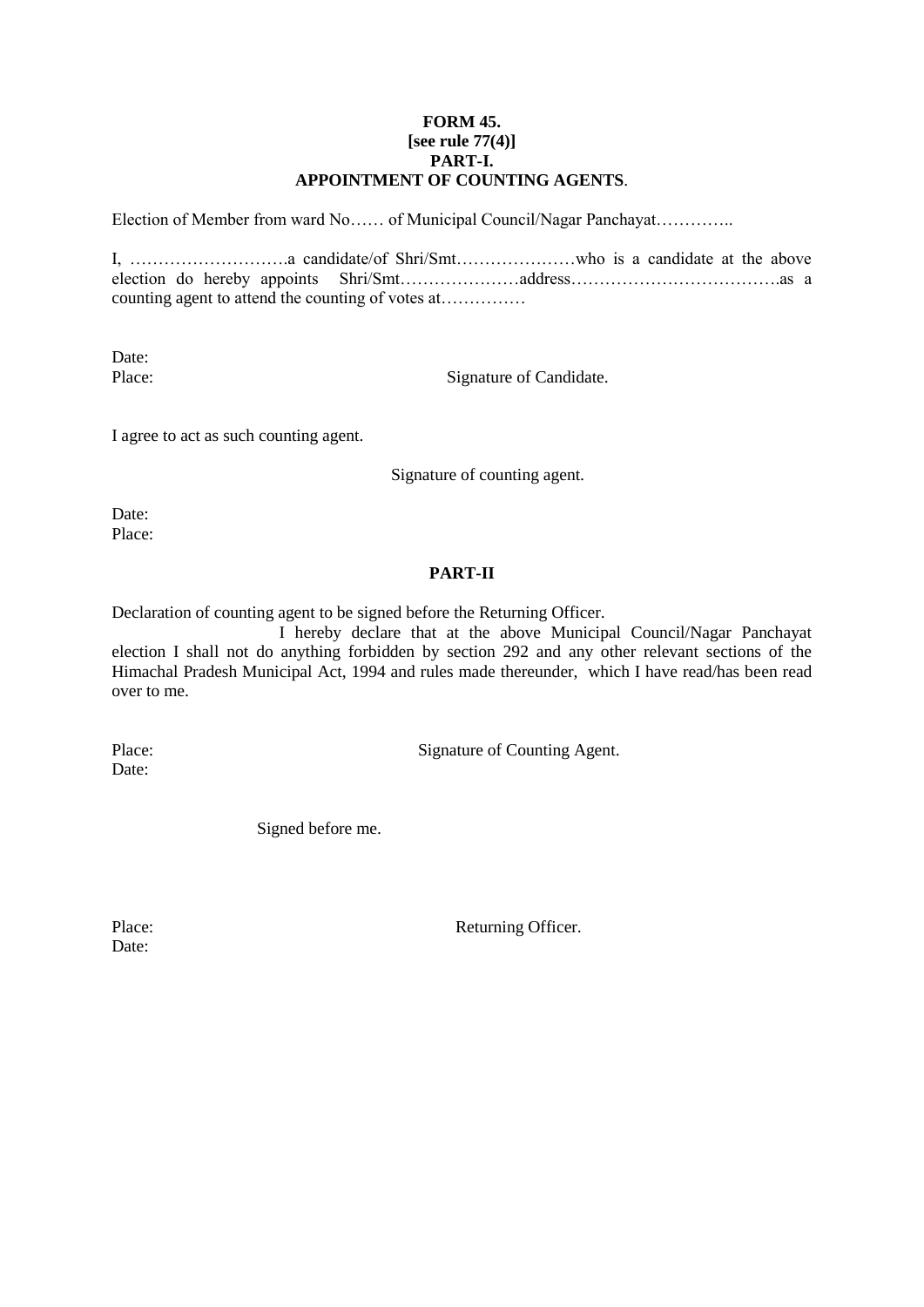**FORM 45.**
**[see rule 77(4)]**
**PART-I.**
**APPOINTMENT OF COUNTING AGENTS**.

Election of Member from ward No…… of Municipal Council/Nagar Panchayat…………..

I, ……………………….a candidate/of Shri/Smt…………………who is a candidate at the above election do hereby appoints Shri/Smt…………………address……………………………….as a counting agent to attend the counting of votes at……………

Date:
Place: Signature of Candidate.

I agree to act as such counting agent.

Signature of counting agent.

Date:
Place:

**PART-II**

Declaration of counting agent to be signed before the Returning Officer.

I hereby declare that at the above Municipal Council/Nagar Panchayat election I shall not do anything forbidden by section 292 and any other relevant sections of the Himachal Pradesh Municipal Act, 1994 and rules made thereunder, which I have read/has been read over to me.

Place: Signature of Counting Agent.
Date:

Signed before me.

Place: Returning Officer.
Date: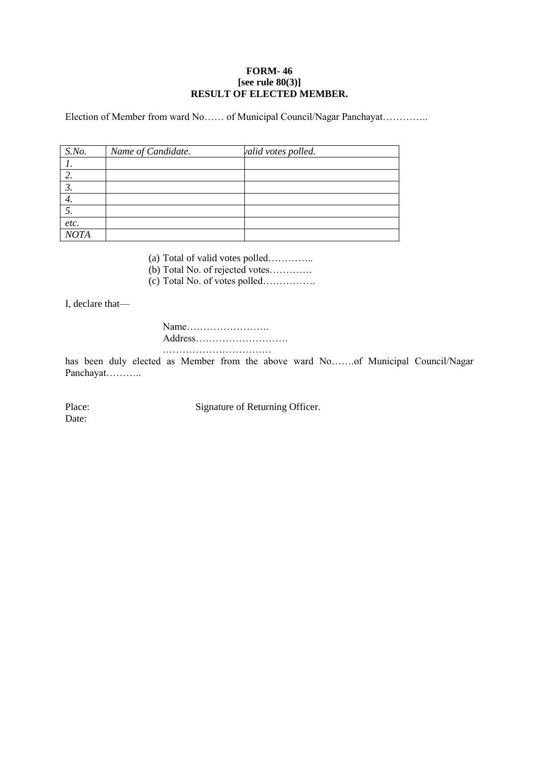**FORM- 46**
**[see rule 80(3)]**
**RESULT OF ELECTED MEMBER.**

Election of Member from ward No…… of Municipal Council/Nagar Panchayat…………..

| *S.No.* | *Name of Candidate.* | *valid votes polled.* |
|---|---|---|
| *1.* | | |
| *2.* | | |
| *3.* | | |
| *4.* | | |
| *5.* | | |
| *etc.* | | |
| *NOTA* | | |

(a) Total of valid votes polled…………..
(b) Total No. of rejected votes………….
(c) Total No. of votes polled…………….

I, declare that—

Name…………………….
Address……………………….
……………………………

has been duly elected as Member from the above ward No…….of Municipal Council/Nagar Panchayat………..

Place: Signature of Returning Officer.
Date: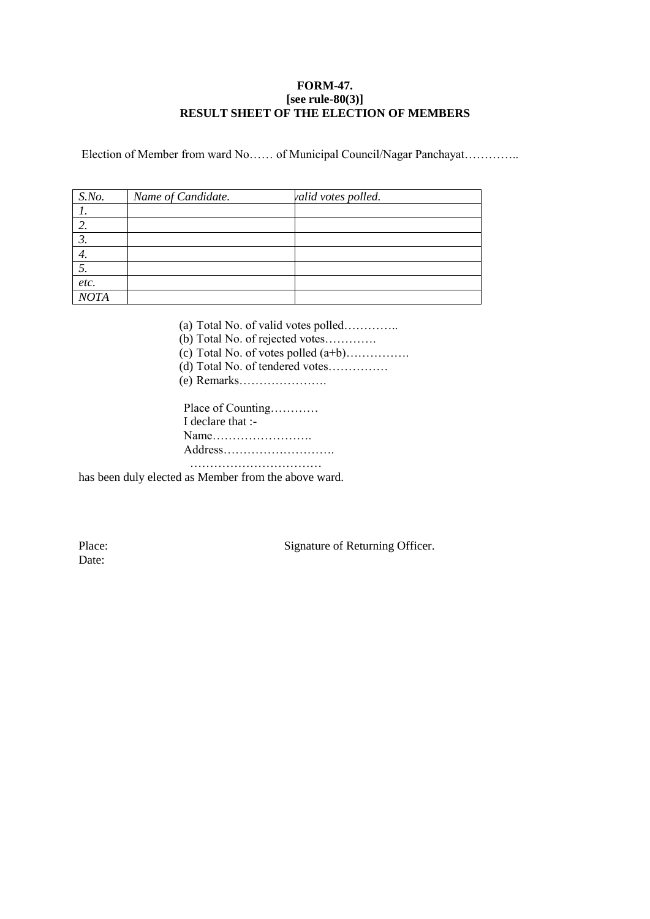# FORM-47.
## [see rule-80(3)]
## RESULT SHEET OF THE ELECTION OF MEMBERS

Election of Member from ward No…… of Municipal Council/Nagar Panchayat…………..

| *S.No.* | *Name of Candidate.* | *valid votes polled.* |
|---|---|---|
| *1.* | | |
| *2.* | | |
| *3.* | | |
| *4.* | | |
| *5.* | | |
| *etc.* | | |
| *NOTA* | | |

(a) Total No. of valid votes polled…………..
(b) Total No. of rejected votes………….
(c) Total No. of votes polled (a+b)…………….
(d) Total No. of tendered votes……………
(e) Remarks………………….

Place of Counting…………
I declare that :-
Name…………………….
Address……………………….
……………………………

has been duly elected as Member from the above ward.

Place:
Date:

Signature of Returning Officer.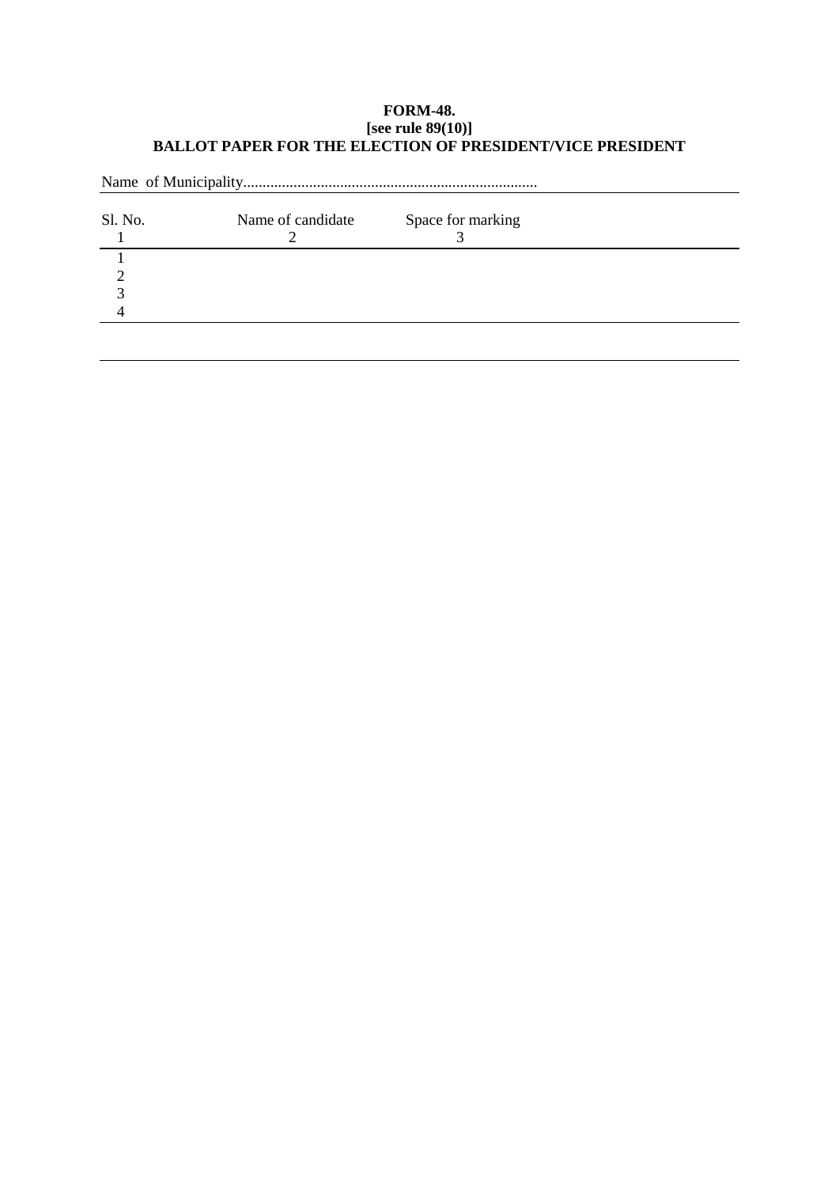**FORM-48.**
**[see rule 89(10)]**
**BALLOT PAPER FOR THE ELECTION OF PRESIDENT/VICE PRESIDENT**

Name of Municipality............................................................................

| Sl. No. | Name of candidate | Space for marking |
|---|---|---|
| 1 | 2 | 3 |
| 1 | | |
| 2 | | |
| 3 | | |
| 4 | | |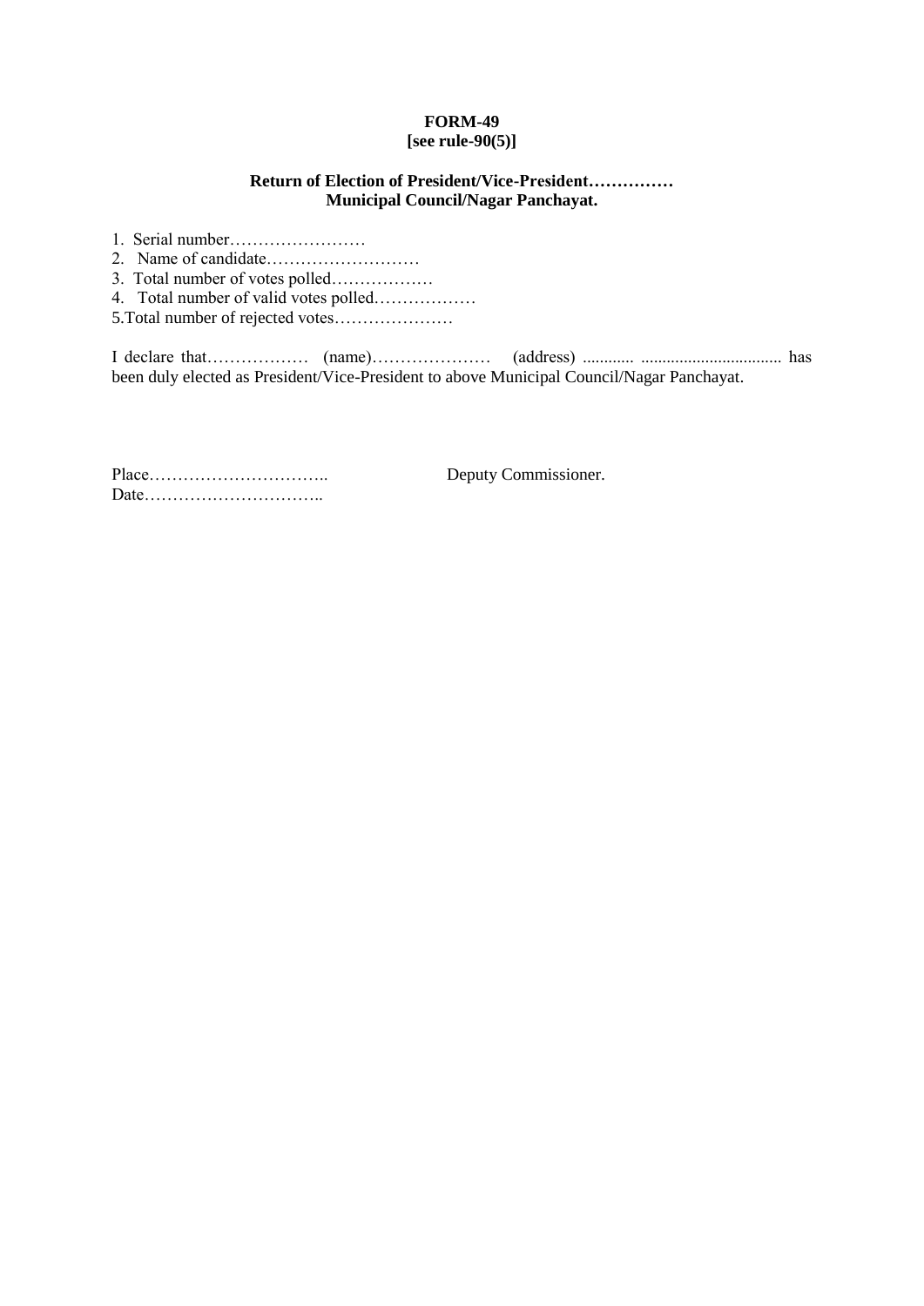**FORM-49**
**[see rule-90(5)]**

**Return of Election of President/Vice-President……………**
**Municipal Council/Nagar Panchayat.**

1. Serial number……………………
2. Name of candidate………………………
3. Total number of votes polled………………
4. Total number of valid votes polled………………
5. Total number of rejected votes…………………

I declare that……………… (name)………………… (address) ............ ................................ has been duly elected as President/Vice-President to above Municipal Council/Nagar Panchayat.

Place…………………………..

Date…………………………..

Deputy Commissioner.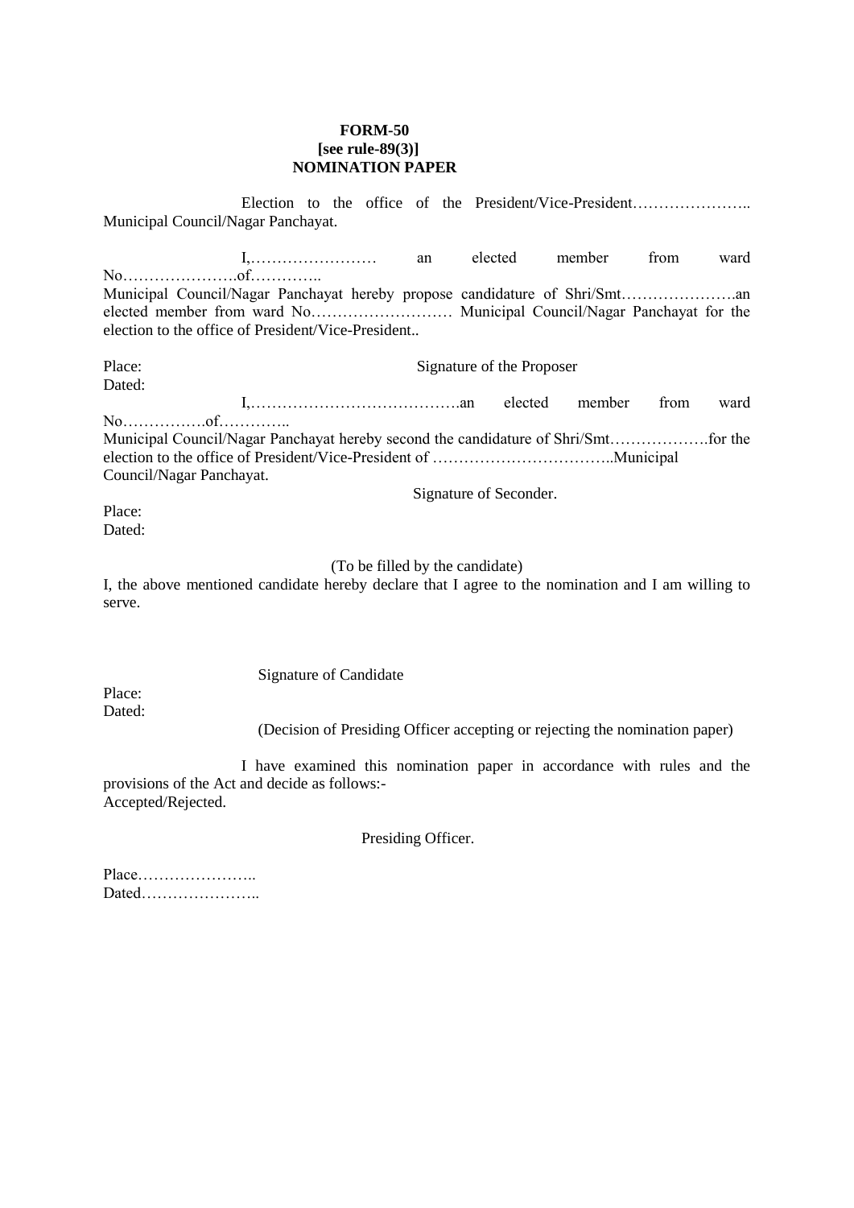**FORM-50**
**[see rule-89(3)]**
**NOMINATION PAPER**

Election to the office of the President/Vice-President………………….. Municipal Council/Nagar Panchayat.

I,…………………… an elected member from ward No………………….of………….. Municipal Council/Nagar Panchayat hereby propose candidature of Shri/Smt………………….an elected member from ward No……………………… Municipal Council/Nagar Panchayat for the election to the office of President/Vice-President..

Place: Signature of the Proposer
Dated:

I,………………………………….an elected member from ward No……………of………….. Municipal Council/Nagar Panchayat hereby second the candidature of Shri/Smt……………….for the election to the office of President/Vice-President of ……………………………..Municipal Council/Nagar Panchayat.

Signature of Seconder.

Place:
Dated:

(To be filled by the candidate)

I, the above mentioned candidate hereby declare that I agree to the nomination and I am willing to serve.

Signature of Candidate

Place:
Dated:

(Decision of Presiding Officer accepting or rejecting the nomination paper)

I have examined this nomination paper in accordance with rules and the provisions of the Act and decide as follows:-
Accepted/Rejected.

Presiding Officer.

Place…………………..
Dated…………………..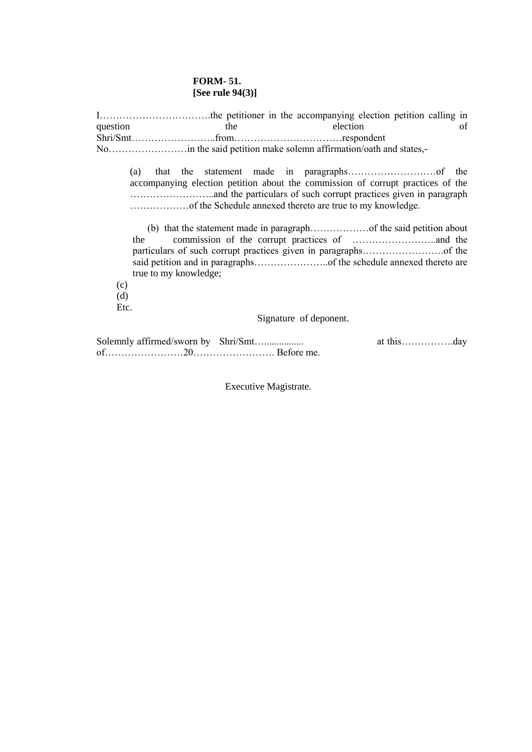**FORM- 51.**
**[See rule 94(3)]**

I…………………………….the petitioner in the accompanying election petition calling in question the election of Shri/Smt……………………..from……………………………respondent No……………………in the said petition make solemn affirmation/oath and states,-

(a) that the statement made in paragraphs………………………of the accompanying election petition about the commission of corrupt practices of the ……………………..and the particulars of such corrupt practices given in paragraph ………………of the Schedule annexed thereto are true to my knowledge.

(b) that the statement made in paragraph………………of the said petition about the commission of the corrupt practices of ……………………..and the particulars of such corrupt practices given in paragraphs…………………….of the said petition and in paragraphs…………………..of the schedule annexed thereto are true to my knowledge;

(c)

(d)

Etc.

Signature of deponent.

Solemnly affirmed/sworn by Shri/Smt…............... at this…………….day of……………………20……………………. Before me.

Executive Magistrate.